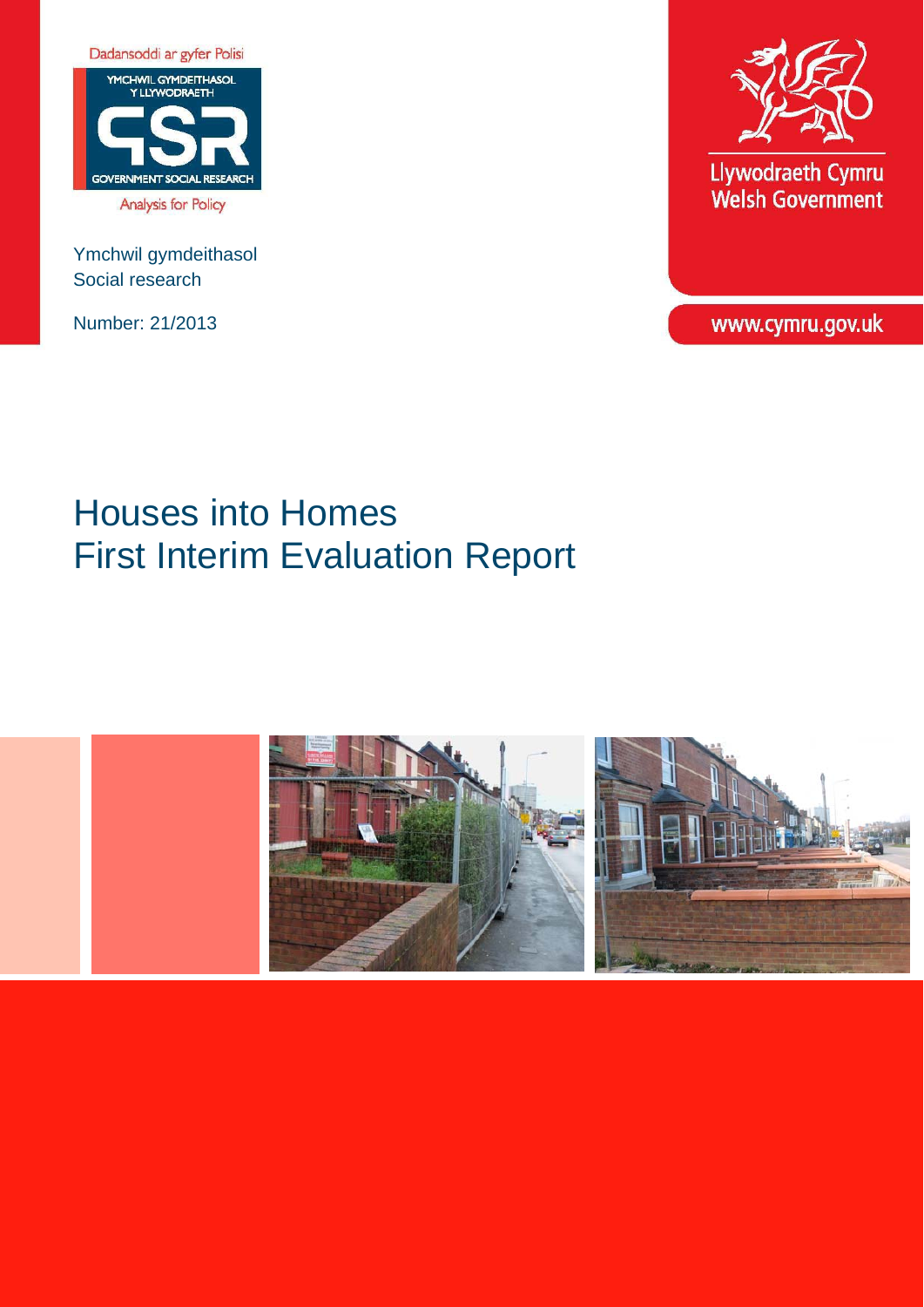Dadansoddi ar gyfer Polisi

YMCHWIL GYMDEITHASOL Y LLYWODRAETH

GSR

GOVERNMENT SOCIAL RESEARCH

Analysis for Policy

Ymchwil gymdeithasol
Social research

Number: 21/2013

Llywodraeth Cymru
Welsh Government

www.cymru.gov.uk

# Houses into Homes
# First Interim Evaluation Report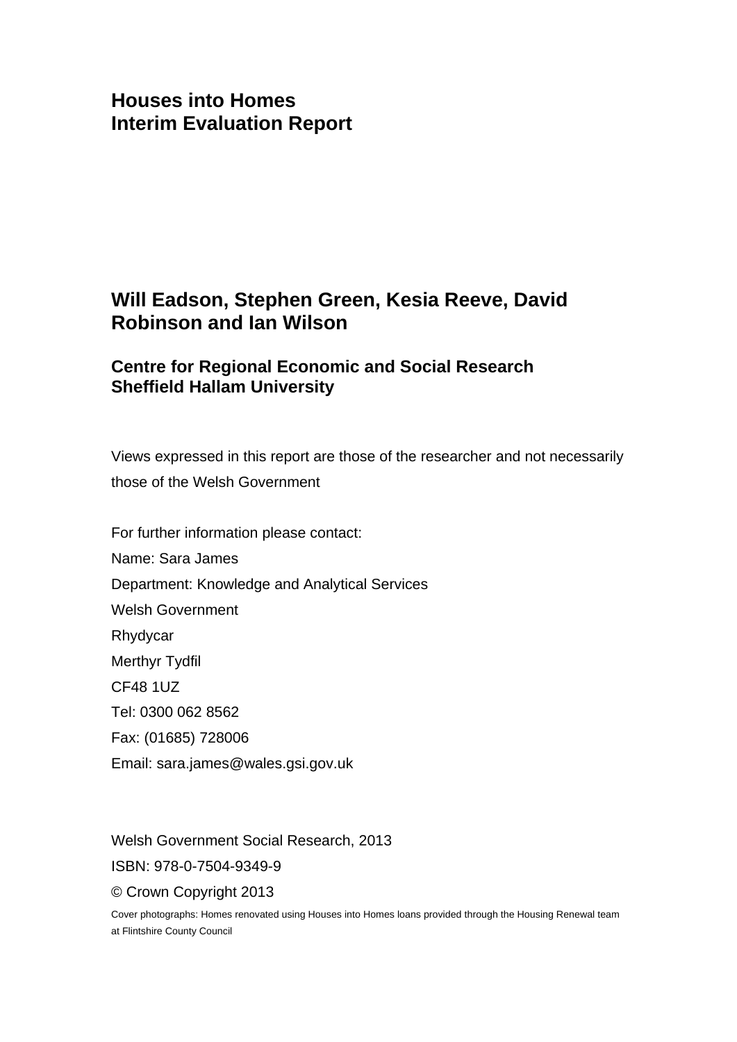# Houses into Homes
# Interim Evaluation Report

## Will Eadson, Stephen Green, Kesia Reeve, David Robinson and Ian Wilson

### Centre for Regional Economic and Social Research
### Sheffield Hallam University

Views expressed in this report are those of the researcher and not necessarily those of the Welsh Government

For further information please contact:
Name: Sara James
Department: Knowledge and Analytical Services
Welsh Government
Rhydycar
Merthyr Tydfil
CF48 1UZ
Tel: 0300 062 8562
Fax: (01685) 728006
Email: sara.james@wales.gsi.gov.uk

Welsh Government Social Research, 2013
ISBN: 978-0-7504-9349-9
© Crown Copyright 2013

Cover photographs: Homes renovated using Houses into Homes loans provided through the Housing Renewal team at Flintshire County Council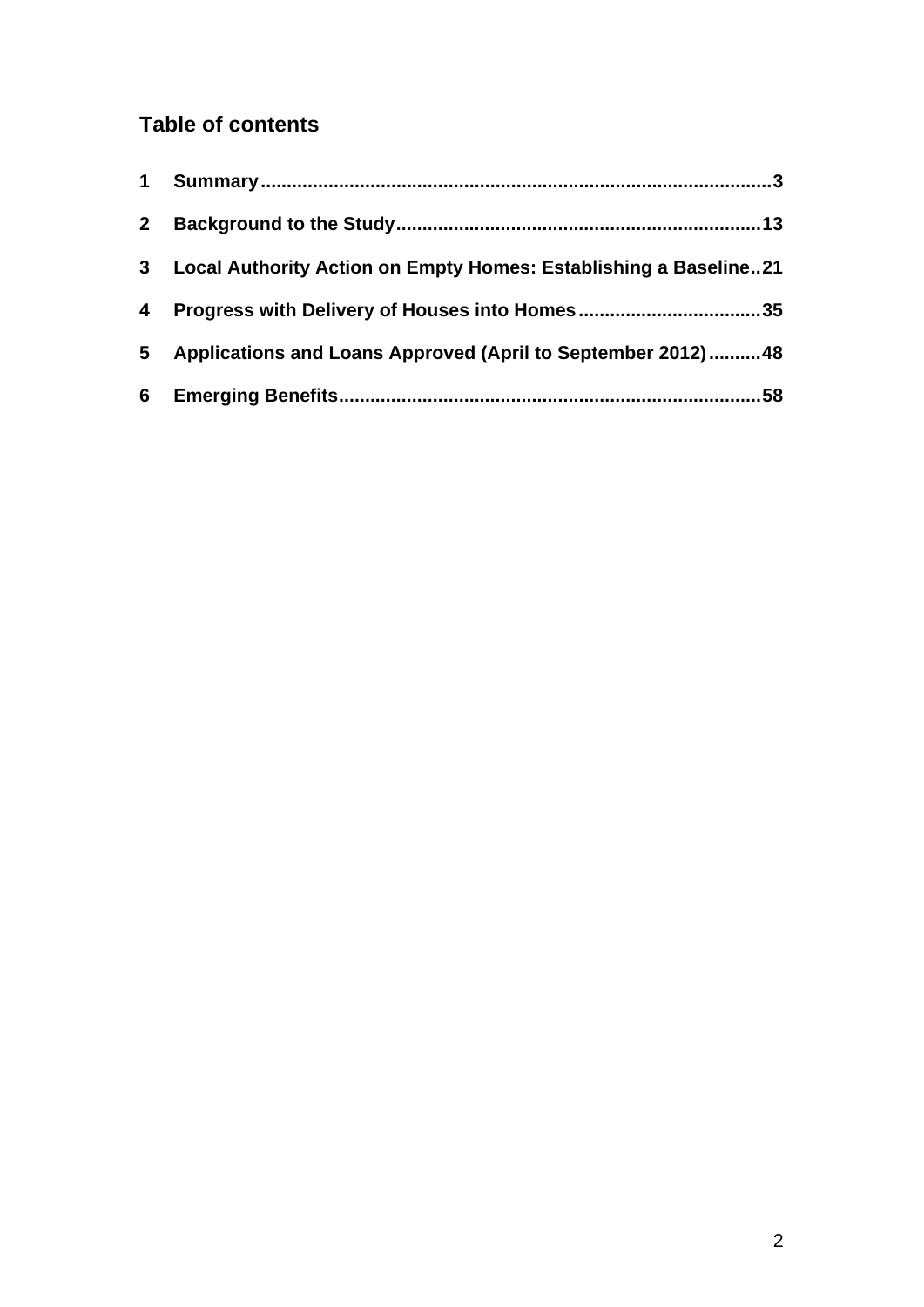## Table of contents

1 Summary ..... 3

2 Background to the Study ..... 13

3 Local Authority Action on Empty Homes: Establishing a Baseline ..... 21

4 Progress with Delivery of Houses into Homes ..... 35

5 Applications and Loans Approved (April to September 2012) ..... 48

6 Emerging Benefits ..... 58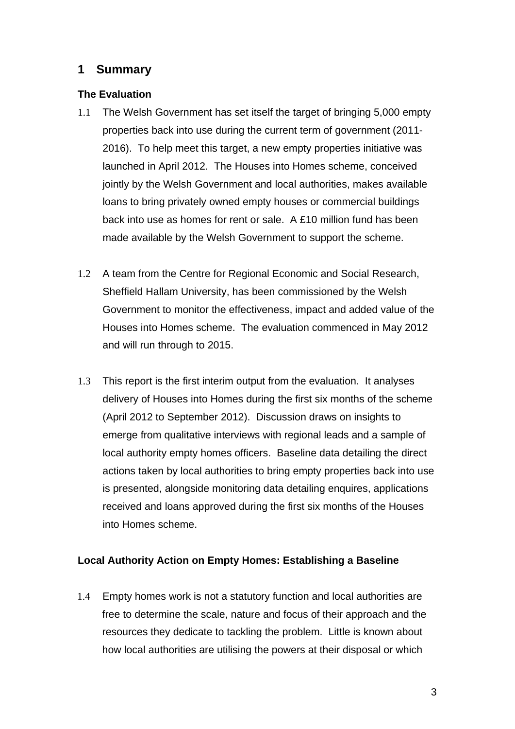# 1 Summary

### The Evaluation

1.1 The Welsh Government has set itself the target of bringing 5,000 empty properties back into use during the current term of government (2011-2016). To help meet this target, a new empty properties initiative was launched in April 2012. The Houses into Homes scheme, conceived jointly by the Welsh Government and local authorities, makes available loans to bring privately owned empty houses or commercial buildings back into use as homes for rent or sale. A £10 million fund has been made available by the Welsh Government to support the scheme.

1.2 A team from the Centre for Regional Economic and Social Research, Sheffield Hallam University, has been commissioned by the Welsh Government to monitor the effectiveness, impact and added value of the Houses into Homes scheme. The evaluation commenced in May 2012 and will run through to 2015.

1.3 This report is the first interim output from the evaluation. It analyses delivery of Houses into Homes during the first six months of the scheme (April 2012 to September 2012). Discussion draws on insights to emerge from qualitative interviews with regional leads and a sample of local authority empty homes officers. Baseline data detailing the direct actions taken by local authorities to bring empty properties back into use is presented, alongside monitoring data detailing enquires, applications received and loans approved during the first six months of the Houses into Homes scheme.

### Local Authority Action on Empty Homes: Establishing a Baseline

1.4 Empty homes work is not a statutory function and local authorities are free to determine the scale, nature and focus of their approach and the resources they dedicate to tackling the problem. Little is known about how local authorities are utilising the powers at their disposal or which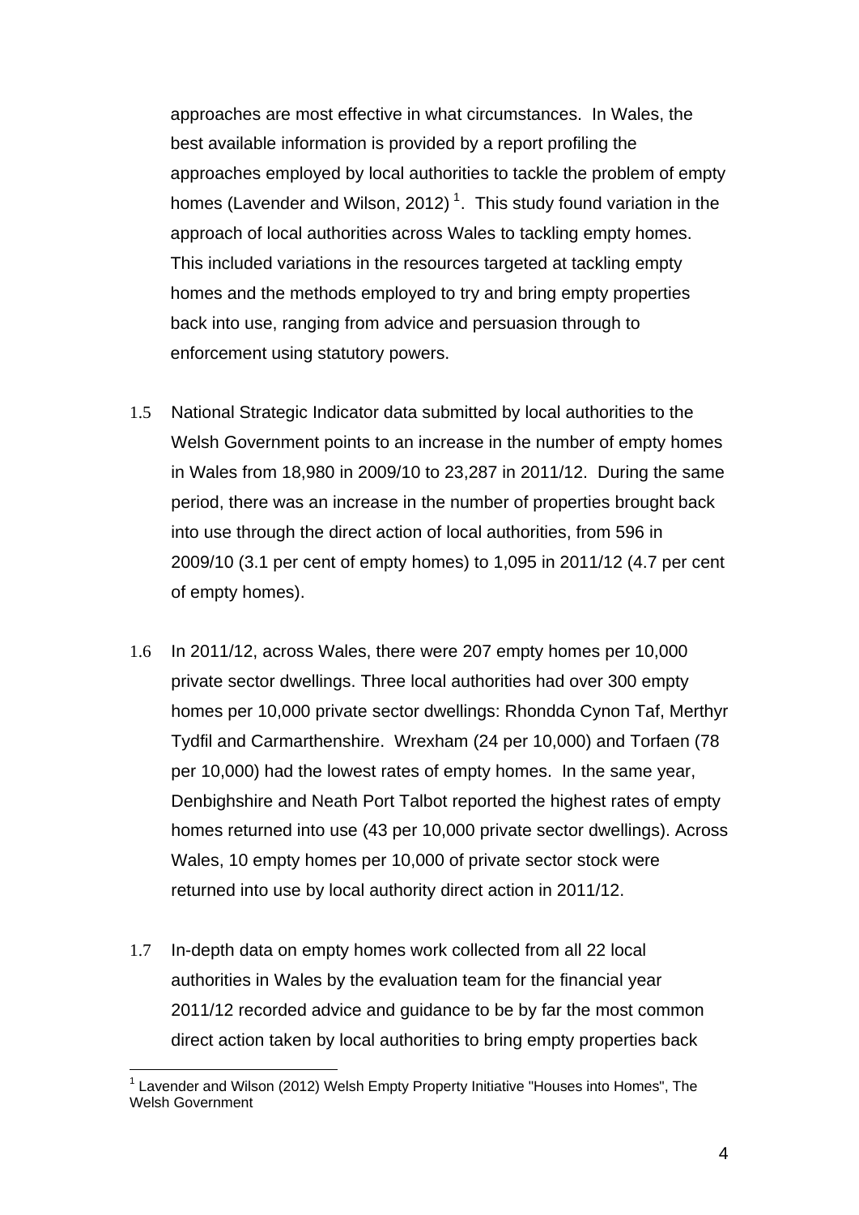approaches are most effective in what circumstances. In Wales, the best available information is provided by a report profiling the approaches employed by local authorities to tackle the problem of empty homes (Lavender and Wilson, 2012) [1]. This study found variation in the approach of local authorities across Wales to tackling empty homes. This included variations in the resources targeted at tackling empty homes and the methods employed to try and bring empty properties back into use, ranging from advice and persuasion through to enforcement using statutory powers.

1.5 National Strategic Indicator data submitted by local authorities to the Welsh Government points to an increase in the number of empty homes in Wales from 18,980 in 2009/10 to 23,287 in 2011/12. During the same period, there was an increase in the number of properties brought back into use through the direct action of local authorities, from 596 in 2009/10 (3.1 per cent of empty homes) to 1,095 in 2011/12 (4.7 per cent of empty homes).

1.6 In 2011/12, across Wales, there were 207 empty homes per 10,000 private sector dwellings. Three local authorities had over 300 empty homes per 10,000 private sector dwellings: Rhondda Cynon Taf, Merthyr Tydfil and Carmarthenshire. Wrexham (24 per 10,000) and Torfaen (78 per 10,000) had the lowest rates of empty homes. In the same year, Denbighshire and Neath Port Talbot reported the highest rates of empty homes returned into use (43 per 10,000 private sector dwellings). Across Wales, 10 empty homes per 10,000 of private sector stock were returned into use by local authority direct action in 2011/12.

1.7 In-depth data on empty homes work collected from all 22 local authorities in Wales by the evaluation team for the financial year 2011/12 recorded advice and guidance to be by far the most common direct action taken by local authorities to bring empty properties back

[1] Lavender and Wilson (2012) Welsh Empty Property Initiative "Houses into Homes", The Welsh Government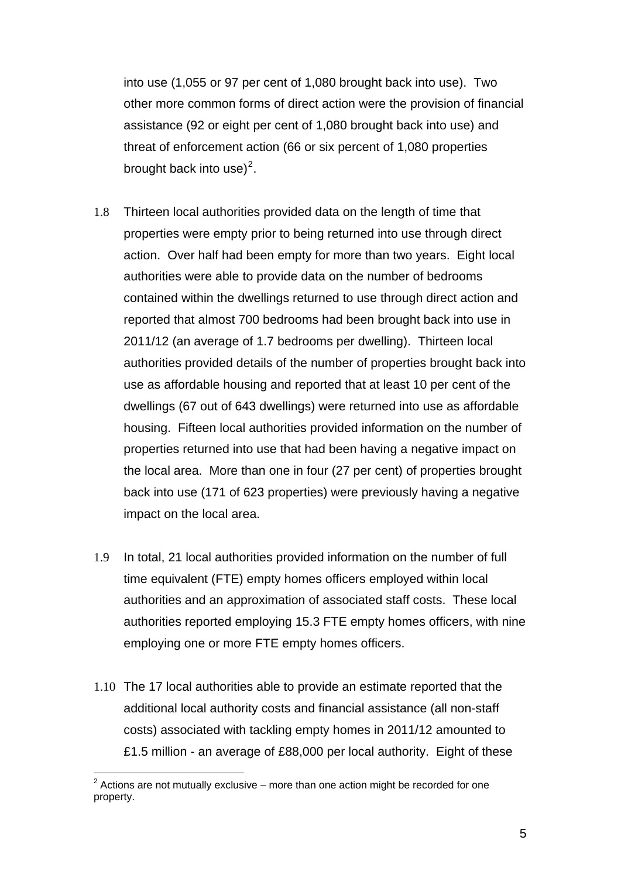into use (1,055 or 97 per cent of 1,080 brought back into use). Two other more common forms of direct action were the provision of financial assistance (92 or eight per cent of 1,080 brought back into use) and threat of enforcement action (66 or six percent of 1,080 properties brought back into use)[2].

1.8 Thirteen local authorities provided data on the length of time that properties were empty prior to being returned into use through direct action. Over half had been empty for more than two years. Eight local authorities were able to provide data on the number of bedrooms contained within the dwellings returned to use through direct action and reported that almost 700 bedrooms had been brought back into use in 2011/12 (an average of 1.7 bedrooms per dwelling). Thirteen local authorities provided details of the number of properties brought back into use as affordable housing and reported that at least 10 per cent of the dwellings (67 out of 643 dwellings) were returned into use as affordable housing. Fifteen local authorities provided information on the number of properties returned into use that had been having a negative impact on the local area. More than one in four (27 per cent) of properties brought back into use (171 of 623 properties) were previously having a negative impact on the local area.

1.9 In total, 21 local authorities provided information on the number of full time equivalent (FTE) empty homes officers employed within local authorities and an approximation of associated staff costs. These local authorities reported employing 15.3 FTE empty homes officers, with nine employing one or more FTE empty homes officers.

1.10 The 17 local authorities able to provide an estimate reported that the additional local authority costs and financial assistance (all non-staff costs) associated with tackling empty homes in 2011/12 amounted to £1.5 million - an average of £88,000 per local authority. Eight of these

[2] Actions are not mutually exclusive – more than one action might be recorded for one property.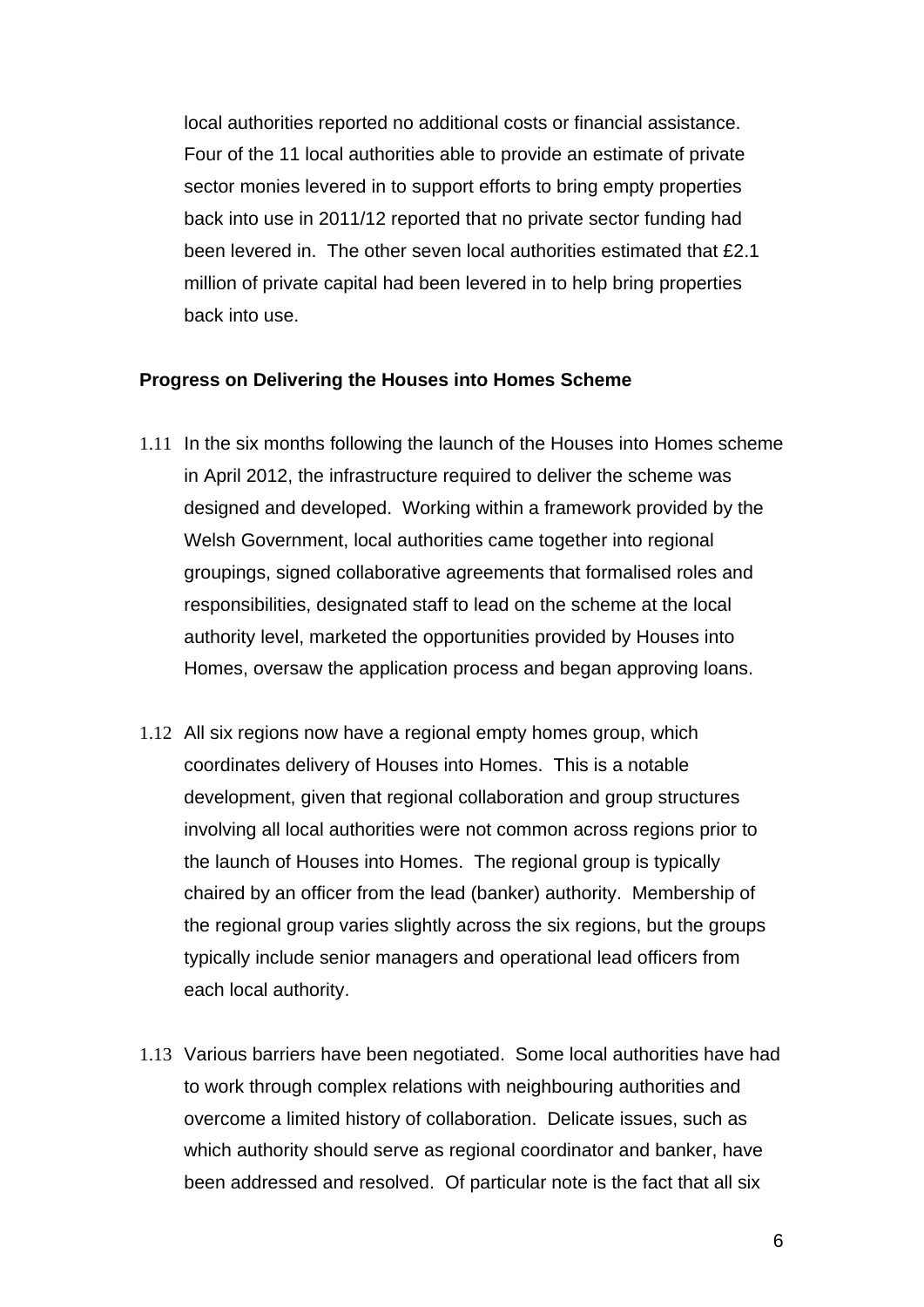local authorities reported no additional costs or financial assistance. Four of the 11 local authorities able to provide an estimate of private sector monies levered in to support efforts to bring empty properties back into use in 2011/12 reported that no private sector funding had been levered in. The other seven local authorities estimated that £2.1 million of private capital had been levered in to help bring properties back into use.

**Progress on Delivering the Houses into Homes Scheme**

1.11 In the six months following the launch of the Houses into Homes scheme in April 2012, the infrastructure required to deliver the scheme was designed and developed. Working within a framework provided by the Welsh Government, local authorities came together into regional groupings, signed collaborative agreements that formalised roles and responsibilities, designated staff to lead on the scheme at the local authority level, marketed the opportunities provided by Houses into Homes, oversaw the application process and began approving loans.

1.12 All six regions now have a regional empty homes group, which coordinates delivery of Houses into Homes. This is a notable development, given that regional collaboration and group structures involving all local authorities were not common across regions prior to the launch of Houses into Homes. The regional group is typically chaired by an officer from the lead (banker) authority. Membership of the regional group varies slightly across the six regions, but the groups typically include senior managers and operational lead officers from each local authority.

1.13 Various barriers have been negotiated. Some local authorities have had to work through complex relations with neighbouring authorities and overcome a limited history of collaboration. Delicate issues, such as which authority should serve as regional coordinator and banker, have been addressed and resolved. Of particular note is the fact that all six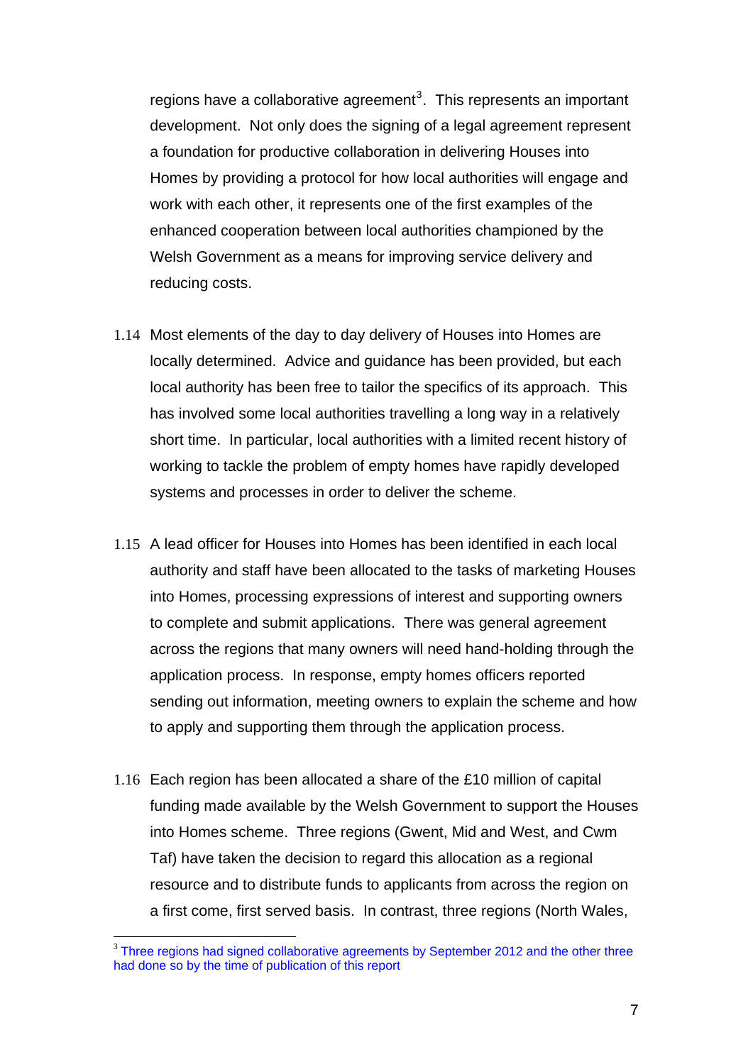regions have a collaborative agreement[3]. This represents an important development. Not only does the signing of a legal agreement represent a foundation for productive collaboration in delivering Houses into Homes by providing a protocol for how local authorities will engage and work with each other, it represents one of the first examples of the enhanced cooperation between local authorities championed by the Welsh Government as a means for improving service delivery and reducing costs.

1.14 Most elements of the day to day delivery of Houses into Homes are locally determined. Advice and guidance has been provided, but each local authority has been free to tailor the specifics of its approach. This has involved some local authorities travelling a long way in a relatively short time. In particular, local authorities with a limited recent history of working to tackle the problem of empty homes have rapidly developed systems and processes in order to deliver the scheme.

1.15 A lead officer for Houses into Homes has been identified in each local authority and staff have been allocated to the tasks of marketing Houses into Homes, processing expressions of interest and supporting owners to complete and submit applications. There was general agreement across the regions that many owners will need hand-holding through the application process. In response, empty homes officers reported sending out information, meeting owners to explain the scheme and how to apply and supporting them through the application process.

1.16 Each region has been allocated a share of the £10 million of capital funding made available by the Welsh Government to support the Houses into Homes scheme. Three regions (Gwent, Mid and West, and Cwm Taf) have taken the decision to regard this allocation as a regional resource and to distribute funds to applicants from across the region on a first come, first served basis. In contrast, three regions (North Wales,

---

[3] Three regions had signed collaborative agreements by September 2012 and the other three had done so by the time of publication of this report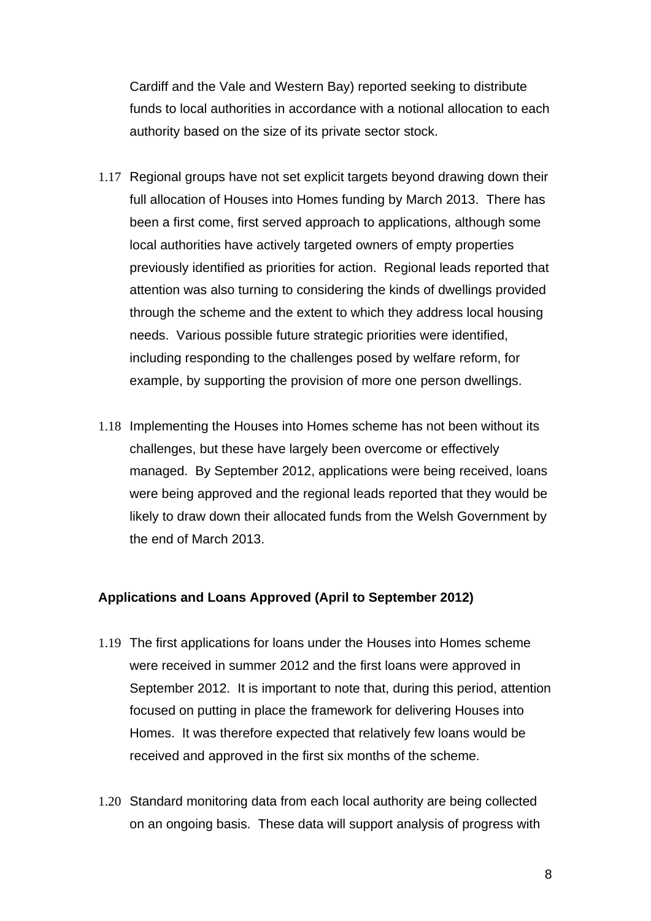Cardiff and the Vale and Western Bay) reported seeking to distribute funds to local authorities in accordance with a notional allocation to each authority based on the size of its private sector stock.

1.17 Regional groups have not set explicit targets beyond drawing down their full allocation of Houses into Homes funding by March 2013. There has been a first come, first served approach to applications, although some local authorities have actively targeted owners of empty properties previously identified as priorities for action. Regional leads reported that attention was also turning to considering the kinds of dwellings provided through the scheme and the extent to which they address local housing needs. Various possible future strategic priorities were identified, including responding to the challenges posed by welfare reform, for example, by supporting the provision of more one person dwellings.

1.18 Implementing the Houses into Homes scheme has not been without its challenges, but these have largely been overcome or effectively managed. By September 2012, applications were being received, loans were being approved and the regional leads reported that they would be likely to draw down their allocated funds from the Welsh Government by the end of March 2013.

**Applications and Loans Approved (April to September 2012)**

1.19 The first applications for loans under the Houses into Homes scheme were received in summer 2012 and the first loans were approved in September 2012. It is important to note that, during this period, attention focused on putting in place the framework for delivering Houses into Homes. It was therefore expected that relatively few loans would be received and approved in the first six months of the scheme.

1.20 Standard monitoring data from each local authority are being collected on an ongoing basis. These data will support analysis of progress with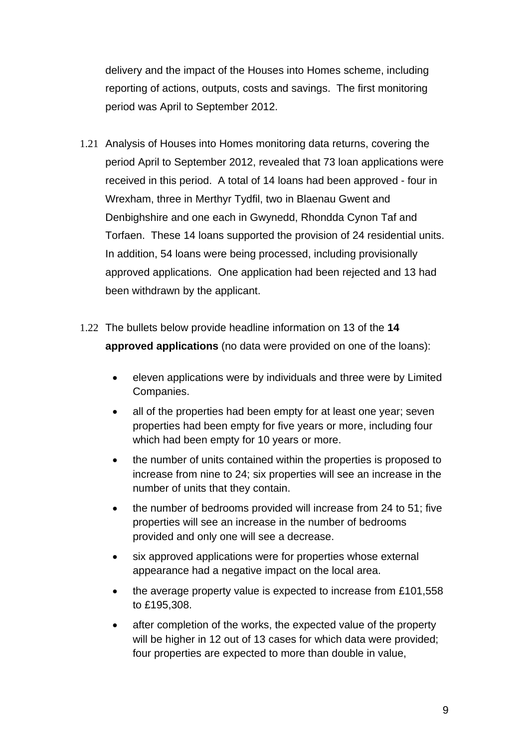delivery and the impact of the Houses into Homes scheme, including reporting of actions, outputs, costs and savings. The first monitoring period was April to September 2012.

1.21 Analysis of Houses into Homes monitoring data returns, covering the period April to September 2012, revealed that 73 loan applications were received in this period. A total of 14 loans had been approved - four in Wrexham, three in Merthyr Tydfil, two in Blaenau Gwent and Denbighshire and one each in Gwynedd, Rhondda Cynon Taf and Torfaen. These 14 loans supported the provision of 24 residential units. In addition, 54 loans were being processed, including provisionally approved applications. One application had been rejected and 13 had been withdrawn by the applicant.

1.22 The bullets below provide headline information on 13 of the **14 approved applications** (no data were provided on one of the loans):

- eleven applications were by individuals and three were by Limited Companies.
- all of the properties had been empty for at least one year; seven properties had been empty for five years or more, including four which had been empty for 10 years or more.
- the number of units contained within the properties is proposed to increase from nine to 24; six properties will see an increase in the number of units that they contain.
- the number of bedrooms provided will increase from 24 to 51; five properties will see an increase in the number of bedrooms provided and only one will see a decrease.
- six approved applications were for properties whose external appearance had a negative impact on the local area.
- the average property value is expected to increase from £101,558 to £195,308.
- after completion of the works, the expected value of the property will be higher in 12 out of 13 cases for which data were provided; four properties are expected to more than double in value,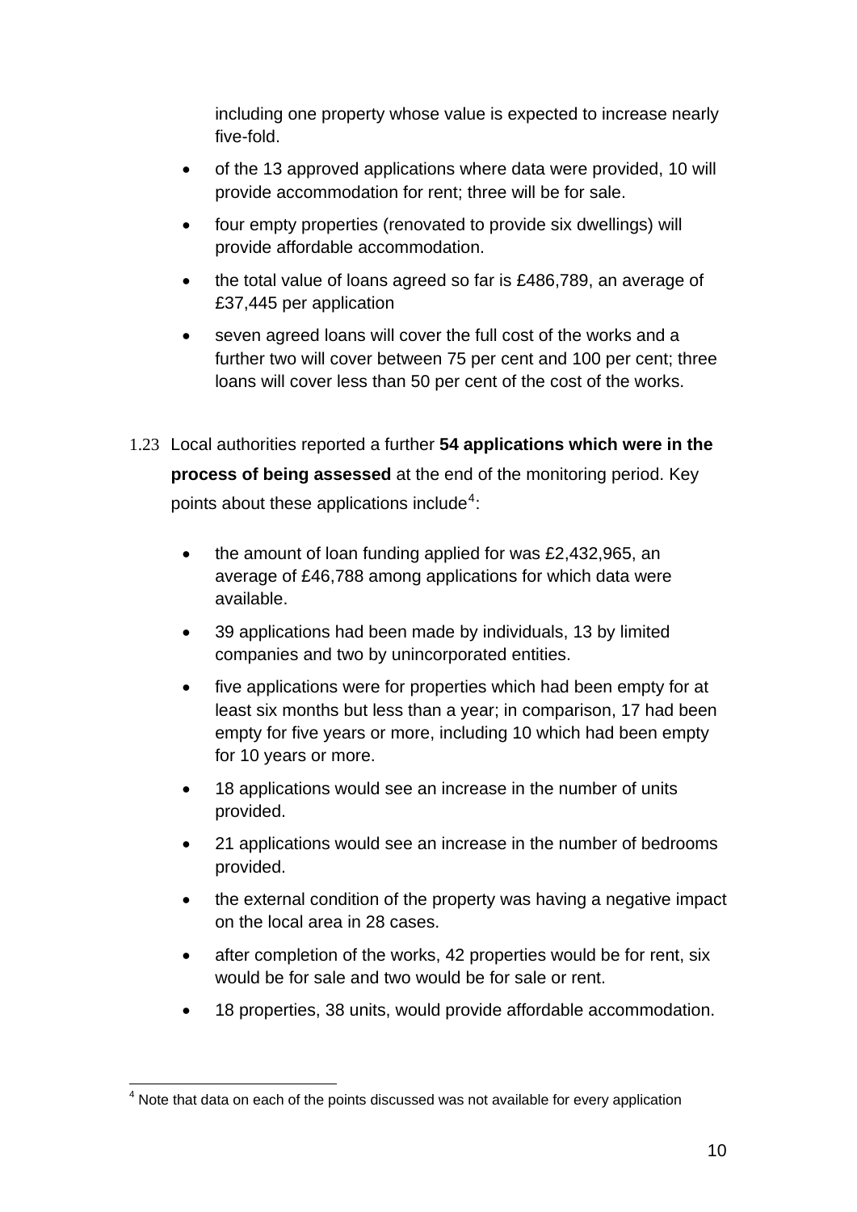including one property whose value is expected to increase nearly five-fold.

- of the 13 approved applications where data were provided, 10 will provide accommodation for rent; three will be for sale.
- four empty properties (renovated to provide six dwellings) will provide affordable accommodation.
- the total value of loans agreed so far is £486,789, an average of £37,445 per application
- seven agreed loans will cover the full cost of the works and a further two will cover between 75 per cent and 100 per cent; three loans will cover less than 50 per cent of the cost of the works.

1.23 Local authorities reported a further **54 applications which were in the process of being assessed** at the end of the monitoring period. Key points about these applications include[4]:

- the amount of loan funding applied for was £2,432,965, an average of £46,788 among applications for which data were available.
- 39 applications had been made by individuals, 13 by limited companies and two by unincorporated entities.
- five applications were for properties which had been empty for at least six months but less than a year; in comparison, 17 had been empty for five years or more, including 10 which had been empty for 10 years or more.
- 18 applications would see an increase in the number of units provided.
- 21 applications would see an increase in the number of bedrooms provided.
- the external condition of the property was having a negative impact on the local area in 28 cases.
- after completion of the works, 42 properties would be for rent, six would be for sale and two would be for sale or rent.
- 18 properties, 38 units, would provide affordable accommodation.

[4] Note that data on each of the points discussed was not available for every application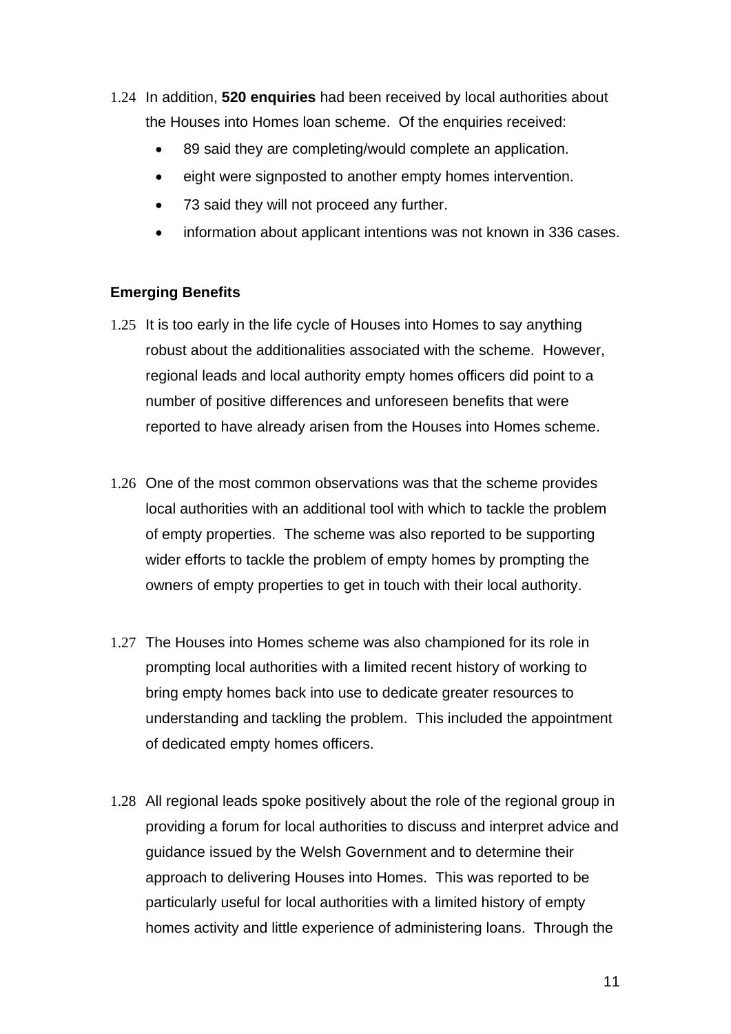1.24 In addition, **520 enquiries** had been received by local authorities about the Houses into Homes loan scheme. Of the enquiries received:

- 89 said they are completing/would complete an application.
- eight were signposted to another empty homes intervention.
- 73 said they will not proceed any further.
- information about applicant intentions was not known in 336 cases.

**Emerging Benefits**

1.25 It is too early in the life cycle of Houses into Homes to say anything robust about the additionalities associated with the scheme. However, regional leads and local authority empty homes officers did point to a number of positive differences and unforeseen benefits that were reported to have already arisen from the Houses into Homes scheme.

1.26 One of the most common observations was that the scheme provides local authorities with an additional tool with which to tackle the problem of empty properties. The scheme was also reported to be supporting wider efforts to tackle the problem of empty homes by prompting the owners of empty properties to get in touch with their local authority.

1.27 The Houses into Homes scheme was also championed for its role in prompting local authorities with a limited recent history of working to bring empty homes back into use to dedicate greater resources to understanding and tackling the problem. This included the appointment of dedicated empty homes officers.

1.28 All regional leads spoke positively about the role of the regional group in providing a forum for local authorities to discuss and interpret advice and guidance issued by the Welsh Government and to determine their approach to delivering Houses into Homes. This was reported to be particularly useful for local authorities with a limited history of empty homes activity and little experience of administering loans. Through the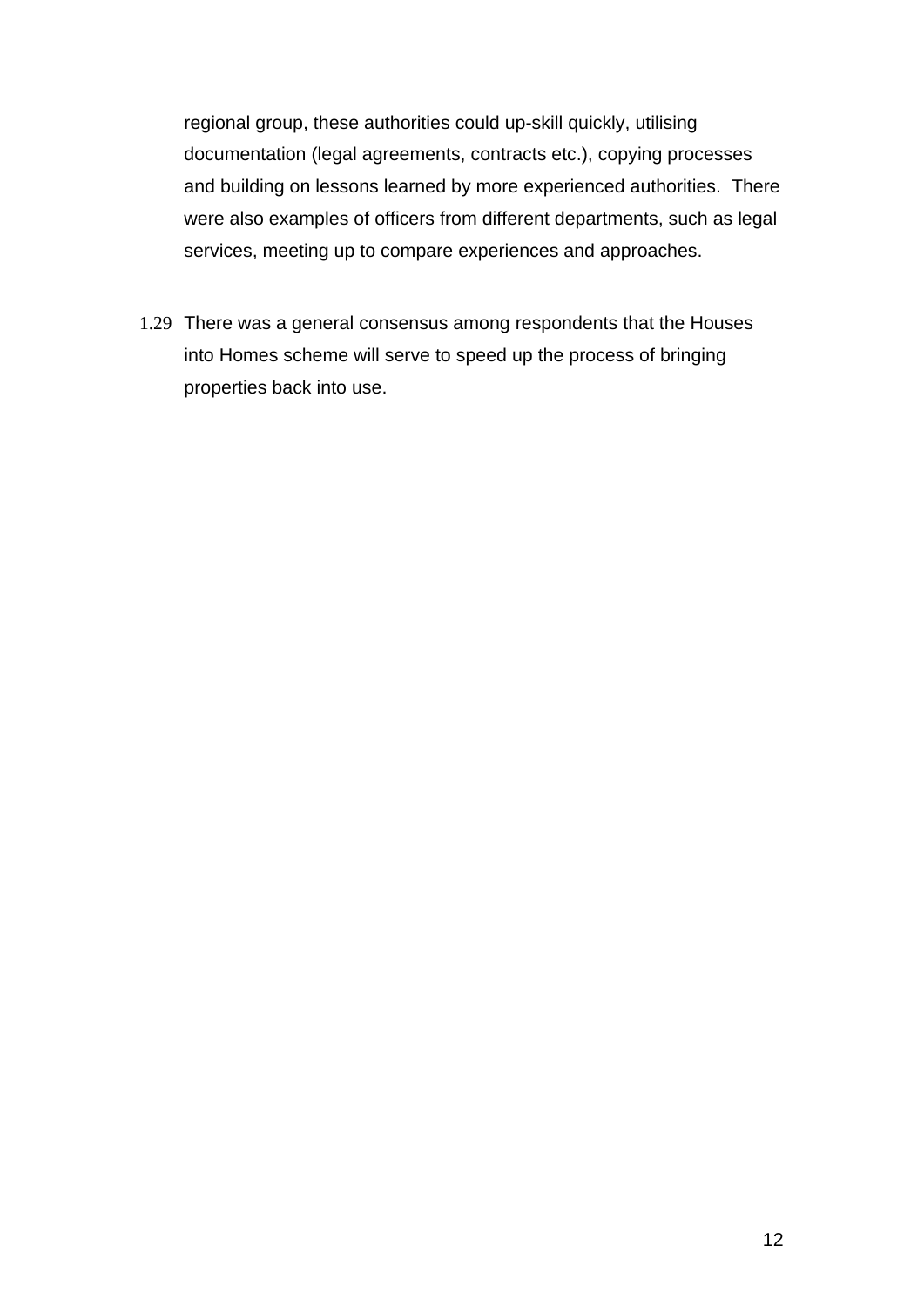regional group, these authorities could up-skill quickly, utilising documentation (legal agreements, contracts etc.), copying processes and building on lessons learned by more experienced authorities. There were also examples of officers from different departments, such as legal services, meeting up to compare experiences and approaches.

1.29 There was a general consensus among respondents that the Houses into Homes scheme will serve to speed up the process of bringing properties back into use.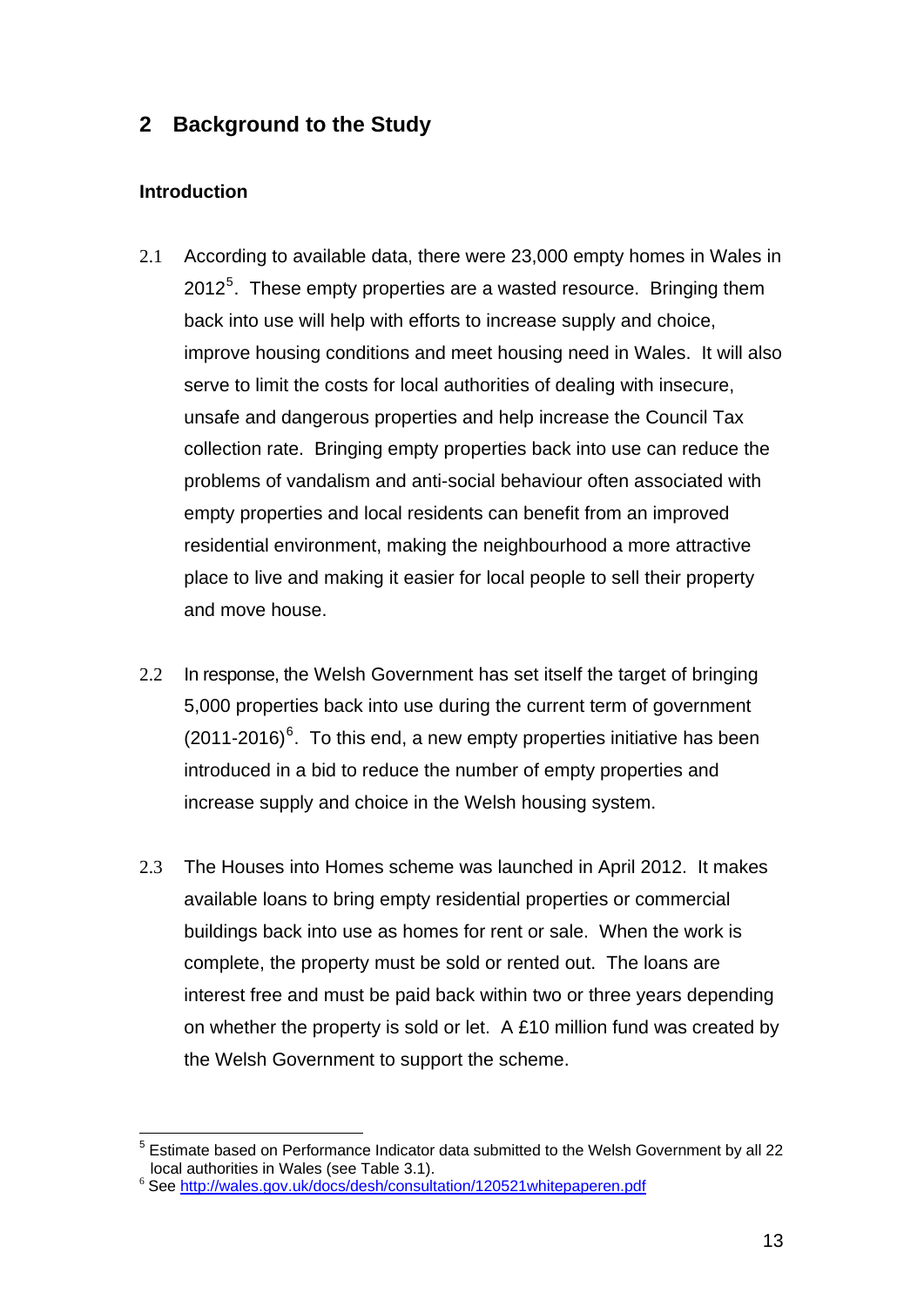## 2 Background to the Study

### Introduction

2.1 According to available data, there were 23,000 empty homes in Wales in 2012[5]. These empty properties are a wasted resource. Bringing them back into use will help with efforts to increase supply and choice, improve housing conditions and meet housing need in Wales. It will also serve to limit the costs for local authorities of dealing with insecure, unsafe and dangerous properties and help increase the Council Tax collection rate. Bringing empty properties back into use can reduce the problems of vandalism and anti-social behaviour often associated with empty properties and local residents can benefit from an improved residential environment, making the neighbourhood a more attractive place to live and making it easier for local people to sell their property and move house.

2.2 In response, the Welsh Government has set itself the target of bringing 5,000 properties back into use during the current term of government (2011-2016)[6]. To this end, a new empty properties initiative has been introduced in a bid to reduce the number of empty properties and increase supply and choice in the Welsh housing system.

2.3 The Houses into Homes scheme was launched in April 2012. It makes available loans to bring empty residential properties or commercial buildings back into use as homes for rent or sale. When the work is complete, the property must be sold or rented out. The loans are interest free and must be paid back within two or three years depending on whether the property is sold or let. A £10 million fund was created by the Welsh Government to support the scheme.

---

[5] Estimate based on Performance Indicator data submitted to the Welsh Government by all 22 local authorities in Wales (see Table 3.1).

[6] See http://wales.gov.uk/docs/desh/consultation/120521whitepaperen.pdf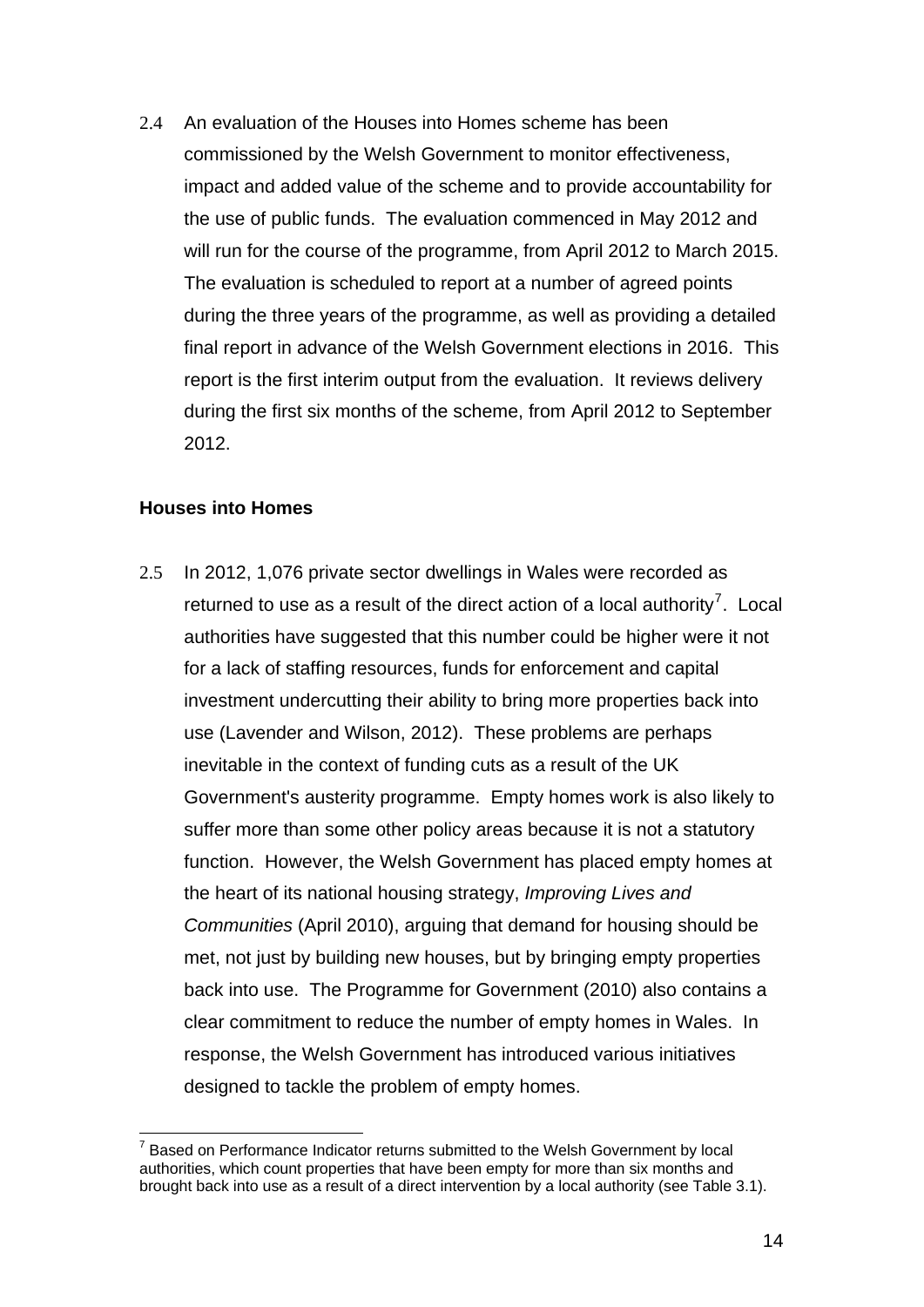2.4 An evaluation of the Houses into Homes scheme has been commissioned by the Welsh Government to monitor effectiveness, impact and added value of the scheme and to provide accountability for the use of public funds. The evaluation commenced in May 2012 and will run for the course of the programme, from April 2012 to March 2015. The evaluation is scheduled to report at a number of agreed points during the three years of the programme, as well as providing a detailed final report in advance of the Welsh Government elections in 2016. This report is the first interim output from the evaluation. It reviews delivery during the first six months of the scheme, from April 2012 to September 2012.

**Houses into Homes**

2.5 In 2012, 1,076 private sector dwellings in Wales were recorded as returned to use as a result of the direct action of a local authority[7]. Local authorities have suggested that this number could be higher were it not for a lack of staffing resources, funds for enforcement and capital investment undercutting their ability to bring more properties back into use (Lavender and Wilson, 2012). These problems are perhaps inevitable in the context of funding cuts as a result of the UK Government's austerity programme. Empty homes work is also likely to suffer more than some other policy areas because it is not a statutory function. However, the Welsh Government has placed empty homes at the heart of its national housing strategy, *Improving Lives and Communities* (April 2010), arguing that demand for housing should be met, not just by building new houses, but by bringing empty properties back into use. The Programme for Government (2010) also contains a clear commitment to reduce the number of empty homes in Wales. In response, the Welsh Government has introduced various initiatives designed to tackle the problem of empty homes.

[7] Based on Performance Indicator returns submitted to the Welsh Government by local authorities, which count properties that have been empty for more than six months and brought back into use as a result of a direct intervention by a local authority (see Table 3.1).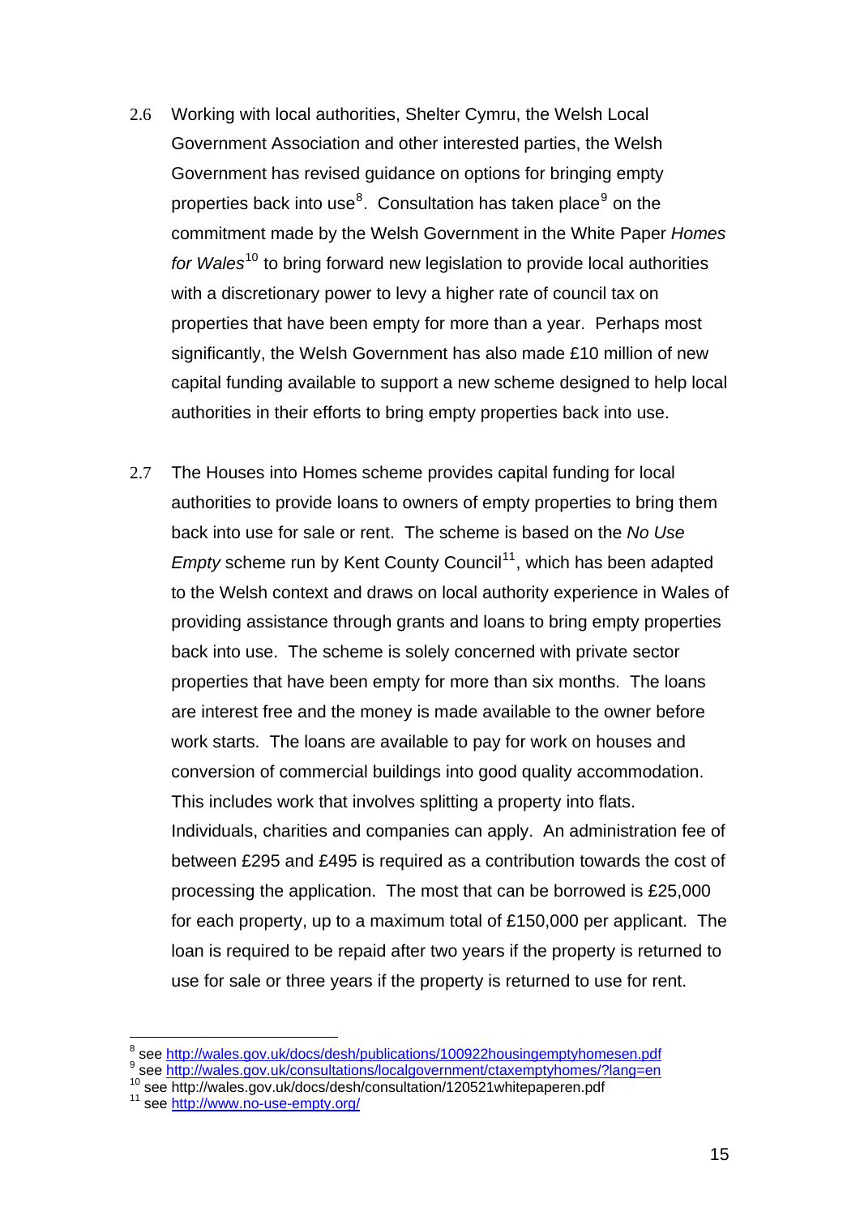2.6 Working with local authorities, Shelter Cymru, the Welsh Local Government Association and other interested parties, the Welsh Government has revised guidance on options for bringing empty properties back into use[8]. Consultation has taken place[9] on the commitment made by the Welsh Government in the White Paper *Homes for Wales*[10] to bring forward new legislation to provide local authorities with a discretionary power to levy a higher rate of council tax on properties that have been empty for more than a year. Perhaps most significantly, the Welsh Government has also made £10 million of new capital funding available to support a new scheme designed to help local authorities in their efforts to bring empty properties back into use.

2.7 The Houses into Homes scheme provides capital funding for local authorities to provide loans to owners of empty properties to bring them back into use for sale or rent. The scheme is based on the *No Use Empty* scheme run by Kent County Council[11], which has been adapted to the Welsh context and draws on local authority experience in Wales of providing assistance through grants and loans to bring empty properties back into use. The scheme is solely concerned with private sector properties that have been empty for more than six months. The loans are interest free and the money is made available to the owner before work starts. The loans are available to pay for work on houses and conversion of commercial buildings into good quality accommodation. This includes work that involves splitting a property into flats. Individuals, charities and companies can apply. An administration fee of between £295 and £495 is required as a contribution towards the cost of processing the application. The most that can be borrowed is £25,000 for each property, up to a maximum total of £150,000 per applicant. The loan is required to be repaid after two years if the property is returned to use for sale or three years if the property is returned to use for rent.

---

[8] see http://wales.gov.uk/docs/desh/publications/100922housingemptyhomesen.pdf
[9] see http://wales.gov.uk/consultations/localgovernment/ctaxemptyhomes/?lang=en
[10] see http://wales.gov.uk/docs/desh/consultation/120521whitepaperen.pdf
[11] see http://www.no-use-empty.org/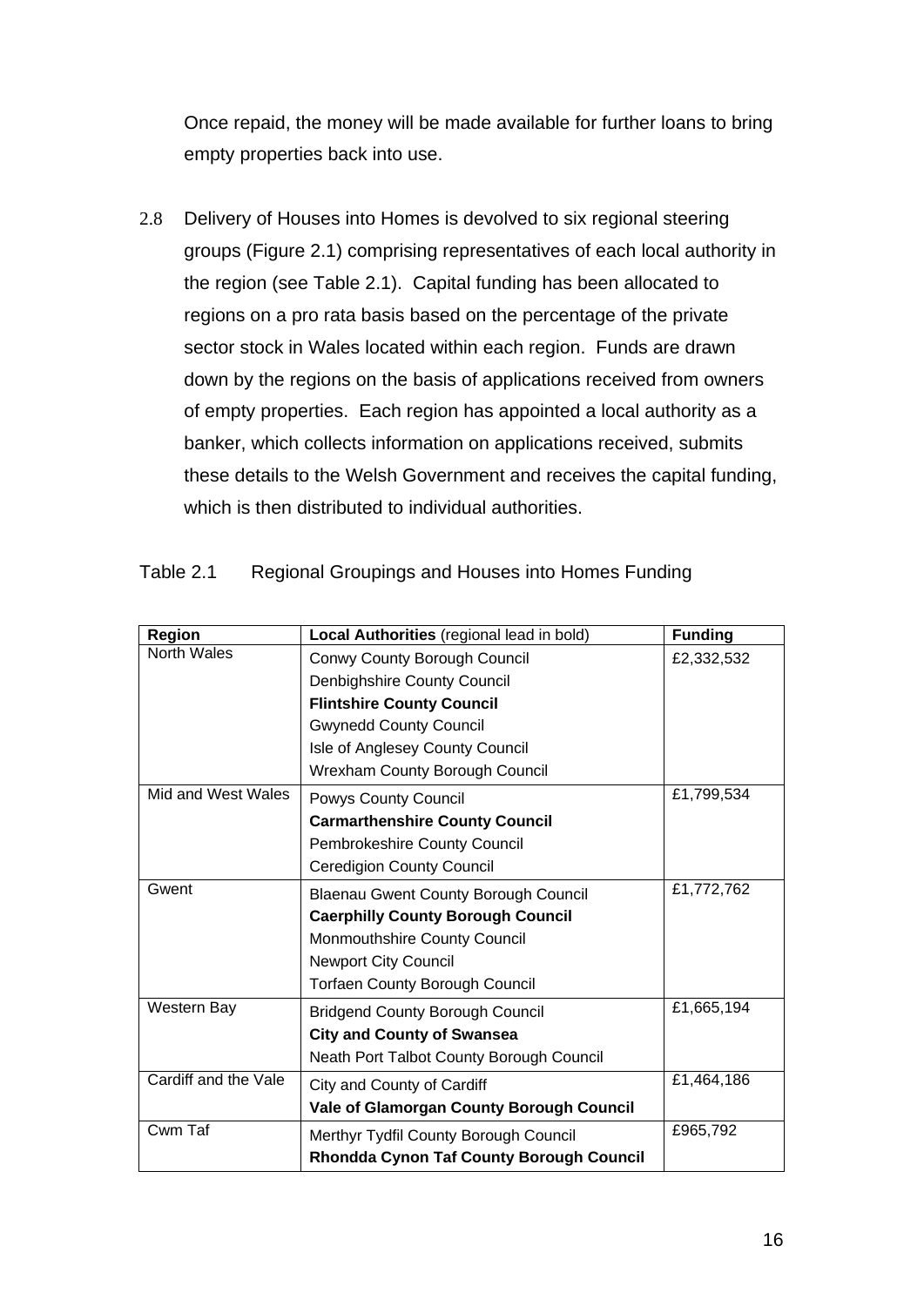Once repaid, the money will be made available for further loans to bring empty properties back into use.

2.8 Delivery of Houses into Homes is devolved to six regional steering groups (Figure 2.1) comprising representatives of each local authority in the region (see Table 2.1). Capital funding has been allocated to regions on a pro rata basis based on the percentage of the private sector stock in Wales located within each region. Funds are drawn down by the regions on the basis of applications received from owners of empty properties. Each region has appointed a local authority as a banker, which collects information on applications received, submits these details to the Welsh Government and receives the capital funding, which is then distributed to individual authorities.

Table 2.1 Regional Groupings and Houses into Homes Funding

| Region | Local Authorities (regional lead in bold) | Funding |
|---|---|---|
| North Wales | Conwy County Borough Council<br>Denbighshire County Council<br>**Flintshire County Council**<br>Gwynedd County Council<br>Isle of Anglesey County Council<br>Wrexham County Borough Council | £2,332,532 |
| Mid and West Wales | Powys County Council<br>**Carmarthenshire County Council**<br>Pembrokeshire County Council<br>Ceredigion County Council | £1,799,534 |
| Gwent | Blaenau Gwent County Borough Council<br>**Caerphilly County Borough Council**<br>Monmouthshire County Council<br>Newport City Council<br>Torfaen County Borough Council | £1,772,762 |
| Western Bay | Bridgend County Borough Council<br>**City and County of Swansea**<br>Neath Port Talbot County Borough Council | £1,665,194 |
| Cardiff and the Vale | City and County of Cardiff<br>**Vale of Glamorgan County Borough Council** | £1,464,186 |
| Cwm Taf | Merthyr Tydfil County Borough Council<br>**Rhondda Cynon Taf County Borough Council** | £965,792 |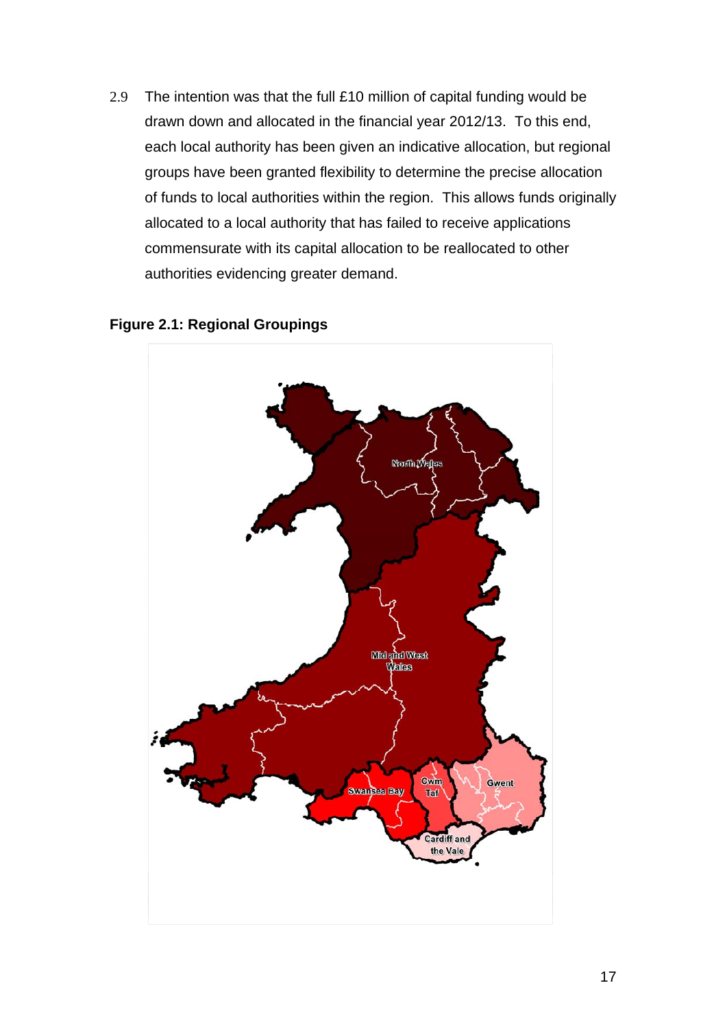2.9 The intention was that the full £10 million of capital funding would be drawn down and allocated in the financial year 2012/13. To this end, each local authority has been given an indicative allocation, but regional groups have been granted flexibility to determine the precise allocation of funds to local authorities within the region. This allows funds originally allocated to a local authority that has failed to receive applications commensurate with its capital allocation to be reallocated to other authorities evidencing greater demand.

**Figure 2.1: Regional Groupings**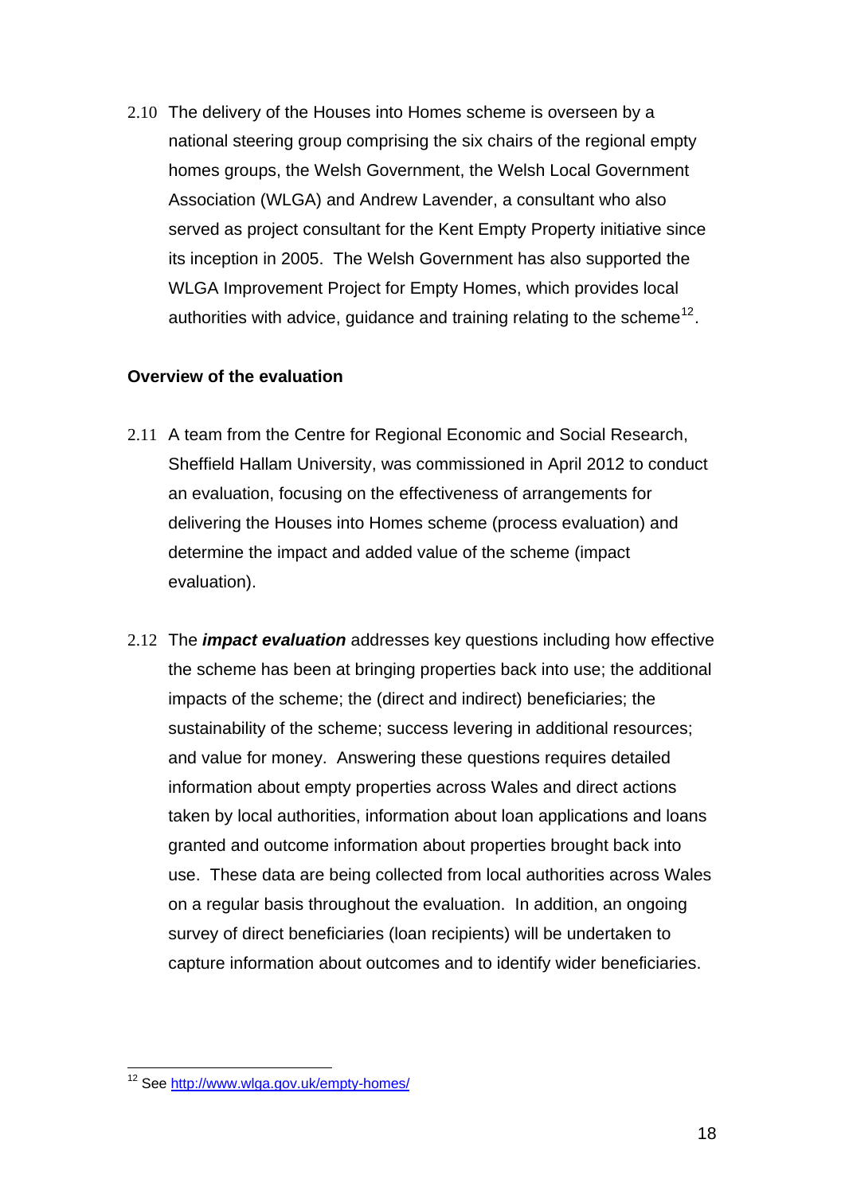2.10 The delivery of the Houses into Homes scheme is overseen by a national steering group comprising the six chairs of the regional empty homes groups, the Welsh Government, the Welsh Local Government Association (WLGA) and Andrew Lavender, a consultant who also served as project consultant for the Kent Empty Property initiative since its inception in 2005. The Welsh Government has also supported the WLGA Improvement Project for Empty Homes, which provides local authorities with advice, guidance and training relating to the scheme[12].

**Overview of the evaluation**

2.11 A team from the Centre for Regional Economic and Social Research, Sheffield Hallam University, was commissioned in April 2012 to conduct an evaluation, focusing on the effectiveness of arrangements for delivering the Houses into Homes scheme (process evaluation) and determine the impact and added value of the scheme (impact evaluation).

2.12 The ***impact evaluation*** addresses key questions including how effective the scheme has been at bringing properties back into use; the additional impacts of the scheme; the (direct and indirect) beneficiaries; the sustainability of the scheme; success levering in additional resources; and value for money. Answering these questions requires detailed information about empty properties across Wales and direct actions taken by local authorities, information about loan applications and loans granted and outcome information about properties brought back into use. These data are being collected from local authorities across Wales on a regular basis throughout the evaluation. In addition, an ongoing survey of direct beneficiaries (loan recipients) will be undertaken to capture information about outcomes and to identify wider beneficiaries.

---

[12] See http://www.wlga.gov.uk/empty-homes/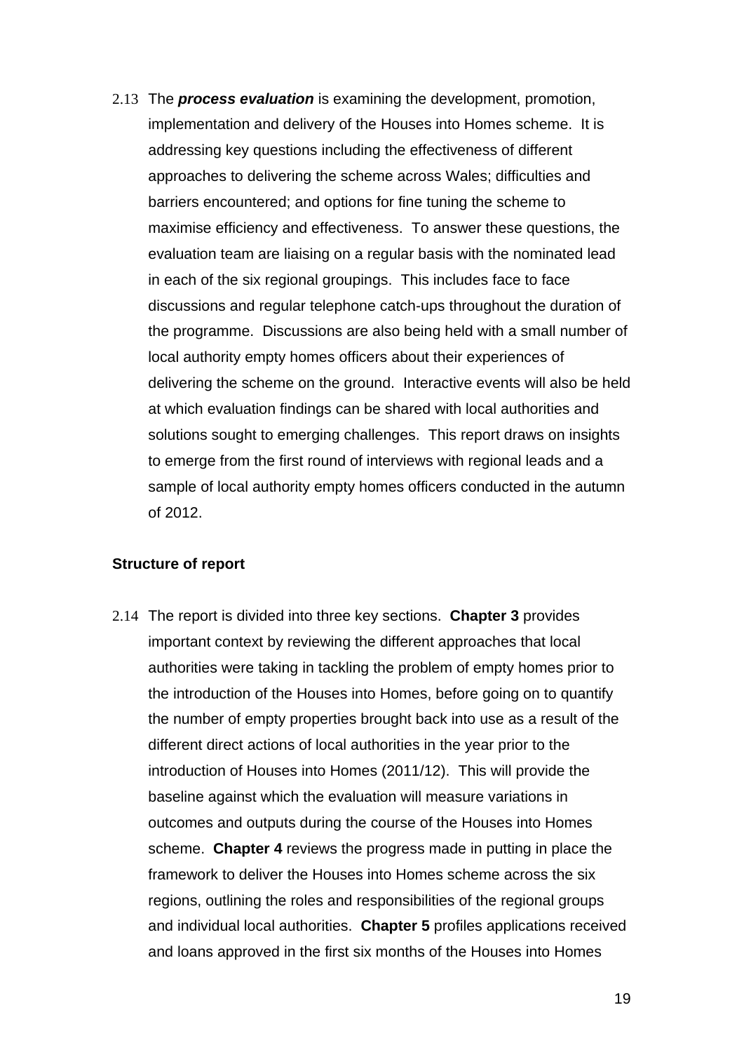2.13 The ***process evaluation*** is examining the development, promotion, implementation and delivery of the Houses into Homes scheme. It is addressing key questions including the effectiveness of different approaches to delivering the scheme across Wales; difficulties and barriers encountered; and options for fine tuning the scheme to maximise efficiency and effectiveness. To answer these questions, the evaluation team are liaising on a regular basis with the nominated lead in each of the six regional groupings. This includes face to face discussions and regular telephone catch-ups throughout the duration of the programme. Discussions are also being held with a small number of local authority empty homes officers about their experiences of delivering the scheme on the ground. Interactive events will also be held at which evaluation findings can be shared with local authorities and solutions sought to emerging challenges. This report draws on insights to emerge from the first round of interviews with regional leads and a sample of local authority empty homes officers conducted in the autumn of 2012.

**Structure of report**

2.14 The report is divided into three key sections. **Chapter 3** provides important context by reviewing the different approaches that local authorities were taking in tackling the problem of empty homes prior to the introduction of the Houses into Homes, before going on to quantify the number of empty properties brought back into use as a result of the different direct actions of local authorities in the year prior to the introduction of Houses into Homes (2011/12). This will provide the baseline against which the evaluation will measure variations in outcomes and outputs during the course of the Houses into Homes scheme. **Chapter 4** reviews the progress made in putting in place the framework to deliver the Houses into Homes scheme across the six regions, outlining the roles and responsibilities of the regional groups and individual local authorities. **Chapter 5** profiles applications received and loans approved in the first six months of the Houses into Homes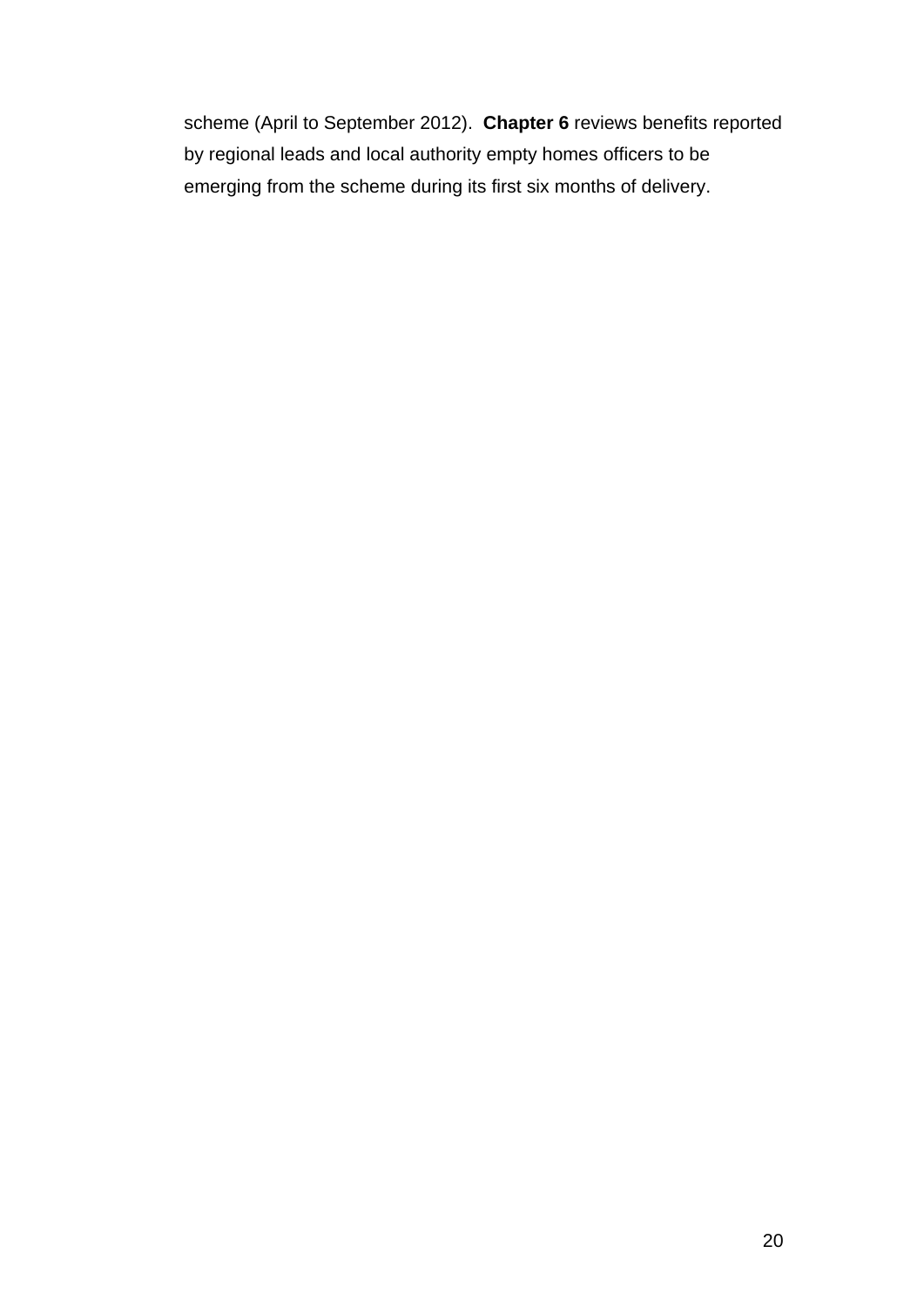scheme (April to September 2012). **Chapter 6** reviews benefits reported by regional leads and local authority empty homes officers to be emerging from the scheme during its first six months of delivery.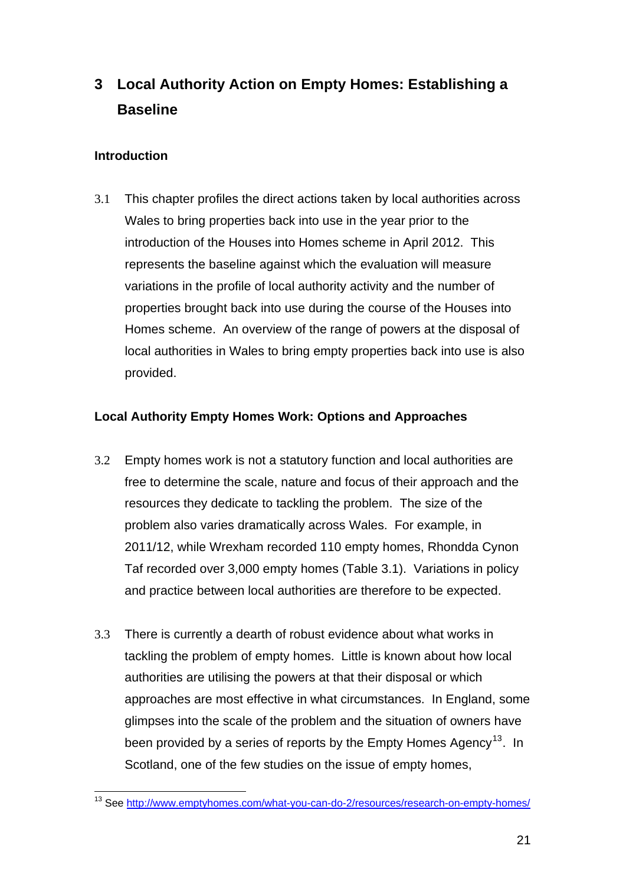# 3 Local Authority Action on Empty Homes: Establishing a Baseline

### Introduction

3.1 This chapter profiles the direct actions taken by local authorities across Wales to bring properties back into use in the year prior to the introduction of the Houses into Homes scheme in April 2012. This represents the baseline against which the evaluation will measure variations in the profile of local authority activity and the number of properties brought back into use during the course of the Houses into Homes scheme. An overview of the range of powers at the disposal of local authorities in Wales to bring empty properties back into use is also provided.

### Local Authority Empty Homes Work: Options and Approaches

3.2 Empty homes work is not a statutory function and local authorities are free to determine the scale, nature and focus of their approach and the resources they dedicate to tackling the problem. The size of the problem also varies dramatically across Wales. For example, in 2011/12, while Wrexham recorded 110 empty homes, Rhondda Cynon Taf recorded over 3,000 empty homes (Table 3.1). Variations in policy and practice between local authorities are therefore to be expected.

3.3 There is currently a dearth of robust evidence about what works in tackling the problem of empty homes. Little is known about how local authorities are utilising the powers at that their disposal or which approaches are most effective in what circumstances. In England, some glimpses into the scale of the problem and the situation of owners have been provided by a series of reports by the Empty Homes Agency[13]. In Scotland, one of the few studies on the issue of empty homes,

[13] See http://www.emptyhomes.com/what-you-can-do-2/resources/research-on-empty-homes/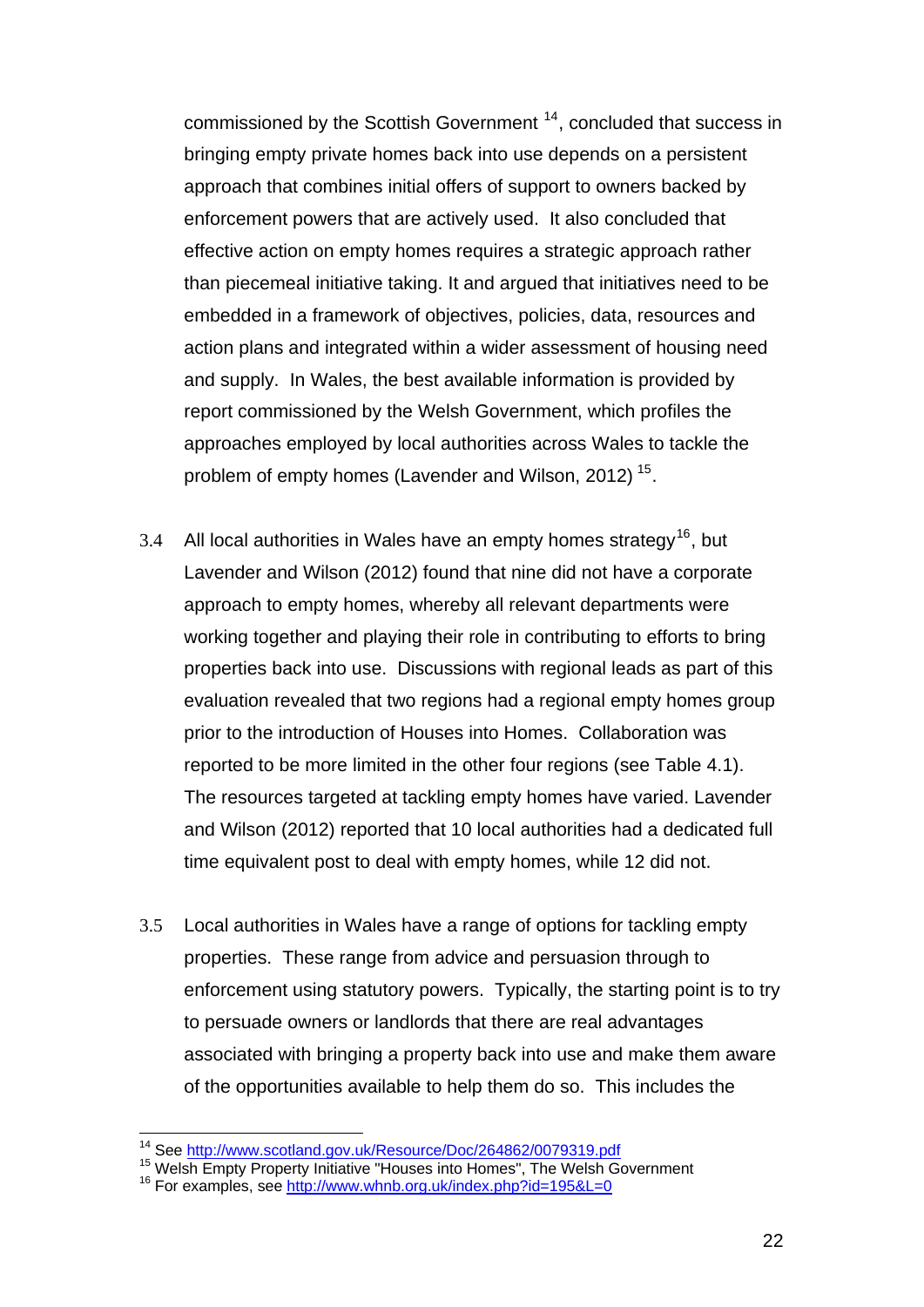commissioned by the Scottish Government [14], concluded that success in bringing empty private homes back into use depends on a persistent approach that combines initial offers of support to owners backed by enforcement powers that are actively used. It also concluded that effective action on empty homes requires a strategic approach rather than piecemeal initiative taking. It and argued that initiatives need to be embedded in a framework of objectives, policies, data, resources and action plans and integrated within a wider assessment of housing need and supply. In Wales, the best available information is provided by report commissioned by the Welsh Government, which profiles the approaches employed by local authorities across Wales to tackle the problem of empty homes (Lavender and Wilson, 2012) [15].

3.4 All local authorities in Wales have an empty homes strategy[16], but Lavender and Wilson (2012) found that nine did not have a corporate approach to empty homes, whereby all relevant departments were working together and playing their role in contributing to efforts to bring properties back into use. Discussions with regional leads as part of this evaluation revealed that two regions had a regional empty homes group prior to the introduction of Houses into Homes. Collaboration was reported to be more limited in the other four regions (see Table 4.1). The resources targeted at tackling empty homes have varied. Lavender and Wilson (2012) reported that 10 local authorities had a dedicated full time equivalent post to deal with empty homes, while 12 did not.

3.5 Local authorities in Wales have a range of options for tackling empty properties. These range from advice and persuasion through to enforcement using statutory powers. Typically, the starting point is to try to persuade owners or landlords that there are real advantages associated with bringing a property back into use and make them aware of the opportunities available to help them do so. This includes the

---

[14] See http://www.scotland.gov.uk/Resource/Doc/264862/0079319.pdf

[15] Welsh Empty Property Initiative "Houses into Homes", The Welsh Government

[16] For examples, see http://www.whnb.org.uk/index.php?id=195&L=0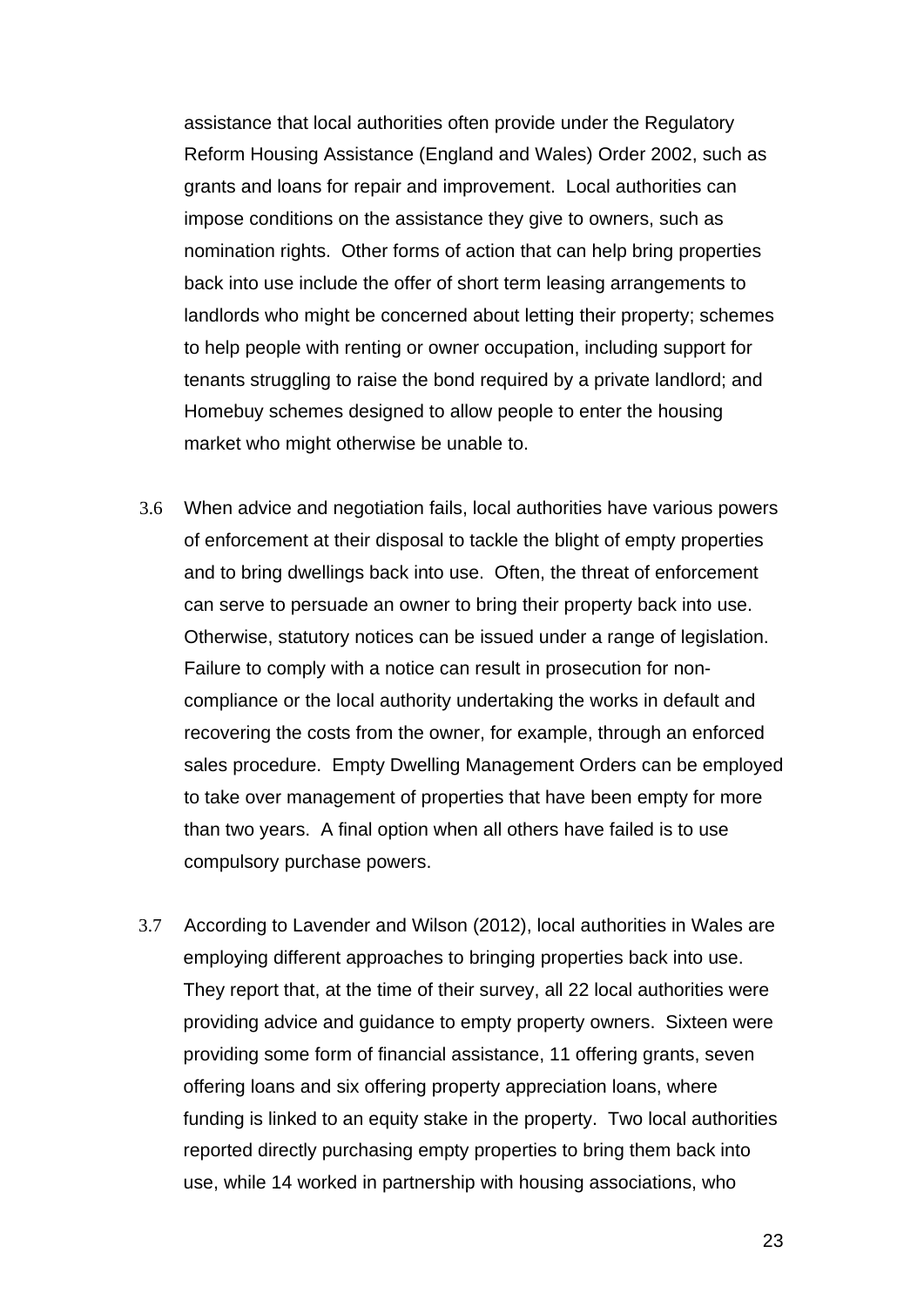assistance that local authorities often provide under the Regulatory Reform Housing Assistance (England and Wales) Order 2002, such as grants and loans for repair and improvement. Local authorities can impose conditions on the assistance they give to owners, such as nomination rights. Other forms of action that can help bring properties back into use include the offer of short term leasing arrangements to landlords who might be concerned about letting their property; schemes to help people with renting or owner occupation, including support for tenants struggling to raise the bond required by a private landlord; and Homebuy schemes designed to allow people to enter the housing market who might otherwise be unable to.

3.6 When advice and negotiation fails, local authorities have various powers of enforcement at their disposal to tackle the blight of empty properties and to bring dwellings back into use. Often, the threat of enforcement can serve to persuade an owner to bring their property back into use. Otherwise, statutory notices can be issued under a range of legislation. Failure to comply with a notice can result in prosecution for non-compliance or the local authority undertaking the works in default and recovering the costs from the owner, for example, through an enforced sales procedure. Empty Dwelling Management Orders can be employed to take over management of properties that have been empty for more than two years. A final option when all others have failed is to use compulsory purchase powers.

3.7 According to Lavender and Wilson (2012), local authorities in Wales are employing different approaches to bringing properties back into use. They report that, at the time of their survey, all 22 local authorities were providing advice and guidance to empty property owners. Sixteen were providing some form of financial assistance, 11 offering grants, seven offering loans and six offering property appreciation loans, where funding is linked to an equity stake in the property. Two local authorities reported directly purchasing empty properties to bring them back into use, while 14 worked in partnership with housing associations, who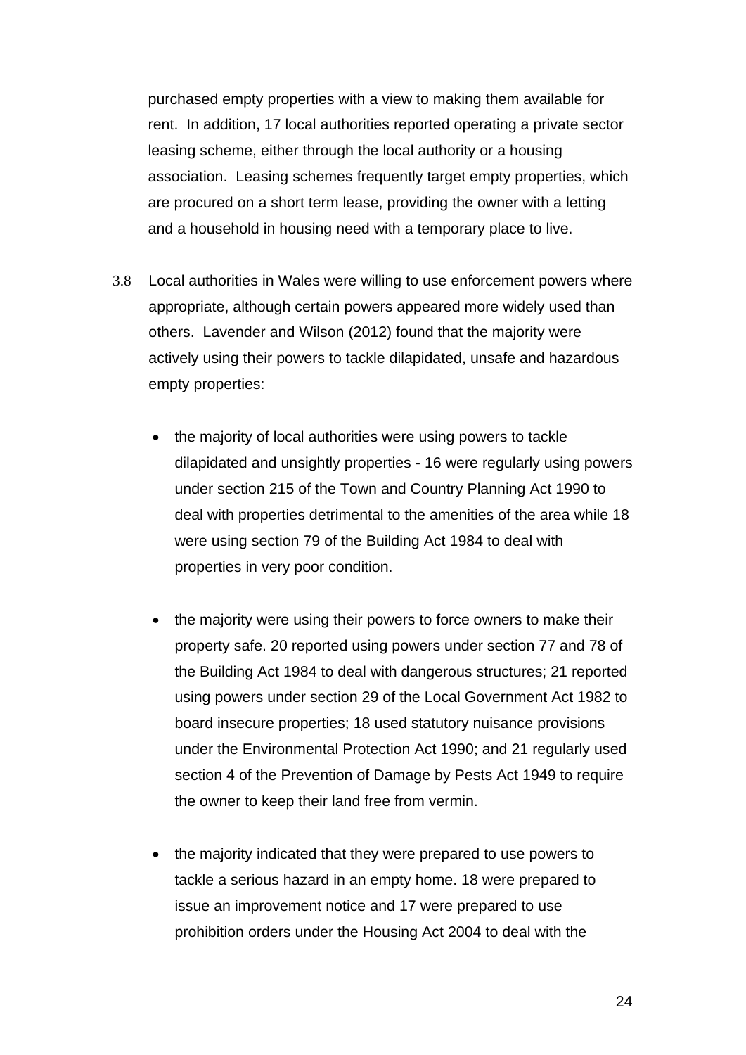purchased empty properties with a view to making them available for rent. In addition, 17 local authorities reported operating a private sector leasing scheme, either through the local authority or a housing association. Leasing schemes frequently target empty properties, which are procured on a short term lease, providing the owner with a letting and a household in housing need with a temporary place to live.

3.8 Local authorities in Wales were willing to use enforcement powers where appropriate, although certain powers appeared more widely used than others. Lavender and Wilson (2012) found that the majority were actively using their powers to tackle dilapidated, unsafe and hazardous empty properties:

- the majority of local authorities were using powers to tackle dilapidated and unsightly properties - 16 were regularly using powers under section 215 of the Town and Country Planning Act 1990 to deal with properties detrimental to the amenities of the area while 18 were using section 79 of the Building Act 1984 to deal with properties in very poor condition.

- the majority were using their powers to force owners to make their property safe. 20 reported using powers under section 77 and 78 of the Building Act 1984 to deal with dangerous structures; 21 reported using powers under section 29 of the Local Government Act 1982 to board insecure properties; 18 used statutory nuisance provisions under the Environmental Protection Act 1990; and 21 regularly used section 4 of the Prevention of Damage by Pests Act 1949 to require the owner to keep their land free from vermin.

- the majority indicated that they were prepared to use powers to tackle a serious hazard in an empty home. 18 were prepared to issue an improvement notice and 17 were prepared to use prohibition orders under the Housing Act 2004 to deal with the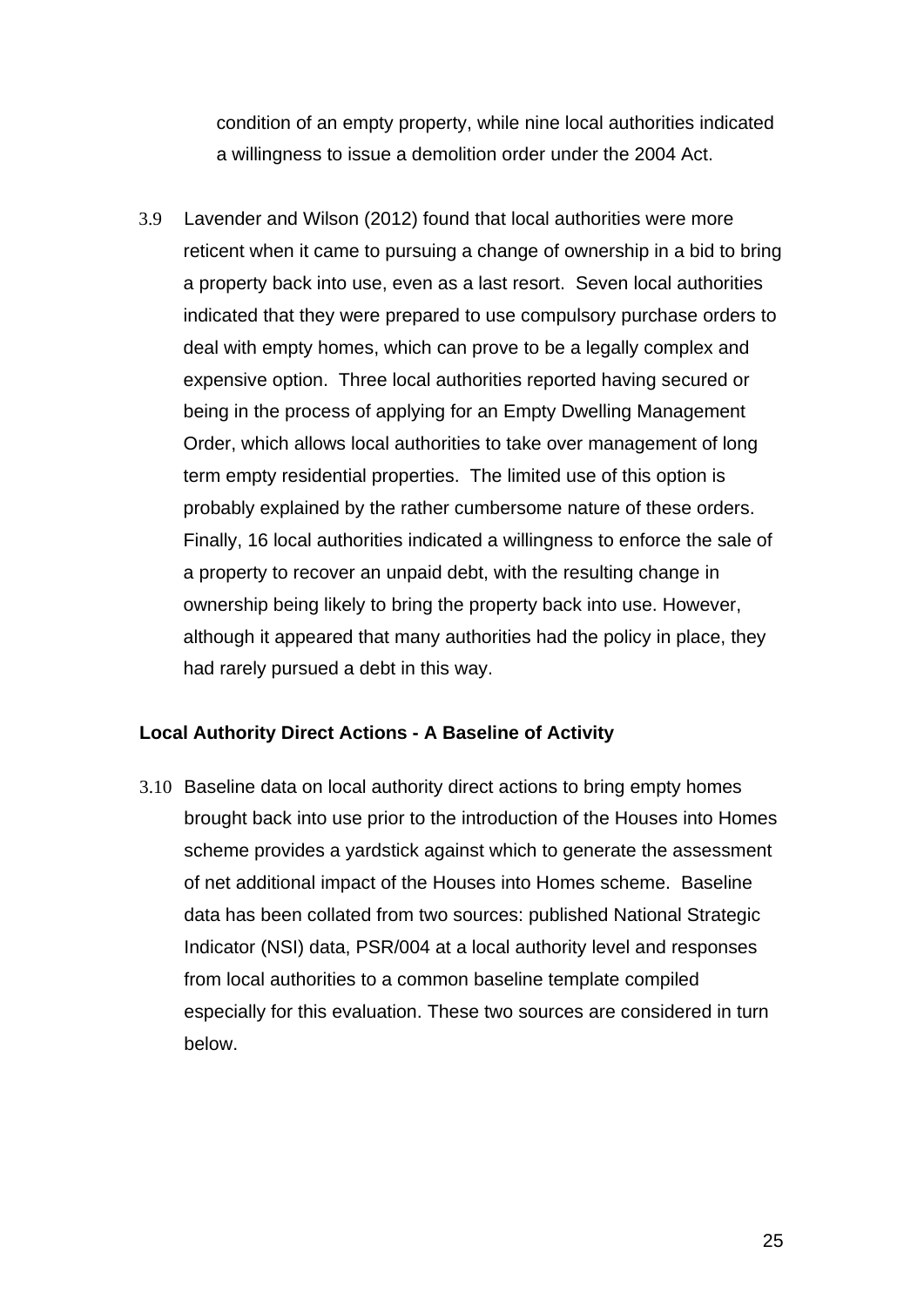condition of an empty property, while nine local authorities indicated a willingness to issue a demolition order under the 2004 Act.

3.9 Lavender and Wilson (2012) found that local authorities were more reticent when it came to pursuing a change of ownership in a bid to bring a property back into use, even as a last resort. Seven local authorities indicated that they were prepared to use compulsory purchase orders to deal with empty homes, which can prove to be a legally complex and expensive option. Three local authorities reported having secured or being in the process of applying for an Empty Dwelling Management Order, which allows local authorities to take over management of long term empty residential properties. The limited use of this option is probably explained by the rather cumbersome nature of these orders. Finally, 16 local authorities indicated a willingness to enforce the sale of a property to recover an unpaid debt, with the resulting change in ownership being likely to bring the property back into use. However, although it appeared that many authorities had the policy in place, they had rarely pursued a debt in this way.

**Local Authority Direct Actions - A Baseline of Activity**

3.10 Baseline data on local authority direct actions to bring empty homes brought back into use prior to the introduction of the Houses into Homes scheme provides a yardstick against which to generate the assessment of net additional impact of the Houses into Homes scheme. Baseline data has been collated from two sources: published National Strategic Indicator (NSI) data, PSR/004 at a local authority level and responses from local authorities to a common baseline template compiled especially for this evaluation. These two sources are considered in turn below.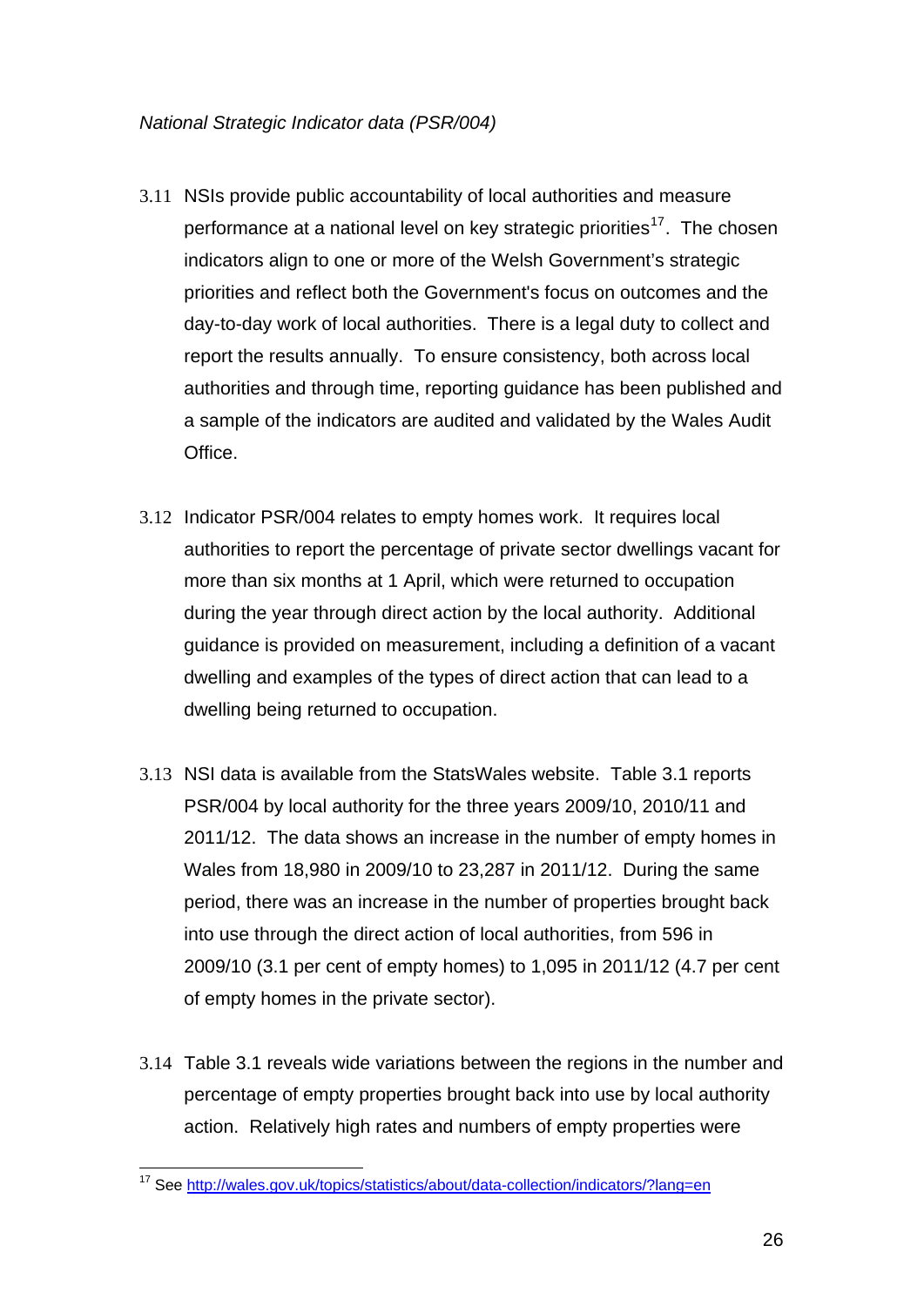*National Strategic Indicator data (PSR/004)*

3.11 NSIs provide public accountability of local authorities and measure performance at a national level on key strategic priorities[17]. The chosen indicators align to one or more of the Welsh Government's strategic priorities and reflect both the Government's focus on outcomes and the day-to-day work of local authorities. There is a legal duty to collect and report the results annually. To ensure consistency, both across local authorities and through time, reporting guidance has been published and a sample of the indicators are audited and validated by the Wales Audit Office.

3.12 Indicator PSR/004 relates to empty homes work. It requires local authorities to report the percentage of private sector dwellings vacant for more than six months at 1 April, which were returned to occupation during the year through direct action by the local authority. Additional guidance is provided on measurement, including a definition of a vacant dwelling and examples of the types of direct action that can lead to a dwelling being returned to occupation.

3.13 NSI data is available from the StatsWales website. Table 3.1 reports PSR/004 by local authority for the three years 2009/10, 2010/11 and 2011/12. The data shows an increase in the number of empty homes in Wales from 18,980 in 2009/10 to 23,287 in 2011/12. During the same period, there was an increase in the number of properties brought back into use through the direct action of local authorities, from 596 in 2009/10 (3.1 per cent of empty homes) to 1,095 in 2011/12 (4.7 per cent of empty homes in the private sector).

3.14 Table 3.1 reveals wide variations between the regions in the number and percentage of empty properties brought back into use by local authority action. Relatively high rates and numbers of empty properties were

[17] See http://wales.gov.uk/topics/statistics/about/data-collection/indicators/?lang=en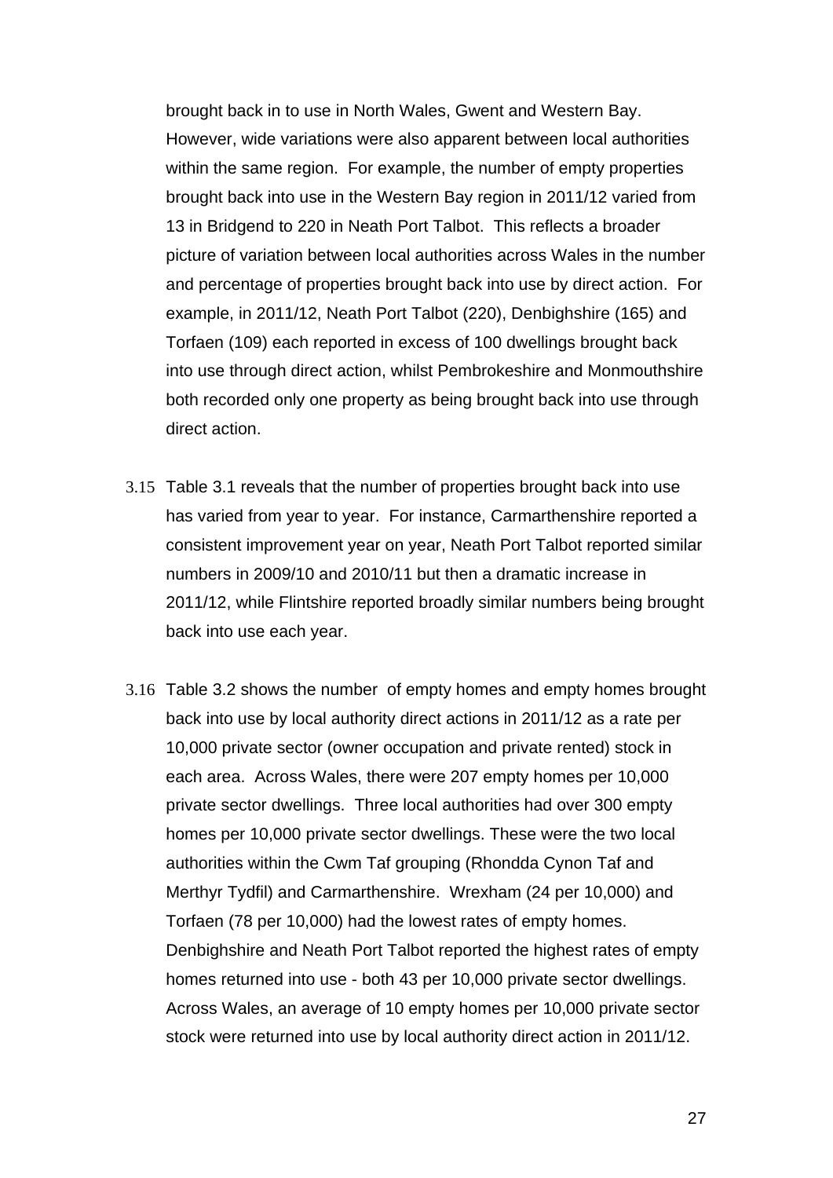brought back in to use in North Wales, Gwent and Western Bay. However, wide variations were also apparent between local authorities within the same region. For example, the number of empty properties brought back into use in the Western Bay region in 2011/12 varied from 13 in Bridgend to 220 in Neath Port Talbot. This reflects a broader picture of variation between local authorities across Wales in the number and percentage of properties brought back into use by direct action. For example, in 2011/12, Neath Port Talbot (220), Denbighshire (165) and Torfaen (109) each reported in excess of 100 dwellings brought back into use through direct action, whilst Pembrokeshire and Monmouthshire both recorded only one property as being brought back into use through direct action.

3.15 Table 3.1 reveals that the number of properties brought back into use has varied from year to year. For instance, Carmarthenshire reported a consistent improvement year on year, Neath Port Talbot reported similar numbers in 2009/10 and 2010/11 but then a dramatic increase in 2011/12, while Flintshire reported broadly similar numbers being brought back into use each year.

3.16 Table 3.2 shows the number of empty homes and empty homes brought back into use by local authority direct actions in 2011/12 as a rate per 10,000 private sector (owner occupation and private rented) stock in each area. Across Wales, there were 207 empty homes per 10,000 private sector dwellings. Three local authorities had over 300 empty homes per 10,000 private sector dwellings. These were the two local authorities within the Cwm Taf grouping (Rhondda Cynon Taf and Merthyr Tydfil) and Carmarthenshire. Wrexham (24 per 10,000) and Torfaen (78 per 10,000) had the lowest rates of empty homes. Denbighshire and Neath Port Talbot reported the highest rates of empty homes returned into use - both 43 per 10,000 private sector dwellings. Across Wales, an average of 10 empty homes per 10,000 private sector stock were returned into use by local authority direct action in 2011/12.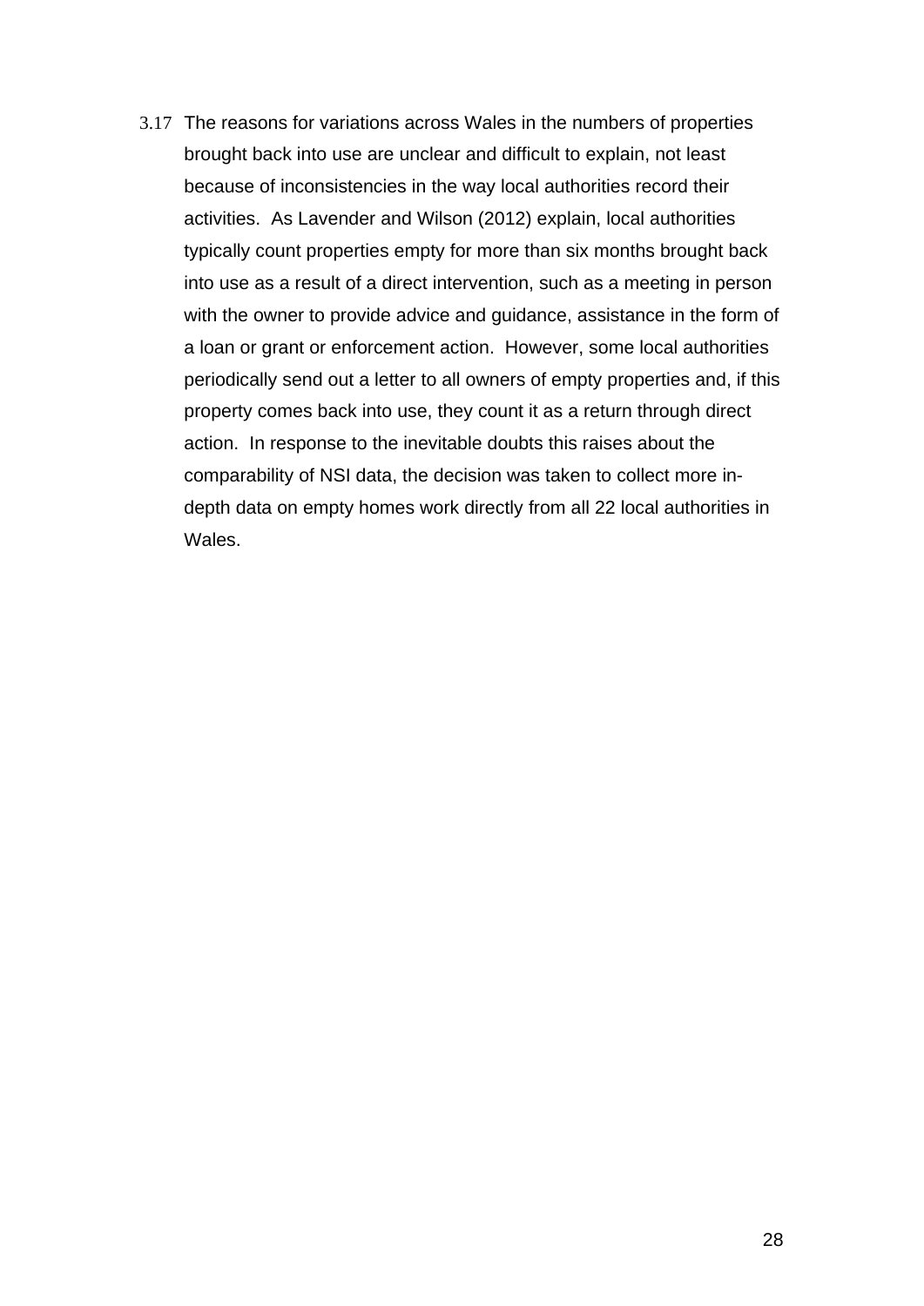3.17 The reasons for variations across Wales in the numbers of properties brought back into use are unclear and difficult to explain, not least because of inconsistencies in the way local authorities record their activities. As Lavender and Wilson (2012) explain, local authorities typically count properties empty for more than six months brought back into use as a result of a direct intervention, such as a meeting in person with the owner to provide advice and guidance, assistance in the form of a loan or grant or enforcement action. However, some local authorities periodically send out a letter to all owners of empty properties and, if this property comes back into use, they count it as a return through direct action. In response to the inevitable doubts this raises about the comparability of NSI data, the decision was taken to collect more in-depth data on empty homes work directly from all 22 local authorities in Wales.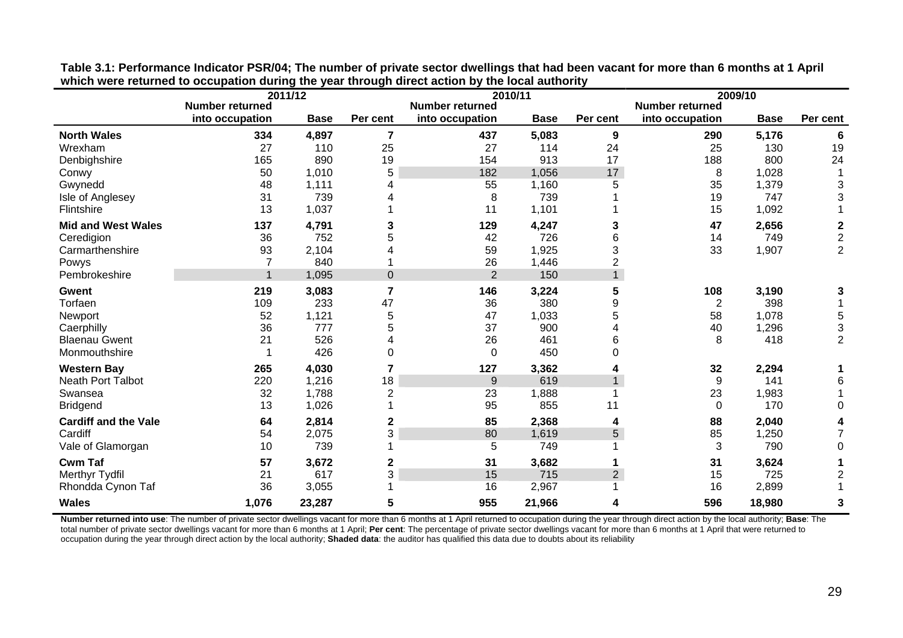**Table 3.1: Performance Indicator PSR/04; The number of private sector dwellings that had been vacant for more than 6 months at 1 April which were returned to occupation during the year through direct action by the local authority**

| | 2011/12 | | | 2010/11 | | | 2009/10 | | |
|---|---|---|---|---|---|---|---|---|---|
| | Number returned into occupation | Base | Per cent | Number returned into occupation | Base | Per cent | Number returned into occupation | Base | Per cent |
| **North Wales** | **334** | **4,897** | **7** | **437** | **5,083** | **9** | **290** | **5,176** | **6** |
| Wrexham | 27 | 110 | 25 | 27 | 114 | 24 | 25 | 130 | 19 |
| Denbighshire | 165 | 890 | 19 | 154 | 913 | 17 | 188 | 800 | 24 |
| Conwy | 50 | 1,010 | 5 | 182 | 1,056 | 17 | 8 | 1,028 | 1 |
| Gwynedd | 48 | 1,111 | 4 | 55 | 1,160 | 5 | 35 | 1,379 | 3 |
| Isle of Anglesey | 31 | 739 | 4 | 8 | 739 | 1 | 19 | 747 | 3 |
| Flintshire | 13 | 1,037 | 1 | 11 | 1,101 | 1 | 15 | 1,092 | 1 |
| **Mid and West Wales** | **137** | **4,791** | **3** | **129** | **4,247** | **3** | **47** | **2,656** | **2** |
| Ceredigion | 36 | 752 | 5 | 42 | 726 | 6 | 14 | 749 | 2 |
| Carmarthenshire | 93 | 2,104 | 4 | 59 | 1,925 | 3 | 33 | 1,907 | 2 |
| Powys | 7 | 840 | 1 | 26 | 1,446 | 2 | | | |
| Pembrokeshire | 1 | 1,095 | 0 | 2 | 150 | 1 | | | |
| **Gwent** | **219** | **3,083** | **7** | **146** | **3,224** | **5** | **108** | **3,190** | **3** |
| Torfaen | 109 | 233 | 47 | 36 | 380 | 9 | 2 | 398 | 1 |
| Newport | 52 | 1,121 | 5 | 47 | 1,033 | 5 | 58 | 1,078 | 5 |
| Caerphilly | 36 | 777 | 5 | 37 | 900 | 4 | 40 | 1,296 | 3 |
| Blaenau Gwent | 21 | 526 | 4 | 26 | 461 | 6 | 8 | 418 | 2 |
| Monmouthshire | 1 | 426 | 0 | 0 | 450 | 0 | | | |
| **Western Bay** | **265** | **4,030** | **7** | **127** | **3,362** | **4** | **32** | **2,294** | **1** |
| Neath Port Talbot | 220 | 1,216 | 18 | 9 | 619 | 1 | 9 | 141 | 6 |
| Swansea | 32 | 1,788 | 2 | 23 | 1,888 | 1 | 23 | 1,983 | 1 |
| Bridgend | 13 | 1,026 | 1 | 95 | 855 | 11 | 0 | 170 | 0 |
| **Cardiff and the Vale** | **64** | **2,814** | **2** | **85** | **2,368** | **4** | **88** | **2,040** | **4** |
| Cardiff | 54 | 2,075 | 3 | 80 | 1,619 | 5 | 85 | 1,250 | 7 |
| Vale of Glamorgan | 10 | 739 | 1 | 5 | 749 | 1 | 3 | 790 | 0 |
| **Cwm Taf** | **57** | **3,672** | **2** | **31** | **3,682** | **1** | **31** | **3,624** | **1** |
| Merthyr Tydfil | 21 | 617 | 3 | 15 | 715 | 2 | 15 | 725 | 2 |
| Rhondda Cynon Taf | 36 | 3,055 | 1 | 16 | 2,967 | 1 | 16 | 2,899 | 1 |
| **Wales** | **1,076** | **23,287** | **5** | **955** | **21,966** | **4** | **596** | **18,980** | **3** |

**Number returned into use**: The number of private sector dwellings vacant for more than 6 months at 1 April returned to occupation during the year through direct action by the local authority; **Base**: The total number of private sector dwellings vacant for more than 6 months at 1 April; **Per cent**: The percentage of private sector dwellings vacant for more than 6 months at 1 April that were returned to occupation during the year through direct action by the local authority; **Shaded data**: the auditor has qualified this data due to doubts about its reliability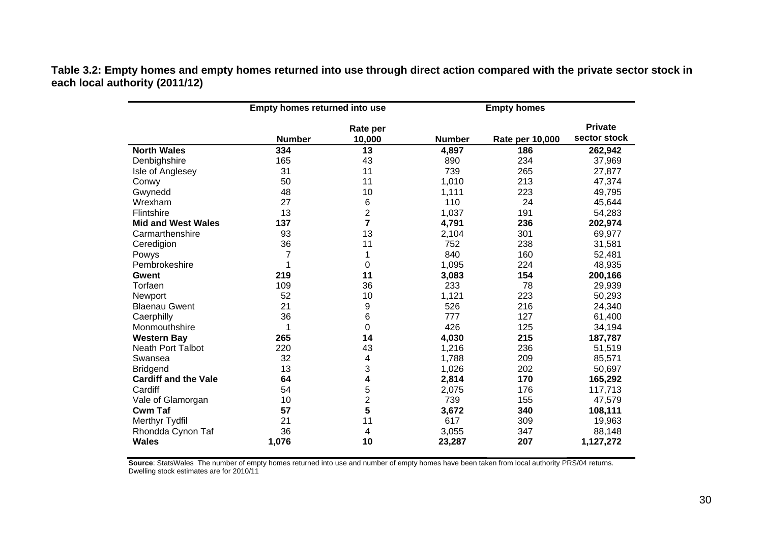**Table 3.2: Empty homes and empty homes returned into use through direct action compared with the private sector stock in each local authority (2011/12)**

| | Empty homes returned into use | | Empty homes | | |
|---|---|---|---|---|---|
| | **Number** | **Rate per 10,000** | **Number** | **Rate per 10,000** | **Private sector stock** |
| **North Wales** | **334** | **13** | **4,897** | **186** | **262,942** |
| Denbighshire | 165 | 43 | 890 | 234 | 37,969 |
| Isle of Anglesey | 31 | 11 | 739 | 265 | 27,877 |
| Conwy | 50 | 11 | 1,010 | 213 | 47,374 |
| Gwynedd | 48 | 10 | 1,111 | 223 | 49,795 |
| Wrexham | 27 | 6 | 110 | 24 | 45,644 |
| Flintshire | 13 | 2 | 1,037 | 191 | 54,283 |
| **Mid and West Wales** | **137** | **7** | **4,791** | **236** | **202,974** |
| Carmarthenshire | 93 | 13 | 2,104 | 301 | 69,977 |
| Ceredigion | 36 | 11 | 752 | 238 | 31,581 |
| Powys | 7 | 1 | 840 | 160 | 52,481 |
| Pembrokeshire | 1 | 0 | 1,095 | 224 | 48,935 |
| **Gwent** | **219** | **11** | **3,083** | **154** | **200,166** |
| Torfaen | 109 | 36 | 233 | 78 | 29,939 |
| Newport | 52 | 10 | 1,121 | 223 | 50,293 |
| Blaenau Gwent | 21 | 9 | 526 | 216 | 24,340 |
| Caerphilly | 36 | 6 | 777 | 127 | 61,400 |
| Monmouthshire | 1 | 0 | 426 | 125 | 34,194 |
| **Western Bay** | **265** | **14** | **4,030** | **215** | **187,787** |
| Neath Port Talbot | 220 | 43 | 1,216 | 236 | 51,519 |
| Swansea | 32 | 4 | 1,788 | 209 | 85,571 |
| Bridgend | 13 | 3 | 1,026 | 202 | 50,697 |
| **Cardiff and the Vale** | **64** | **4** | **2,814** | **170** | **165,292** |
| Cardiff | 54 | 5 | 2,075 | 176 | 117,713 |
| Vale of Glamorgan | 10 | 2 | 739 | 155 | 47,579 |
| **Cwm Taf** | **57** | **5** | **3,672** | **340** | **108,111** |
| Merthyr Tydfil | 21 | 11 | 617 | 309 | 19,963 |
| Rhondda Cynon Taf | 36 | 4 | 3,055 | 347 | 88,148 |
| **Wales** | **1,076** | **10** | **23,287** | **207** | **1,127,272** |

**Source**: StatsWales The number of empty homes returned into use and number of empty homes have been taken from local authority PRS/04 returns. Dwelling stock estimates are for 2010/11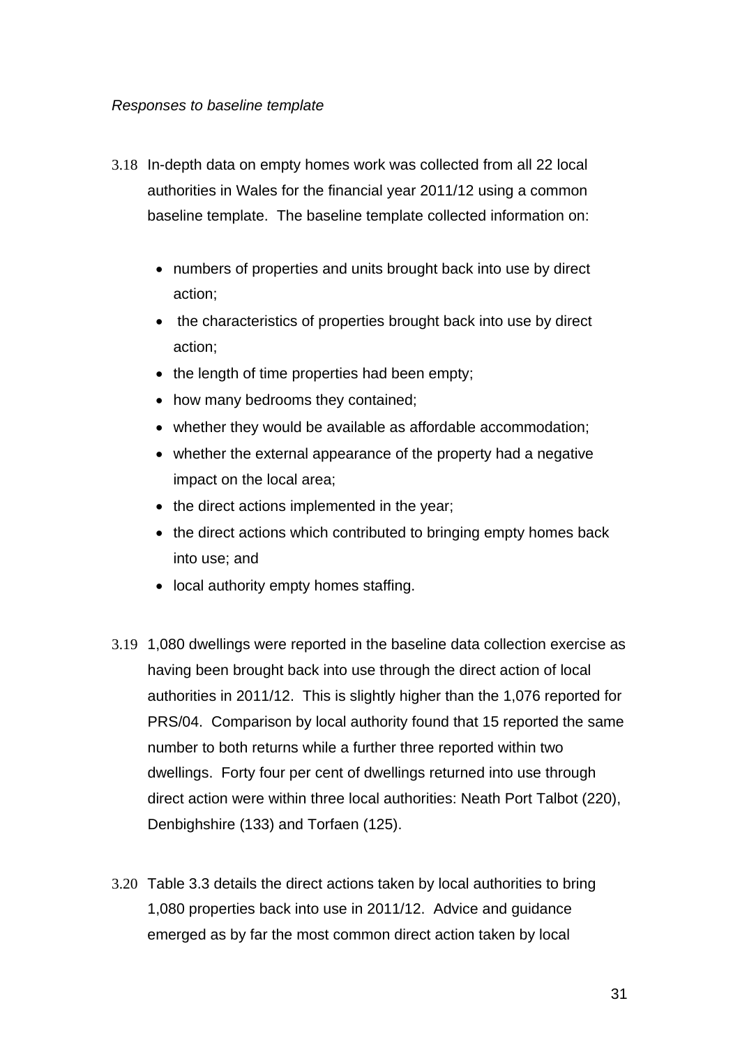*Responses to baseline template*

3.18 In-depth data on empty homes work was collected from all 22 local authorities in Wales for the financial year 2011/12 using a common baseline template. The baseline template collected information on:

- numbers of properties and units brought back into use by direct action;
- the characteristics of properties brought back into use by direct action;
- the length of time properties had been empty;
- how many bedrooms they contained;
- whether they would be available as affordable accommodation;
- whether the external appearance of the property had a negative impact on the local area;
- the direct actions implemented in the year;
- the direct actions which contributed to bringing empty homes back into use; and
- local authority empty homes staffing.

3.19 1,080 dwellings were reported in the baseline data collection exercise as having been brought back into use through the direct action of local authorities in 2011/12. This is slightly higher than the 1,076 reported for PRS/04. Comparison by local authority found that 15 reported the same number to both returns while a further three reported within two dwellings. Forty four per cent of dwellings returned into use through direct action were within three local authorities: Neath Port Talbot (220), Denbighshire (133) and Torfaen (125).

3.20 Table 3.3 details the direct actions taken by local authorities to bring 1,080 properties back into use in 2011/12. Advice and guidance emerged as by far the most common direct action taken by local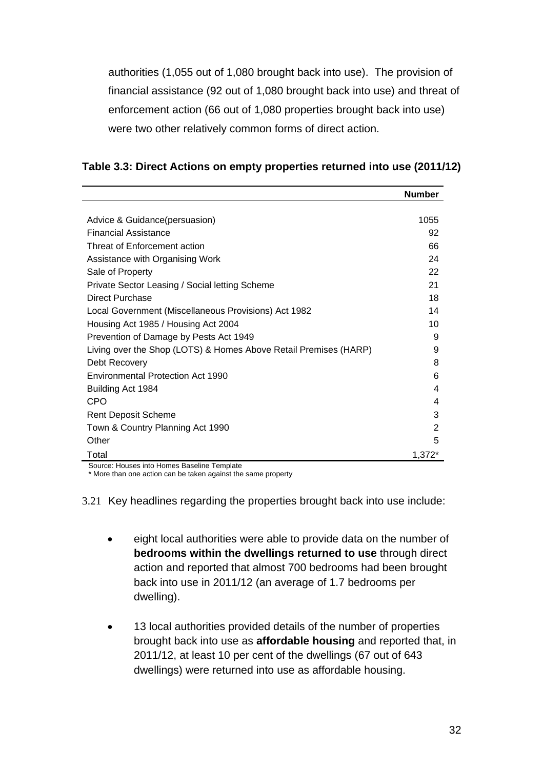authorities (1,055 out of 1,080 brought back into use). The provision of financial assistance (92 out of 1,080 brought back into use) and threat of enforcement action (66 out of 1,080 properties brought back into use) were two other relatively common forms of direct action.

**Table 3.3: Direct Actions on empty properties returned into use (2011/12)**

| | Number |
|---|---|
| Advice & Guidance(persuasion) | 1055 |
| Financial Assistance | 92 |
| Threat of Enforcement action | 66 |
| Assistance with Organising Work | 24 |
| Sale of Property | 22 |
| Private Sector Leasing / Social letting Scheme | 21 |
| Direct Purchase | 18 |
| Local Government (Miscellaneous Provisions) Act 1982 | 14 |
| Housing Act 1985 / Housing Act 2004 | 10 |
| Prevention of Damage by Pests Act 1949 | 9 |
| Living over the Shop (LOTS) & Homes Above Retail Premises (HARP) | 9 |
| Debt Recovery | 8 |
| Environmental Protection Act 1990 | 6 |
| Building Act 1984 | 4 |
| CPO | 4 |
| Rent Deposit Scheme | 3 |
| Town & Country Planning Act 1990 | 2 |
| Other | 5 |
| Total | 1,372* |

Source: Houses into Homes Baseline Template
\* More than one action can be taken against the same property

3.21 Key headlines regarding the properties brought back into use include:

- eight local authorities were able to provide data on the number of **bedrooms within the dwellings returned to use** through direct action and reported that almost 700 bedrooms had been brought back into use in 2011/12 (an average of 1.7 bedrooms per dwelling).

- 13 local authorities provided details of the number of properties brought back into use as **affordable housing** and reported that, in 2011/12, at least 10 per cent of the dwellings (67 out of 643 dwellings) were returned into use as affordable housing.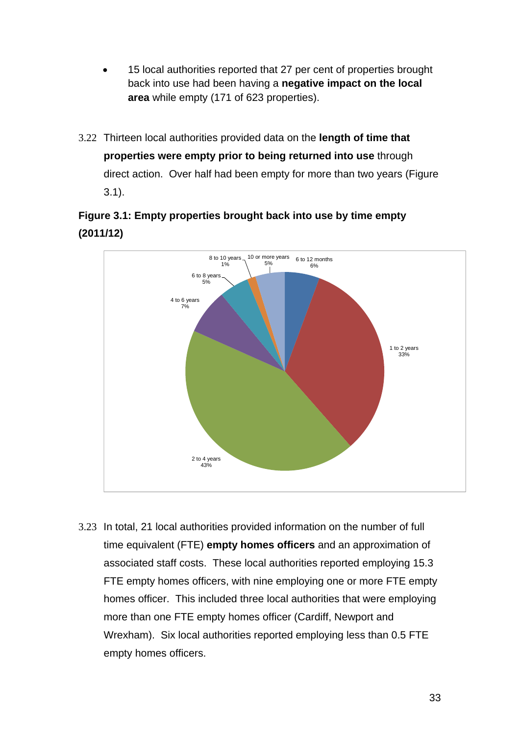- 15 local authorities reported that 27 per cent of properties brought back into use had been having a **negative impact on the local area** while empty (171 of 623 properties).

3.22 Thirteen local authorities provided data on the **length of time that properties were empty prior to being returned into use** through direct action. Over half had been empty for more than two years (Figure 3.1).

**Figure 3.1: Empty properties brought back into use by time empty (2011/12)**

| Time empty | Per cent |
|---|---|
| 6 to 12 months | 6% |
| 1 to 2 years | 33% |
| 2 to 4 years | 43% |
| 4 to 6 years | 7% |
| 6 to 8 years | 5% |
| 8 to 10 years | 1% |
| 10 or more years | 5% |

3.23 In total, 21 local authorities provided information on the number of full time equivalent (FTE) **empty homes officers** and an approximation of associated staff costs. These local authorities reported employing 15.3 FTE empty homes officers, with nine employing one or more FTE empty homes officer. This included three local authorities that were employing more than one FTE empty homes officer (Cardiff, Newport and Wrexham). Six local authorities reported employing less than 0.5 FTE empty homes officers.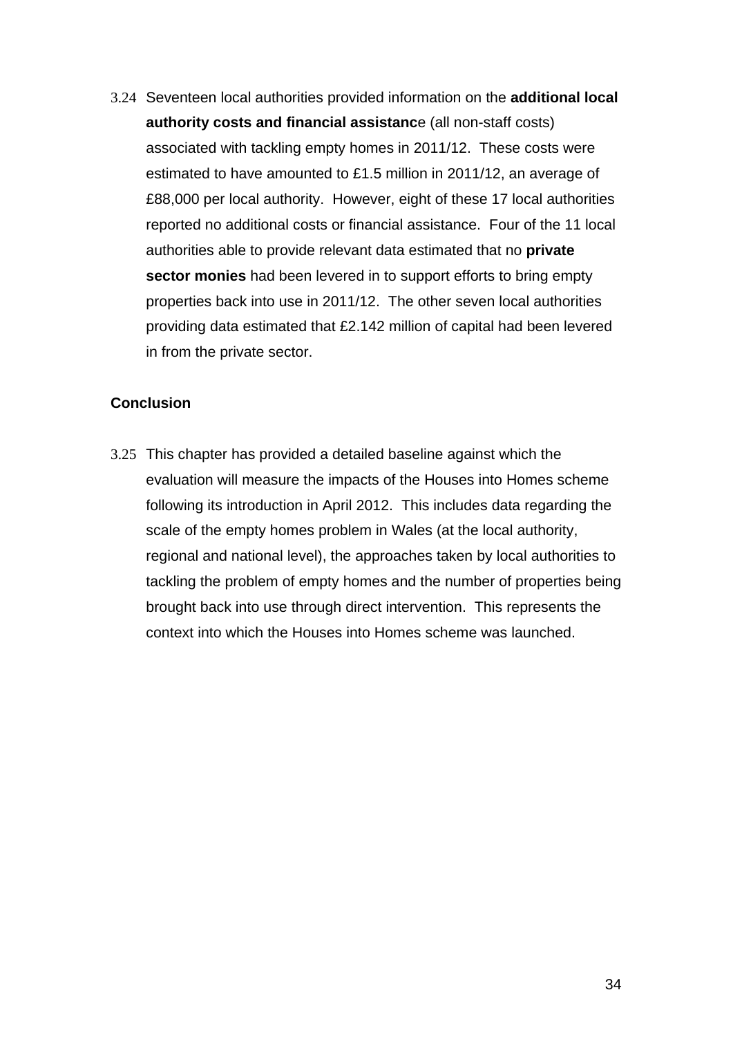3.24 Seventeen local authorities provided information on the **additional local authority costs and financial assistanc**e (all non-staff costs) associated with tackling empty homes in 2011/12. These costs were estimated to have amounted to £1.5 million in 2011/12, an average of £88,000 per local authority. However, eight of these 17 local authorities reported no additional costs or financial assistance. Four of the 11 local authorities able to provide relevant data estimated that no **private sector monies** had been levered in to support efforts to bring empty properties back into use in 2011/12. The other seven local authorities providing data estimated that £2.142 million of capital had been levered in from the private sector.

**Conclusion**

3.25 This chapter has provided a detailed baseline against which the evaluation will measure the impacts of the Houses into Homes scheme following its introduction in April 2012. This includes data regarding the scale of the empty homes problem in Wales (at the local authority, regional and national level), the approaches taken by local authorities to tackling the problem of empty homes and the number of properties being brought back into use through direct intervention. This represents the context into which the Houses into Homes scheme was launched.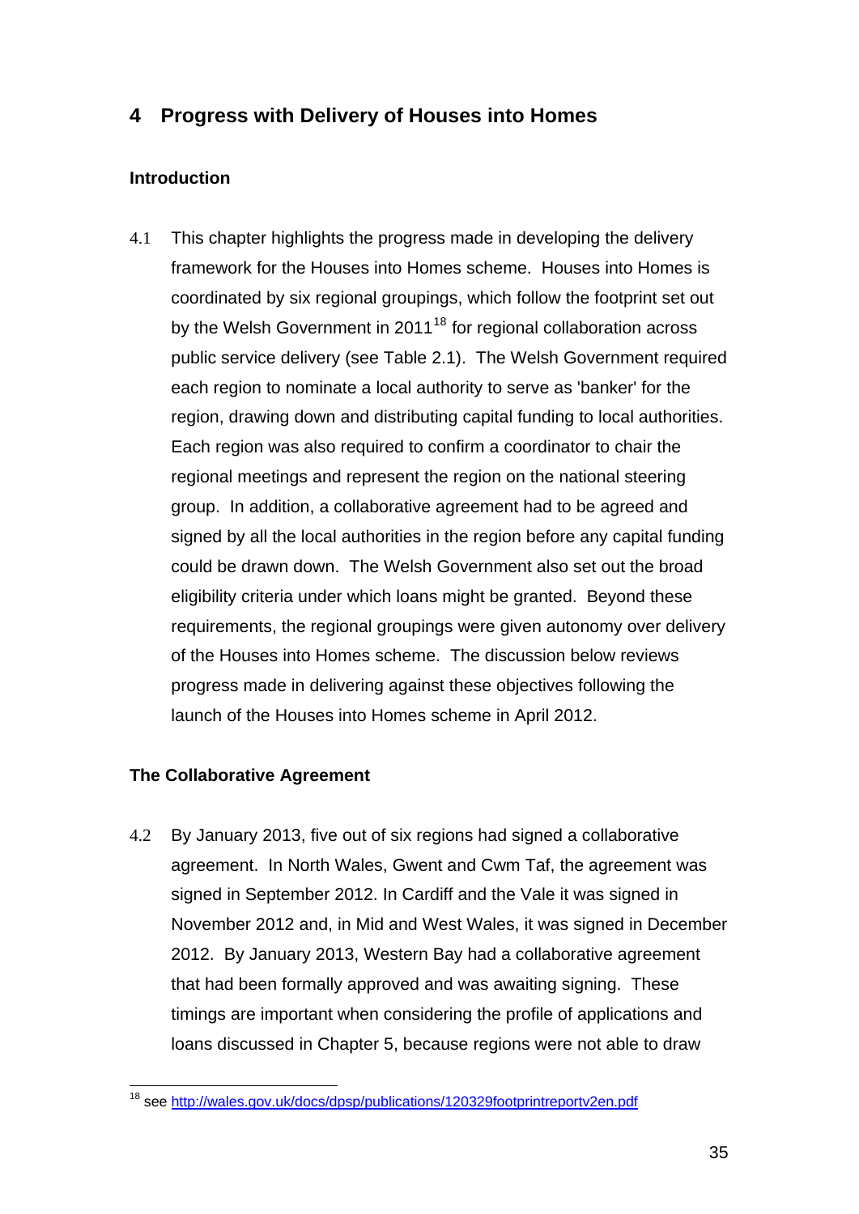## 4 Progress with Delivery of Houses into Homes

### Introduction

4.1 This chapter highlights the progress made in developing the delivery framework for the Houses into Homes scheme. Houses into Homes is coordinated by six regional groupings, which follow the footprint set out by the Welsh Government in 2011[18] for regional collaboration across public service delivery (see Table 2.1). The Welsh Government required each region to nominate a local authority to serve as 'banker' for the region, drawing down and distributing capital funding to local authorities. Each region was also required to confirm a coordinator to chair the regional meetings and represent the region on the national steering group. In addition, a collaborative agreement had to be agreed and signed by all the local authorities in the region before any capital funding could be drawn down. The Welsh Government also set out the broad eligibility criteria under which loans might be granted. Beyond these requirements, the regional groupings were given autonomy over delivery of the Houses into Homes scheme. The discussion below reviews progress made in delivering against these objectives following the launch of the Houses into Homes scheme in April 2012.

### The Collaborative Agreement

4.2 By January 2013, five out of six regions had signed a collaborative agreement. In North Wales, Gwent and Cwm Taf, the agreement was signed in September 2012. In Cardiff and the Vale it was signed in November 2012 and, in Mid and West Wales, it was signed in December 2012. By January 2013, Western Bay had a collaborative agreement that had been formally approved and was awaiting signing. These timings are important when considering the profile of applications and loans discussed in Chapter 5, because regions were not able to draw

[18] see http://wales.gov.uk/docs/dpsp/publications/120329footprintreportv2en.pdf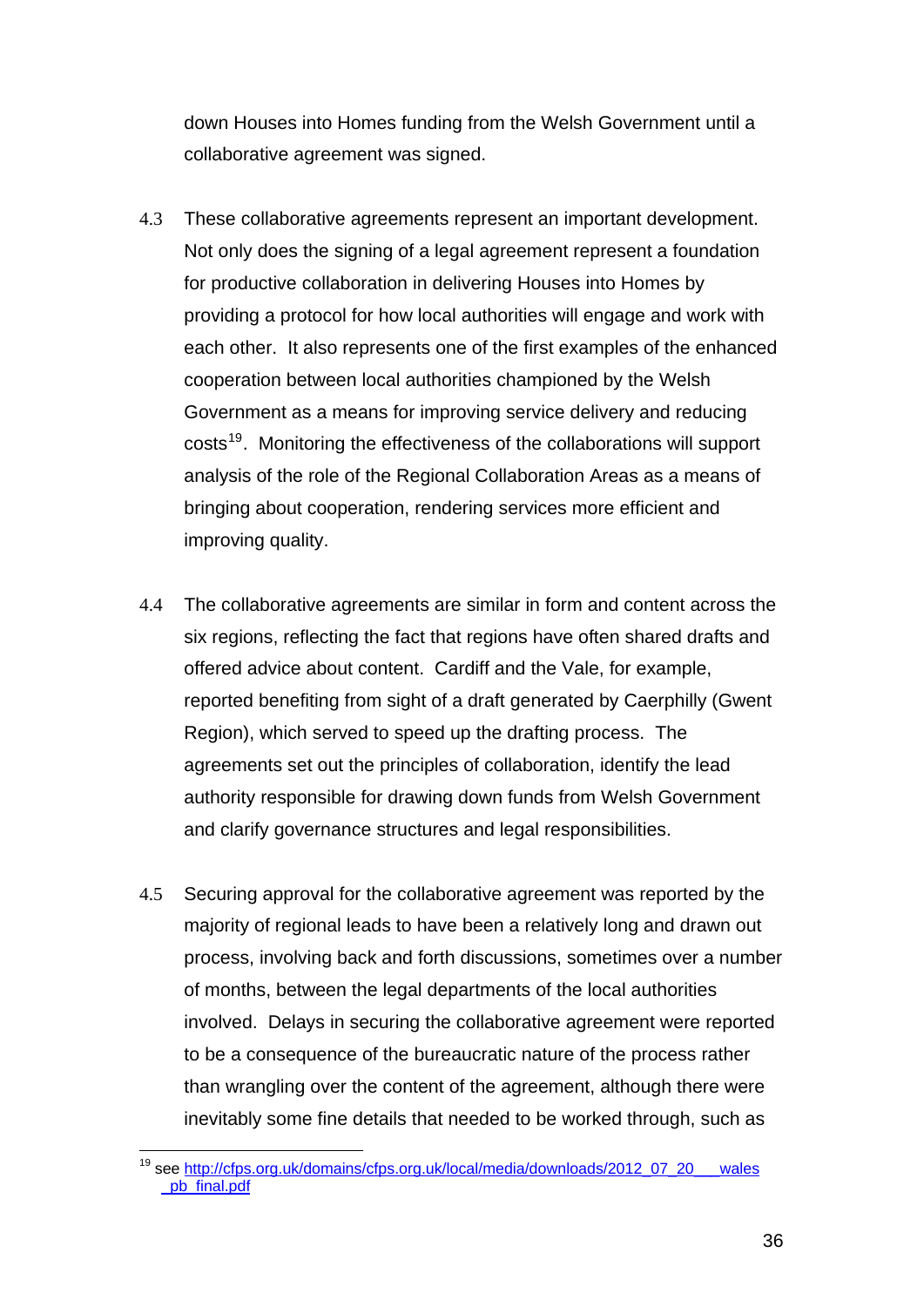down Houses into Homes funding from the Welsh Government until a collaborative agreement was signed.

4.3 These collaborative agreements represent an important development. Not only does the signing of a legal agreement represent a foundation for productive collaboration in delivering Houses into Homes by providing a protocol for how local authorities will engage and work with each other. It also represents one of the first examples of the enhanced cooperation between local authorities championed by the Welsh Government as a means for improving service delivery and reducing costs[19]. Monitoring the effectiveness of the collaborations will support analysis of the role of the Regional Collaboration Areas as a means of bringing about cooperation, rendering services more efficient and improving quality.

4.4 The collaborative agreements are similar in form and content across the six regions, reflecting the fact that regions have often shared drafts and offered advice about content. Cardiff and the Vale, for example, reported benefiting from sight of a draft generated by Caerphilly (Gwent Region), which served to speed up the drafting process. The agreements set out the principles of collaboration, identify the lead authority responsible for drawing down funds from Welsh Government and clarify governance structures and legal responsibilities.

4.5 Securing approval for the collaborative agreement was reported by the majority of regional leads to have been a relatively long and drawn out process, involving back and forth discussions, sometimes over a number of months, between the legal departments of the local authorities involved. Delays in securing the collaborative agreement were reported to be a consequence of the bureaucratic nature of the process rather than wrangling over the content of the agreement, although there were inevitably some fine details that needed to be worked through, such as

[19] see http://cfps.org.uk/domains/cfps.org.uk/local/media/downloads/2012_07_20___wales_pb_final.pdf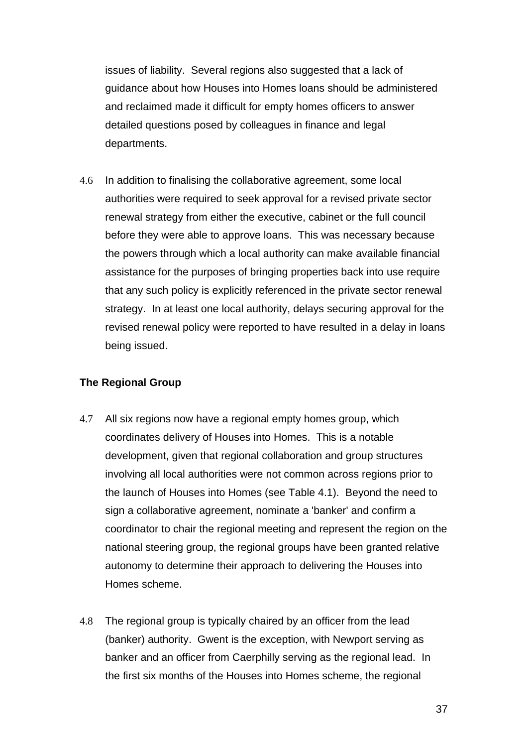issues of liability. Several regions also suggested that a lack of guidance about how Houses into Homes loans should be administered and reclaimed made it difficult for empty homes officers to answer detailed questions posed by colleagues in finance and legal departments.

4.6 In addition to finalising the collaborative agreement, some local authorities were required to seek approval for a revised private sector renewal strategy from either the executive, cabinet or the full council before they were able to approve loans. This was necessary because the powers through which a local authority can make available financial assistance for the purposes of bringing properties back into use require that any such policy is explicitly referenced in the private sector renewal strategy. In at least one local authority, delays securing approval for the revised renewal policy were reported to have resulted in a delay in loans being issued.

**The Regional Group**

4.7 All six regions now have a regional empty homes group, which coordinates delivery of Houses into Homes. This is a notable development, given that regional collaboration and group structures involving all local authorities were not common across regions prior to the launch of Houses into Homes (see Table 4.1). Beyond the need to sign a collaborative agreement, nominate a 'banker' and confirm a coordinator to chair the regional meeting and represent the region on the national steering group, the regional groups have been granted relative autonomy to determine their approach to delivering the Houses into Homes scheme.

4.8 The regional group is typically chaired by an officer from the lead (banker) authority. Gwent is the exception, with Newport serving as banker and an officer from Caerphilly serving as the regional lead. In the first six months of the Houses into Homes scheme, the regional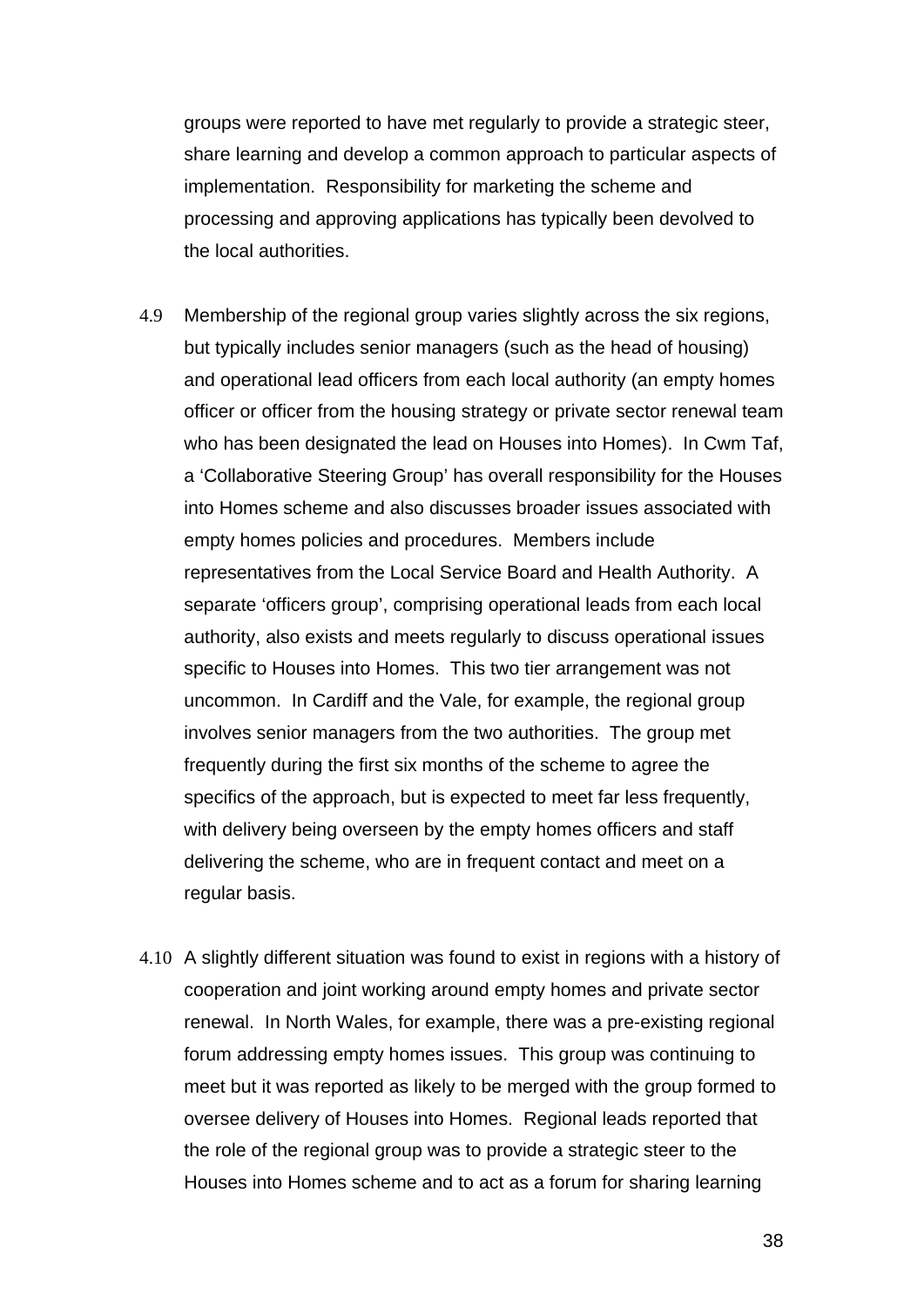groups were reported to have met regularly to provide a strategic steer, share learning and develop a common approach to particular aspects of implementation. Responsibility for marketing the scheme and processing and approving applications has typically been devolved to the local authorities.

4.9 Membership of the regional group varies slightly across the six regions, but typically includes senior managers (such as the head of housing) and operational lead officers from each local authority (an empty homes officer or officer from the housing strategy or private sector renewal team who has been designated the lead on Houses into Homes). In Cwm Taf, a 'Collaborative Steering Group' has overall responsibility for the Houses into Homes scheme and also discusses broader issues associated with empty homes policies and procedures. Members include representatives from the Local Service Board and Health Authority. A separate 'officers group', comprising operational leads from each local authority, also exists and meets regularly to discuss operational issues specific to Houses into Homes. This two tier arrangement was not uncommon. In Cardiff and the Vale, for example, the regional group involves senior managers from the two authorities. The group met frequently during the first six months of the scheme to agree the specifics of the approach, but is expected to meet far less frequently, with delivery being overseen by the empty homes officers and staff delivering the scheme, who are in frequent contact and meet on a regular basis.

4.10 A slightly different situation was found to exist in regions with a history of cooperation and joint working around empty homes and private sector renewal. In North Wales, for example, there was a pre-existing regional forum addressing empty homes issues. This group was continuing to meet but it was reported as likely to be merged with the group formed to oversee delivery of Houses into Homes. Regional leads reported that the role of the regional group was to provide a strategic steer to the Houses into Homes scheme and to act as a forum for sharing learning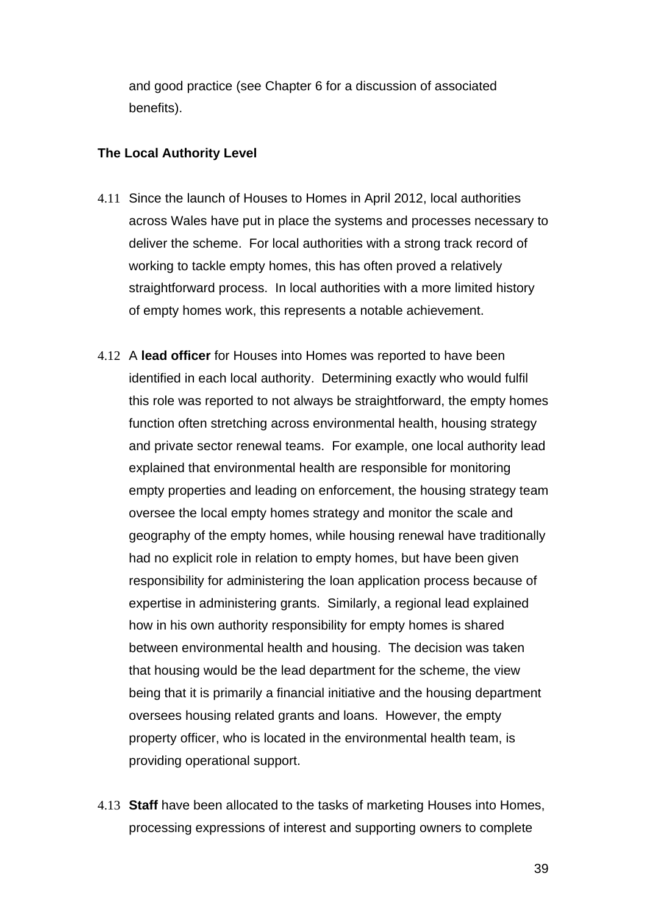and good practice (see Chapter 6 for a discussion of associated benefits).

**The Local Authority Level**

4.11 Since the launch of Houses to Homes in April 2012, local authorities across Wales have put in place the systems and processes necessary to deliver the scheme. For local authorities with a strong track record of working to tackle empty homes, this has often proved a relatively straightforward process. In local authorities with a more limited history of empty homes work, this represents a notable achievement.

4.12 A **lead officer** for Houses into Homes was reported to have been identified in each local authority. Determining exactly who would fulfil this role was reported to not always be straightforward, the empty homes function often stretching across environmental health, housing strategy and private sector renewal teams. For example, one local authority lead explained that environmental health are responsible for monitoring empty properties and leading on enforcement, the housing strategy team oversee the local empty homes strategy and monitor the scale and geography of the empty homes, while housing renewal have traditionally had no explicit role in relation to empty homes, but have been given responsibility for administering the loan application process because of expertise in administering grants. Similarly, a regional lead explained how in his own authority responsibility for empty homes is shared between environmental health and housing. The decision was taken that housing would be the lead department for the scheme, the view being that it is primarily a financial initiative and the housing department oversees housing related grants and loans. However, the empty property officer, who is located in the environmental health team, is providing operational support.

4.13 **Staff** have been allocated to the tasks of marketing Houses into Homes, processing expressions of interest and supporting owners to complete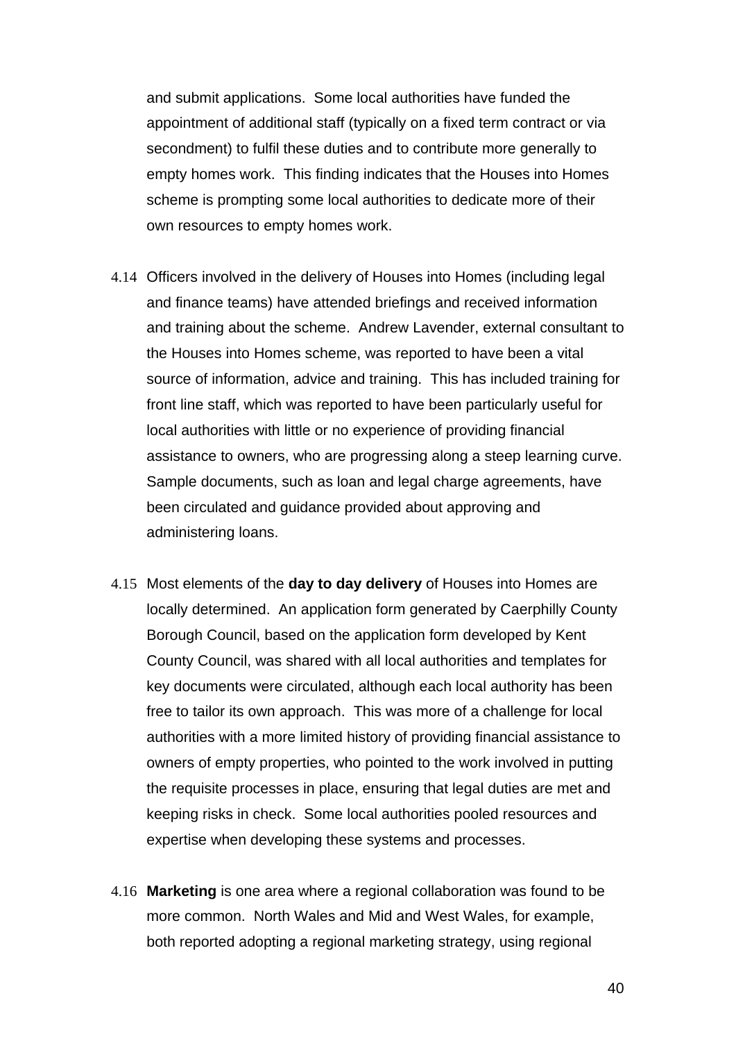and submit applications. Some local authorities have funded the appointment of additional staff (typically on a fixed term contract or via secondment) to fulfil these duties and to contribute more generally to empty homes work. This finding indicates that the Houses into Homes scheme is prompting some local authorities to dedicate more of their own resources to empty homes work.

4.14 Officers involved in the delivery of Houses into Homes (including legal and finance teams) have attended briefings and received information and training about the scheme. Andrew Lavender, external consultant to the Houses into Homes scheme, was reported to have been a vital source of information, advice and training. This has included training for front line staff, which was reported to have been particularly useful for local authorities with little or no experience of providing financial assistance to owners, who are progressing along a steep learning curve. Sample documents, such as loan and legal charge agreements, have been circulated and guidance provided about approving and administering loans.

4.15 Most elements of the **day to day delivery** of Houses into Homes are locally determined. An application form generated by Caerphilly County Borough Council, based on the application form developed by Kent County Council, was shared with all local authorities and templates for key documents were circulated, although each local authority has been free to tailor its own approach. This was more of a challenge for local authorities with a more limited history of providing financial assistance to owners of empty properties, who pointed to the work involved in putting the requisite processes in place, ensuring that legal duties are met and keeping risks in check. Some local authorities pooled resources and expertise when developing these systems and processes.

4.16 **Marketing** is one area where a regional collaboration was found to be more common. North Wales and Mid and West Wales, for example, both reported adopting a regional marketing strategy, using regional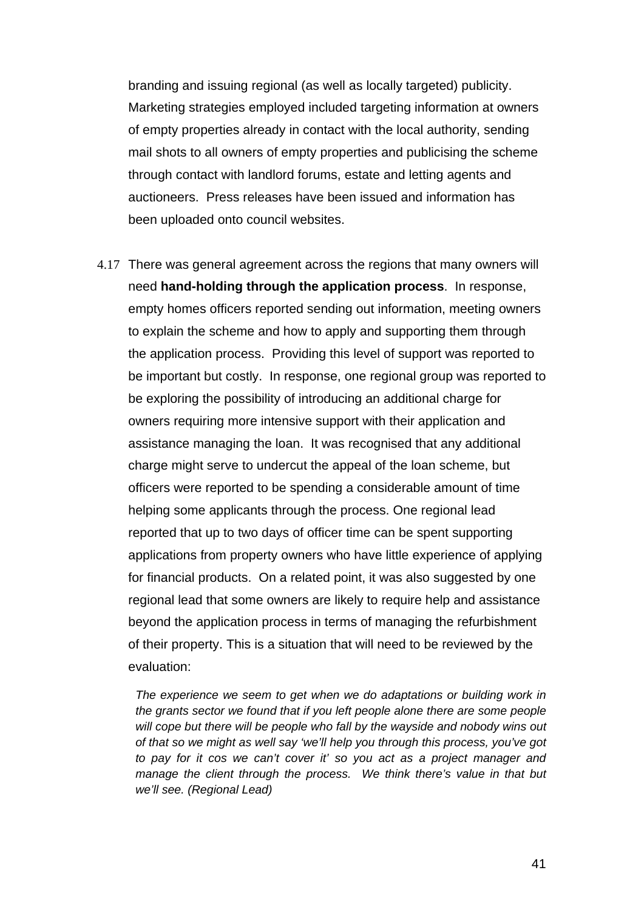branding and issuing regional (as well as locally targeted) publicity. Marketing strategies employed included targeting information at owners of empty properties already in contact with the local authority, sending mail shots to all owners of empty properties and publicising the scheme through contact with landlord forums, estate and letting agents and auctioneers. Press releases have been issued and information has been uploaded onto council websites.

4.17 There was general agreement across the regions that many owners will need **hand-holding through the application process**. In response, empty homes officers reported sending out information, meeting owners to explain the scheme and how to apply and supporting them through the application process. Providing this level of support was reported to be important but costly. In response, one regional group was reported to be exploring the possibility of introducing an additional charge for owners requiring more intensive support with their application and assistance managing the loan. It was recognised that any additional charge might serve to undercut the appeal of the loan scheme, but officers were reported to be spending a considerable amount of time helping some applicants through the process. One regional lead reported that up to two days of officer time can be spent supporting applications from property owners who have little experience of applying for financial products. On a related point, it was also suggested by one regional lead that some owners are likely to require help and assistance beyond the application process in terms of managing the refurbishment of their property. This is a situation that will need to be reviewed by the evaluation:

*The experience we seem to get when we do adaptations or building work in the grants sector we found that if you left people alone there are some people will cope but there will be people who fall by the wayside and nobody wins out of that so we might as well say 'we'll help you through this process, you've got to pay for it cos we can't cover it' so you act as a project manager and manage the client through the process. We think there's value in that but we'll see. (Regional Lead)*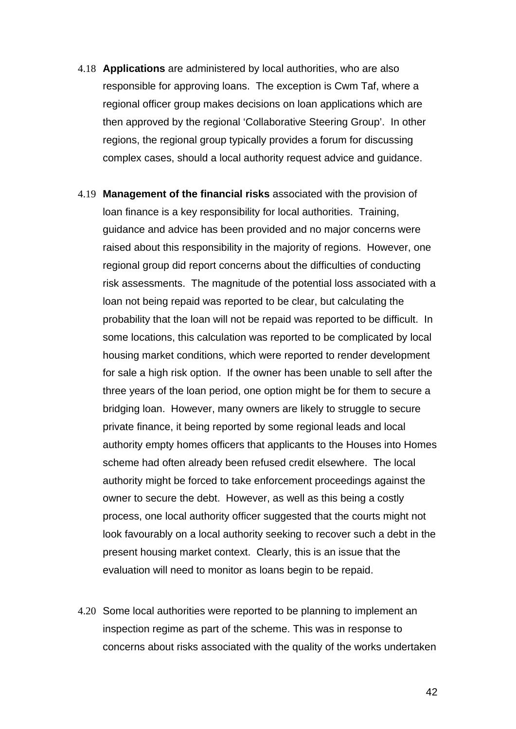4.18 **Applications** are administered by local authorities, who are also responsible for approving loans. The exception is Cwm Taf, where a regional officer group makes decisions on loan applications which are then approved by the regional 'Collaborative Steering Group'. In other regions, the regional group typically provides a forum for discussing complex cases, should a local authority request advice and guidance.

4.19 **Management of the financial risks** associated with the provision of loan finance is a key responsibility for local authorities. Training, guidance and advice has been provided and no major concerns were raised about this responsibility in the majority of regions. However, one regional group did report concerns about the difficulties of conducting risk assessments. The magnitude of the potential loss associated with a loan not being repaid was reported to be clear, but calculating the probability that the loan will not be repaid was reported to be difficult. In some locations, this calculation was reported to be complicated by local housing market conditions, which were reported to render development for sale a high risk option. If the owner has been unable to sell after the three years of the loan period, one option might be for them to secure a bridging loan. However, many owners are likely to struggle to secure private finance, it being reported by some regional leads and local authority empty homes officers that applicants to the Houses into Homes scheme had often already been refused credit elsewhere. The local authority might be forced to take enforcement proceedings against the owner to secure the debt. However, as well as this being a costly process, one local authority officer suggested that the courts might not look favourably on a local authority seeking to recover such a debt in the present housing market context. Clearly, this is an issue that the evaluation will need to monitor as loans begin to be repaid.

4.20 Some local authorities were reported to be planning to implement an inspection regime as part of the scheme. This was in response to concerns about risks associated with the quality of the works undertaken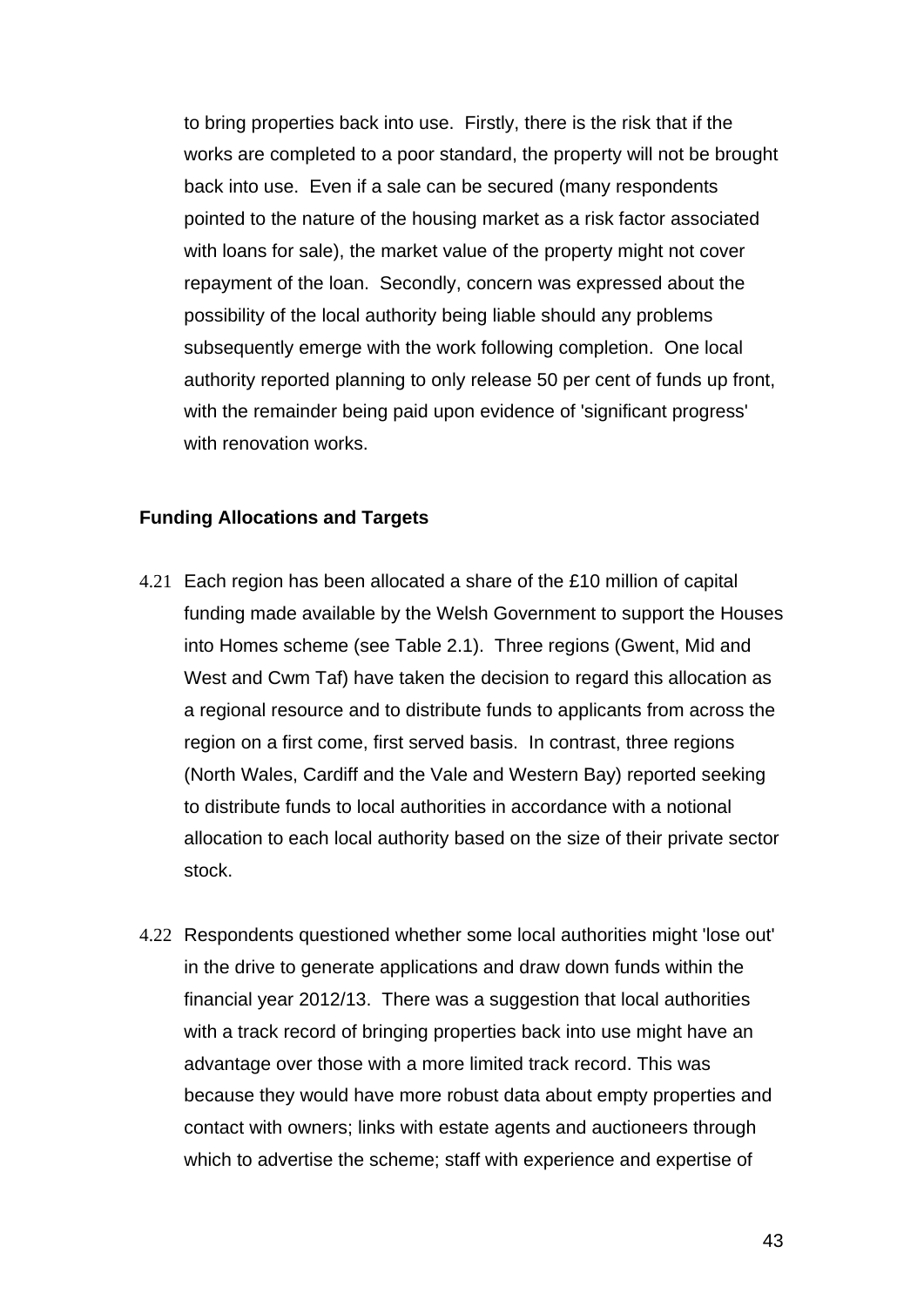to bring properties back into use. Firstly, there is the risk that if the works are completed to a poor standard, the property will not be brought back into use. Even if a sale can be secured (many respondents pointed to the nature of the housing market as a risk factor associated with loans for sale), the market value of the property might not cover repayment of the loan. Secondly, concern was expressed about the possibility of the local authority being liable should any problems subsequently emerge with the work following completion. One local authority reported planning to only release 50 per cent of funds up front, with the remainder being paid upon evidence of 'significant progress' with renovation works.

### Funding Allocations and Targets

4.21 Each region has been allocated a share of the £10 million of capital funding made available by the Welsh Government to support the Houses into Homes scheme (see Table 2.1). Three regions (Gwent, Mid and West and Cwm Taf) have taken the decision to regard this allocation as a regional resource and to distribute funds to applicants from across the region on a first come, first served basis. In contrast, three regions (North Wales, Cardiff and the Vale and Western Bay) reported seeking to distribute funds to local authorities in accordance with a notional allocation to each local authority based on the size of their private sector stock.

4.22 Respondents questioned whether some local authorities might 'lose out' in the drive to generate applications and draw down funds within the financial year 2012/13. There was a suggestion that local authorities with a track record of bringing properties back into use might have an advantage over those with a more limited track record. This was because they would have more robust data about empty properties and contact with owners; links with estate agents and auctioneers through which to advertise the scheme; staff with experience and expertise of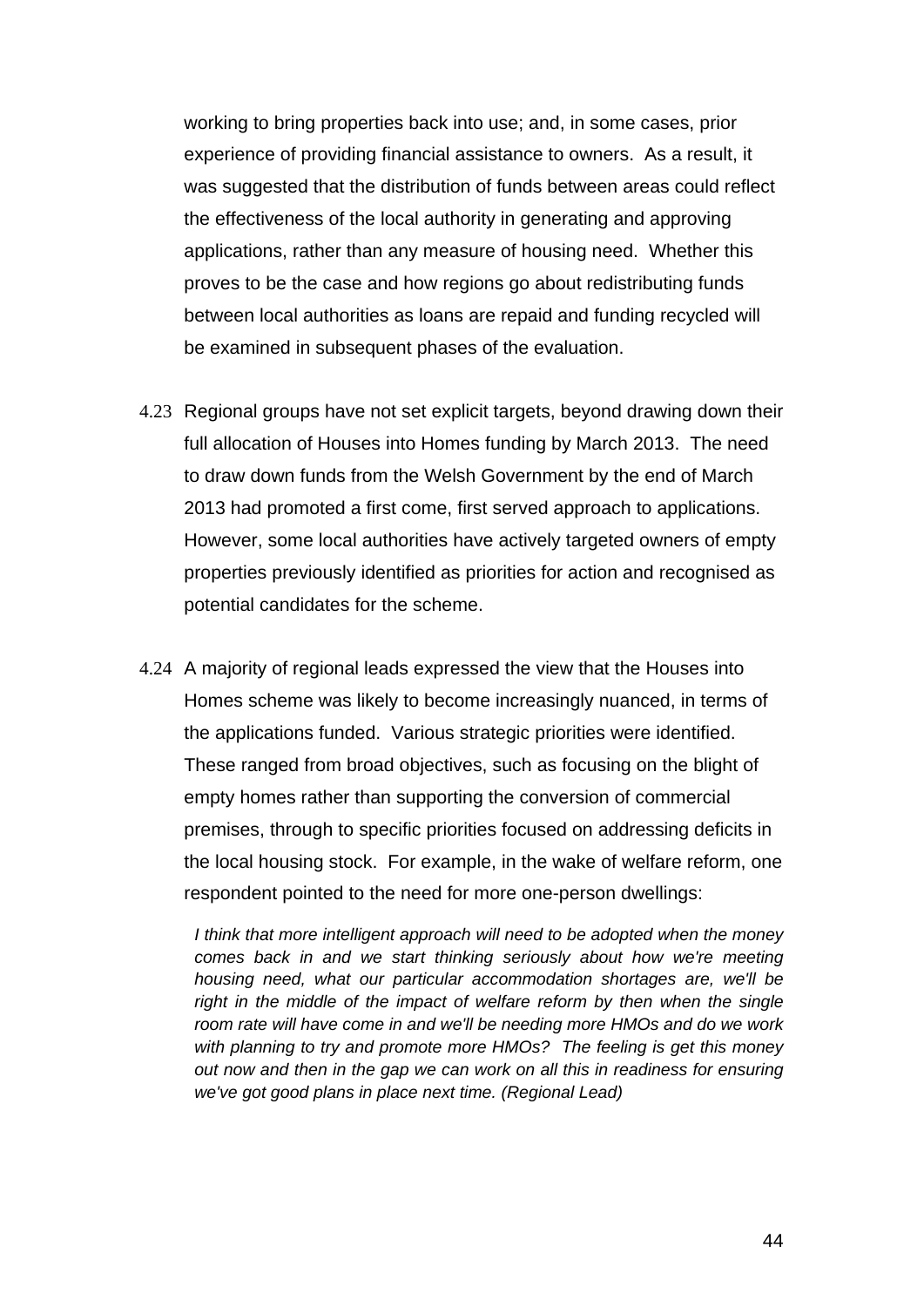working to bring properties back into use; and, in some cases, prior experience of providing financial assistance to owners. As a result, it was suggested that the distribution of funds between areas could reflect the effectiveness of the local authority in generating and approving applications, rather than any measure of housing need. Whether this proves to be the case and how regions go about redistributing funds between local authorities as loans are repaid and funding recycled will be examined in subsequent phases of the evaluation.

4.23 Regional groups have not set explicit targets, beyond drawing down their full allocation of Houses into Homes funding by March 2013. The need to draw down funds from the Welsh Government by the end of March 2013 had promoted a first come, first served approach to applications. However, some local authorities have actively targeted owners of empty properties previously identified as priorities for action and recognised as potential candidates for the scheme.

4.24 A majority of regional leads expressed the view that the Houses into Homes scheme was likely to become increasingly nuanced, in terms of the applications funded. Various strategic priorities were identified. These ranged from broad objectives, such as focusing on the blight of empty homes rather than supporting the conversion of commercial premises, through to specific priorities focused on addressing deficits in the local housing stock. For example, in the wake of welfare reform, one respondent pointed to the need for more one-person dwellings:

> *I think that more intelligent approach will need to be adopted when the money comes back in and we start thinking seriously about how we're meeting housing need, what our particular accommodation shortages are, we'll be right in the middle of the impact of welfare reform by then when the single room rate will have come in and we'll be needing more HMOs and do we work with planning to try and promote more HMOs? The feeling is get this money out now and then in the gap we can work on all this in readiness for ensuring we've got good plans in place next time. (Regional Lead)*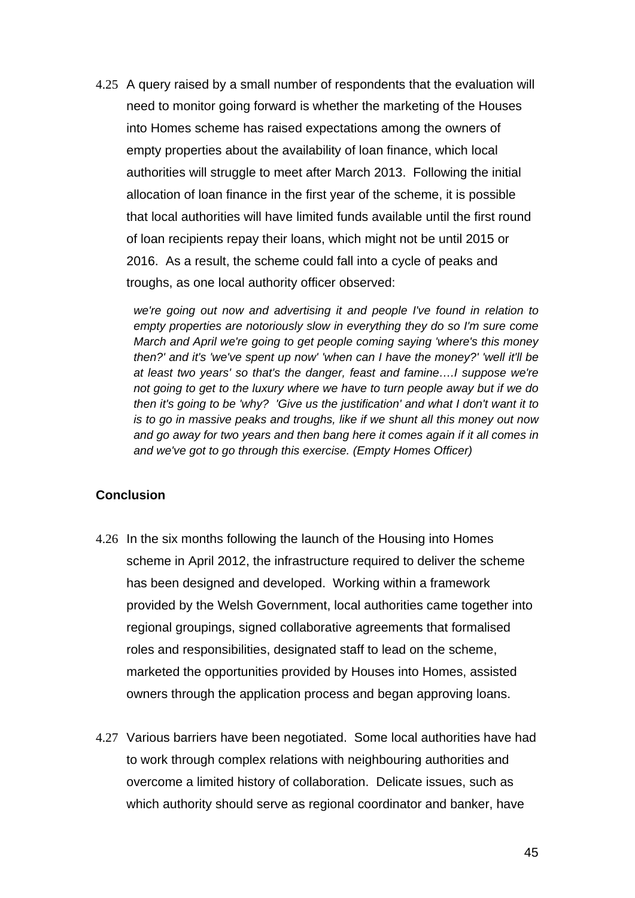4.25 A query raised by a small number of respondents that the evaluation will need to monitor going forward is whether the marketing of the Houses into Homes scheme has raised expectations among the owners of empty properties about the availability of loan finance, which local authorities will struggle to meet after March 2013. Following the initial allocation of loan finance in the first year of the scheme, it is possible that local authorities will have limited funds available until the first round of loan recipients repay their loans, which might not be until 2015 or 2016. As a result, the scheme could fall into a cycle of peaks and troughs, as one local authority officer observed:

> *we're going out now and advertising it and people I've found in relation to empty properties are notoriously slow in everything they do so I'm sure come March and April we're going to get people coming saying 'where's this money then?' and it's 'we've spent up now' 'when can I have the money?' 'well it'll be at least two years' so that's the danger, feast and famine….I suppose we're not going to get to the luxury where we have to turn people away but if we do then it's going to be 'why? 'Give us the justification' and what I don't want it to is to go in massive peaks and troughs, like if we shunt all this money out now and go away for two years and then bang here it comes again if it all comes in and we've got to go through this exercise. (Empty Homes Officer)*

**Conclusion**

4.26 In the six months following the launch of the Housing into Homes scheme in April 2012, the infrastructure required to deliver the scheme has been designed and developed. Working within a framework provided by the Welsh Government, local authorities came together into regional groupings, signed collaborative agreements that formalised roles and responsibilities, designated staff to lead on the scheme, marketed the opportunities provided by Houses into Homes, assisted owners through the application process and began approving loans.

4.27 Various barriers have been negotiated. Some local authorities have had to work through complex relations with neighbouring authorities and overcome a limited history of collaboration. Delicate issues, such as which authority should serve as regional coordinator and banker, have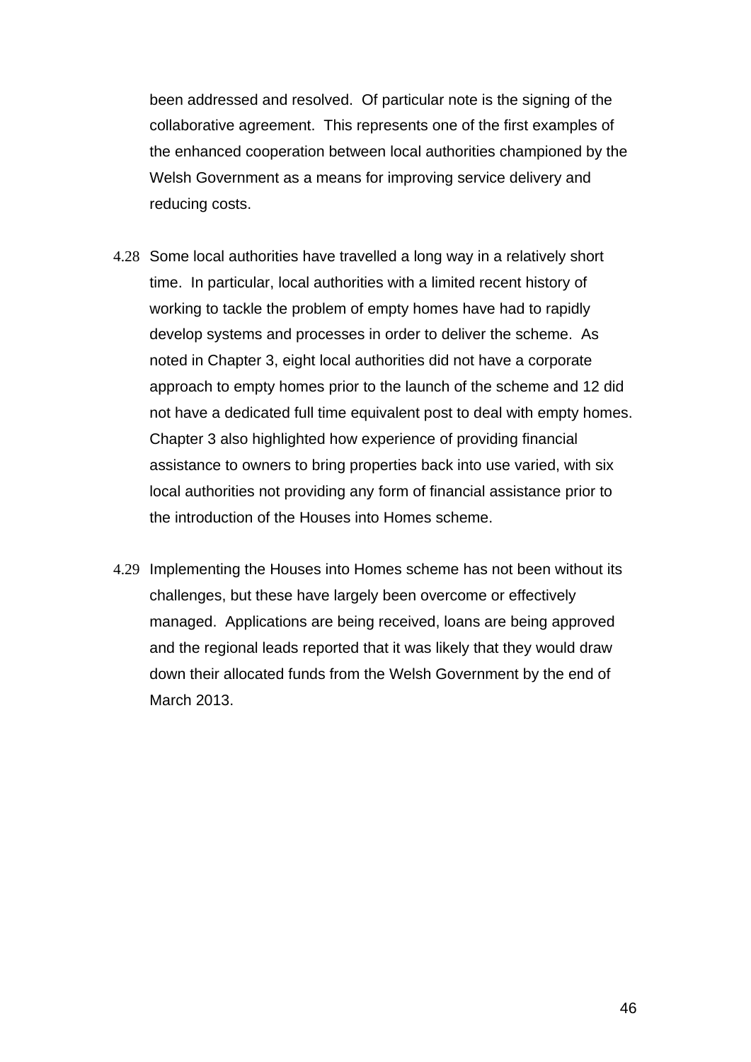been addressed and resolved. Of particular note is the signing of the collaborative agreement. This represents one of the first examples of the enhanced cooperation between local authorities championed by the Welsh Government as a means for improving service delivery and reducing costs.

4.28 Some local authorities have travelled a long way in a relatively short time. In particular, local authorities with a limited recent history of working to tackle the problem of empty homes have had to rapidly develop systems and processes in order to deliver the scheme. As noted in Chapter 3, eight local authorities did not have a corporate approach to empty homes prior to the launch of the scheme and 12 did not have a dedicated full time equivalent post to deal with empty homes. Chapter 3 also highlighted how experience of providing financial assistance to owners to bring properties back into use varied, with six local authorities not providing any form of financial assistance prior to the introduction of the Houses into Homes scheme.

4.29 Implementing the Houses into Homes scheme has not been without its challenges, but these have largely been overcome or effectively managed. Applications are being received, loans are being approved and the regional leads reported that it was likely that they would draw down their allocated funds from the Welsh Government by the end of March 2013.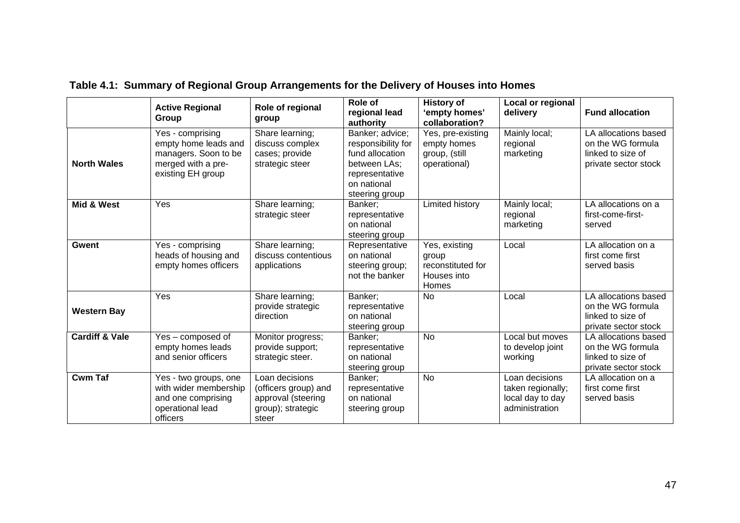**Table 4.1: Summary of Regional Group Arrangements for the Delivery of Houses into Homes**

| | Active Regional Group | Role of regional group | Role of regional lead authority | History of 'empty homes' collaboration? | Local or regional delivery | Fund allocation |
|---|---|---|---|---|---|---|
| **North Wales** | Yes - comprising empty home leads and managers. Soon to be merged with a pre-existing EH group | Share learning; discuss complex cases; provide strategic steer | Banker; advice; responsibility for fund allocation between LAs; representative on national steering group | Yes, pre-existing empty homes group, (still operational) | Mainly local; regional marketing | LA allocations based on the WG formula linked to size of private sector stock |
| **Mid & West** | Yes | Share learning; strategic steer | Banker; representative on national steering group | Limited history | Mainly local; regional marketing | LA allocations on a first-come-first-served |
| **Gwent** | Yes - comprising heads of housing and empty homes officers | Share learning; discuss contentious applications | Representative on national steering group; not the banker | Yes, existing group reconstituted for Houses into Homes | Local | LA allocation on a first come first served basis |
| **Western Bay** | Yes | Share learning; provide strategic direction | Banker; representative on national steering group | No | Local | LA allocations based on the WG formula linked to size of private sector stock |
| **Cardiff & Vale** | Yes – composed of empty homes leads and senior officers | Monitor progress; provide support; strategic steer. | Banker; representative on national steering group | No | Local but moves to develop joint working | LA allocations based on the WG formula linked to size of private sector stock |
| **Cwm Taf** | Yes - two groups, one with wider membership and one comprising operational lead officers | Loan decisions (officers group) and approval (steering group); strategic steer | Banker; representative on national steering group | No | Loan decisions taken regionally; local day to day administration | LA allocation on a first come first served basis |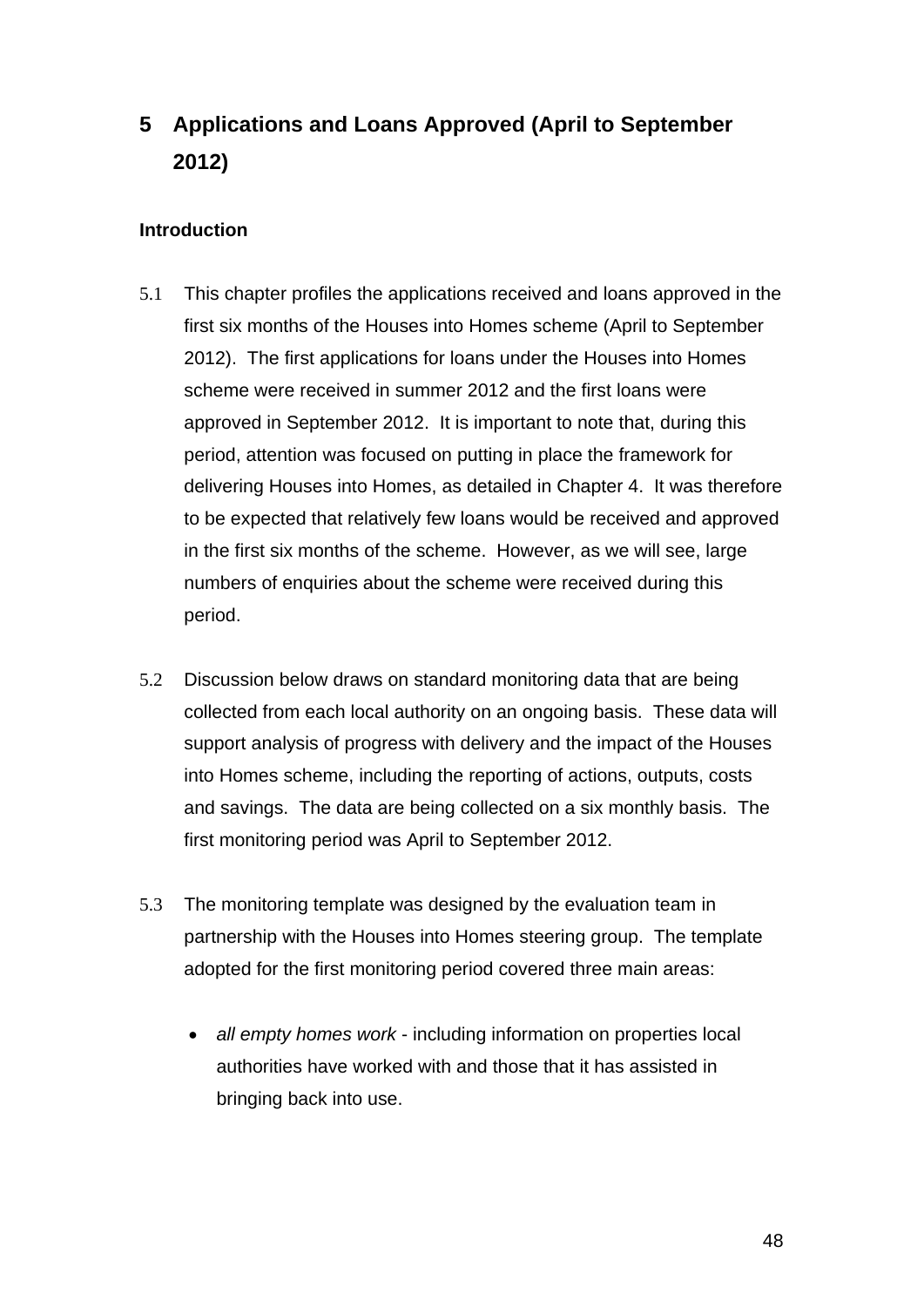# 5 Applications and Loans Approved (April to September 2012)

**Introduction**

5.1 This chapter profiles the applications received and loans approved in the first six months of the Houses into Homes scheme (April to September 2012). The first applications for loans under the Houses into Homes scheme were received in summer 2012 and the first loans were approved in September 2012. It is important to note that, during this period, attention was focused on putting in place the framework for delivering Houses into Homes, as detailed in Chapter 4. It was therefore to be expected that relatively few loans would be received and approved in the first six months of the scheme. However, as we will see, large numbers of enquiries about the scheme were received during this period.

5.2 Discussion below draws on standard monitoring data that are being collected from each local authority on an ongoing basis. These data will support analysis of progress with delivery and the impact of the Houses into Homes scheme, including the reporting of actions, outputs, costs and savings. The data are being collected on a six monthly basis. The first monitoring period was April to September 2012.

5.3 The monitoring template was designed by the evaluation team in partnership with the Houses into Homes steering group. The template adopted for the first monitoring period covered three main areas:

- *all empty homes work* - including information on properties local authorities have worked with and those that it has assisted in bringing back into use.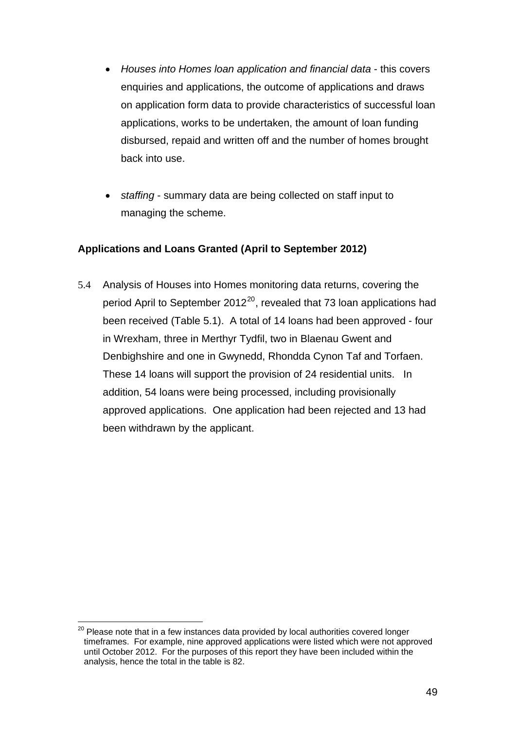- *Houses into Homes loan application and financial data* - this covers enquiries and applications, the outcome of applications and draws on application form data to provide characteristics of successful loan applications, works to be undertaken, the amount of loan funding disbursed, repaid and written off and the number of homes brought back into use.

- *staffing* - summary data are being collected on staff input to managing the scheme.

**Applications and Loans Granted (April to September 2012)**

5.4 Analysis of Houses into Homes monitoring data returns, covering the period April to September 2012[20], revealed that 73 loan applications had been received (Table 5.1). A total of 14 loans had been approved - four in Wrexham, three in Merthyr Tydfil, two in Blaenau Gwent and Denbighshire and one in Gwynedd, Rhondda Cynon Taf and Torfaen. These 14 loans will support the provision of 24 residential units. In addition, 54 loans were being processed, including provisionally approved applications. One application had been rejected and 13 had been withdrawn by the applicant.

---

[20] Please note that in a few instances data provided by local authorities covered longer timeframes. For example, nine approved applications were listed which were not approved until October 2012. For the purposes of this report they have been included within the analysis, hence the total in the table is 82.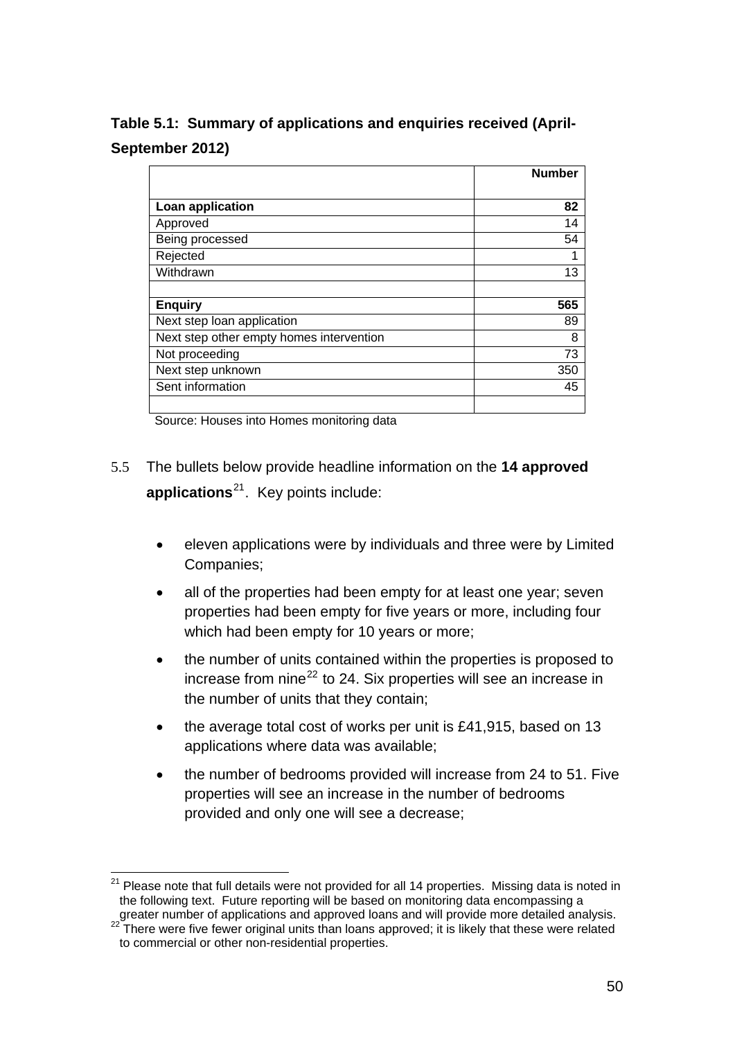**Table 5.1: Summary of applications and enquiries received (April-September 2012)**

| | Number |
|---|---:|
| **Loan application** | **82** |
| Approved | 14 |
| Being processed | 54 |
| Rejected | 1 |
| Withdrawn | 13 |
| | |
| **Enquiry** | **565** |
| Next step loan application | 89 |
| Next step other empty homes intervention | 8 |
| Not proceeding | 73 |
| Next step unknown | 350 |
| Sent information | 45 |
| | |

Source: Houses into Homes monitoring data

5.5 The bullets below provide headline information on the **14 approved applications**[21]. Key points include:

- eleven applications were by individuals and three were by Limited Companies;
- all of the properties had been empty for at least one year; seven properties had been empty for five years or more, including four which had been empty for 10 years or more;
- the number of units contained within the properties is proposed to increase from nine[22] to 24. Six properties will see an increase in the number of units that they contain;
- the average total cost of works per unit is £41,915, based on 13 applications where data was available;
- the number of bedrooms provided will increase from 24 to 51. Five properties will see an increase in the number of bedrooms provided and only one will see a decrease;

---

[21] Please note that full details were not provided for all 14 properties. Missing data is noted in the following text. Future reporting will be based on monitoring data encompassing a greater number of applications and approved loans and will provide more detailed analysis.

[22] There were five fewer original units than loans approved; it is likely that these were related to commercial or other non-residential properties.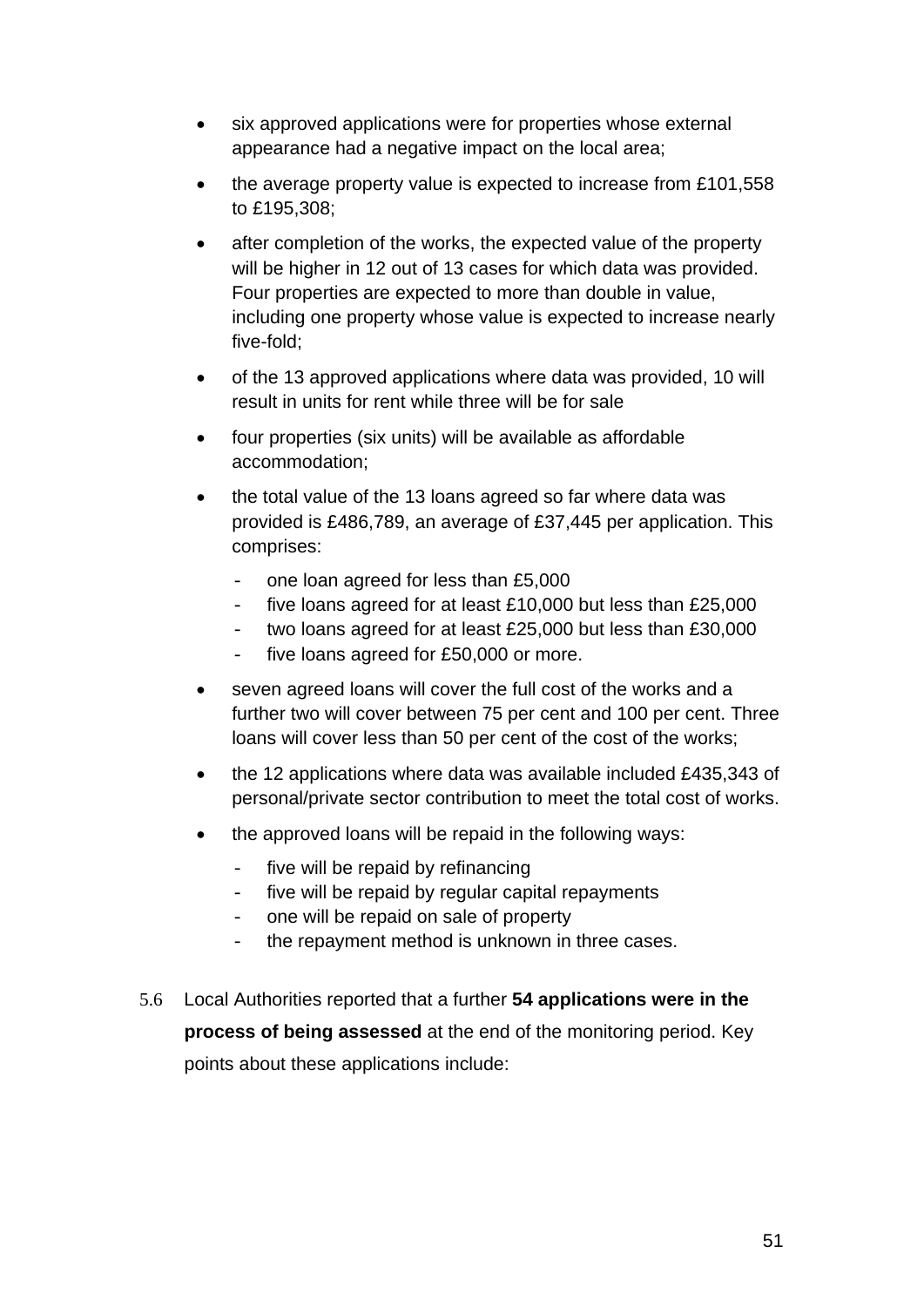- six approved applications were for properties whose external appearance had a negative impact on the local area;
- the average property value is expected to increase from £101,558 to £195,308;
- after completion of the works, the expected value of the property will be higher in 12 out of 13 cases for which data was provided. Four properties are expected to more than double in value, including one property whose value is expected to increase nearly five-fold;
- of the 13 approved applications where data was provided, 10 will result in units for rent while three will be for sale
- four properties (six units) will be available as affordable accommodation;
- the total value of the 13 loans agreed so far where data was provided is £486,789, an average of £37,445 per application. This comprises:
    - one loan agreed for less than £5,000
    - five loans agreed for at least £10,000 but less than £25,000
    - two loans agreed for at least £25,000 but less than £30,000
    - five loans agreed for £50,000 or more.
- seven agreed loans will cover the full cost of the works and a further two will cover between 75 per cent and 100 per cent. Three loans will cover less than 50 per cent of the cost of the works;
- the 12 applications where data was available included £435,343 of personal/private sector contribution to meet the total cost of works.
- the approved loans will be repaid in the following ways:
    - five will be repaid by refinancing
    - five will be repaid by regular capital repayments
    - one will be repaid on sale of property
    - the repayment method is unknown in three cases.

5.6 Local Authorities reported that a further **54 applications were in the process of being assessed** at the end of the monitoring period. Key points about these applications include: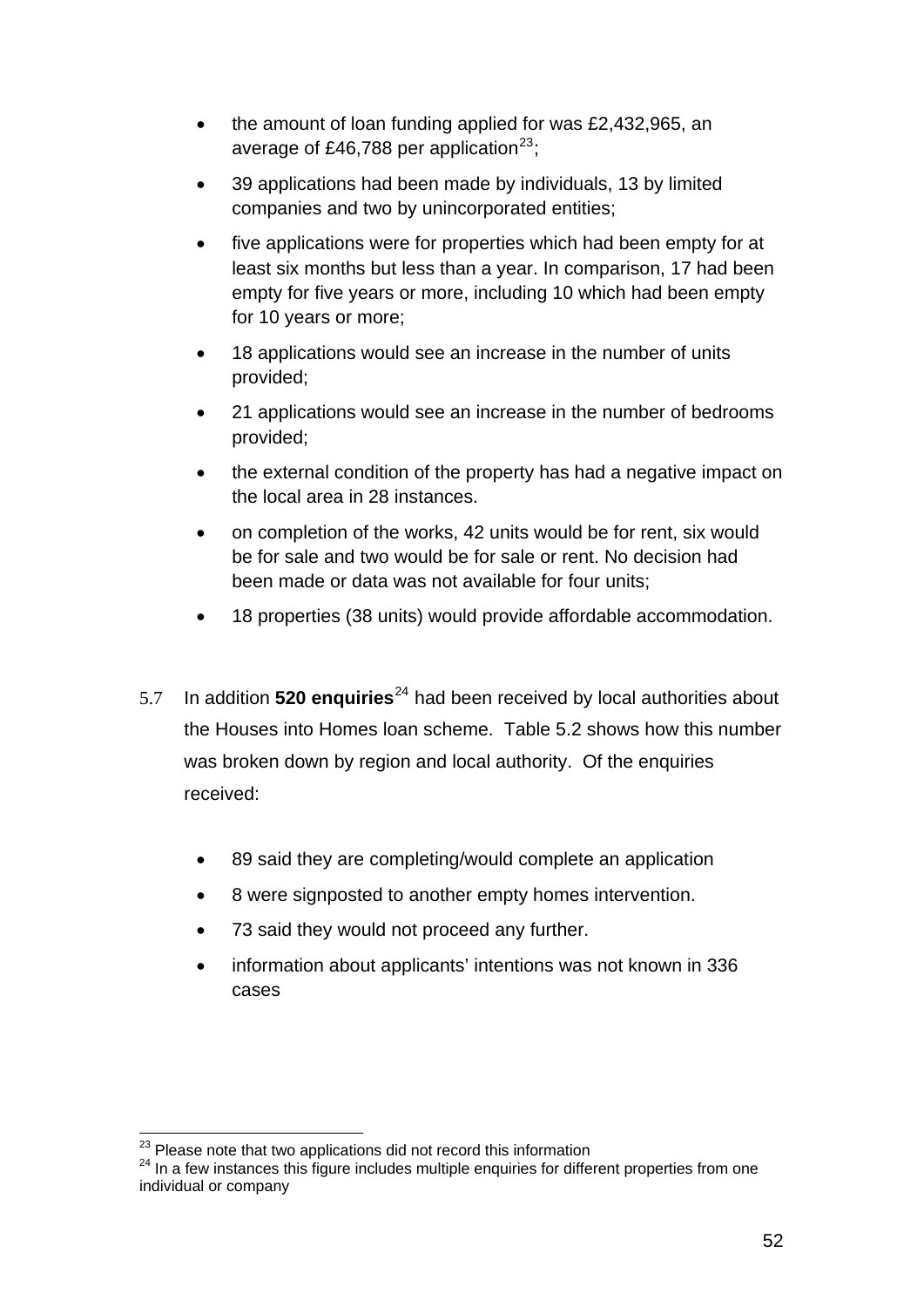- the amount of loan funding applied for was £2,432,965, an average of £46,788 per application[23];
- 39 applications had been made by individuals, 13 by limited companies and two by unincorporated entities;
- five applications were for properties which had been empty for at least six months but less than a year. In comparison, 17 had been empty for five years or more, including 10 which had been empty for 10 years or more;
- 18 applications would see an increase in the number of units provided;
- 21 applications would see an increase in the number of bedrooms provided;
- the external condition of the property has had a negative impact on the local area in 28 instances.
- on completion of the works, 42 units would be for rent, six would be for sale and two would be for sale or rent. No decision had been made or data was not available for four units;
- 18 properties (38 units) would provide affordable accommodation.

5.7 In addition **520 enquiries**[24] had been received by local authorities about the Houses into Homes loan scheme. Table 5.2 shows how this number was broken down by region and local authority. Of the enquiries received:

- 89 said they are completing/would complete an application
- 8 were signposted to another empty homes intervention.
- 73 said they would not proceed any further.
- information about applicants' intentions was not known in 336 cases

[23] Please note that two applications did not record this information

[24] In a few instances this figure includes multiple enquiries for different properties from one individual or company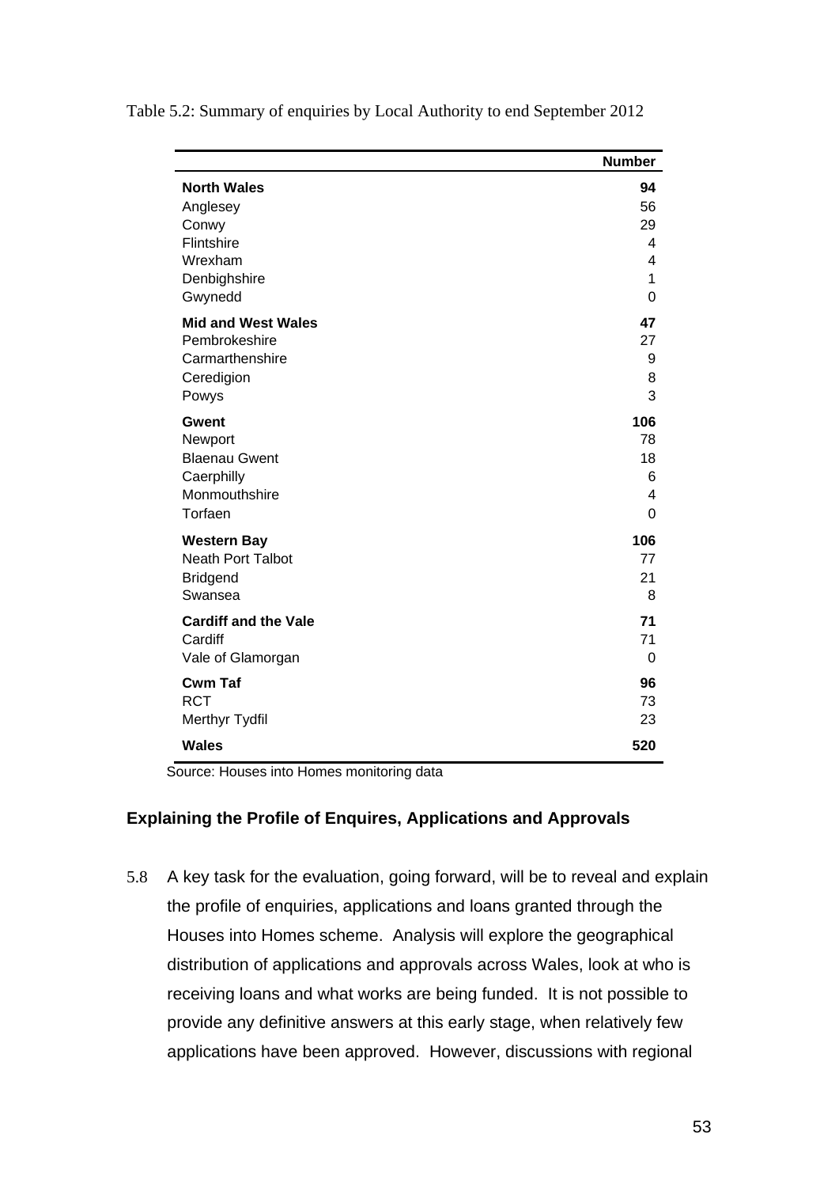Table 5.2: Summary of enquiries by Local Authority to end September 2012

| | Number |
|---|---|
| **North Wales** | **94** |
| Anglesey | 56 |
| Conwy | 29 |
| Flintshire | 4 |
| Wrexham | 4 |
| Denbighshire | 1 |
| Gwynedd | 0 |
| **Mid and West Wales** | **47** |
| Pembrokeshire | 27 |
| Carmarthenshire | 9 |
| Ceredigion | 8 |
| Powys | 3 |
| **Gwent** | **106** |
| Newport | 78 |
| Blaenau Gwent | 18 |
| Caerphilly | 6 |
| Monmouthshire | 4 |
| Torfaen | 0 |
| **Western Bay** | **106** |
| Neath Port Talbot | 77 |
| Bridgend | 21 |
| Swansea | 8 |
| **Cardiff and the Vale** | **71** |
| Cardiff | 71 |
| Vale of Glamorgan | 0 |
| **Cwm Taf** | **96** |
| RCT | 73 |
| Merthyr Tydfil | 23 |
| **Wales** | **520** |

Source: Houses into Homes monitoring data

### Explaining the Profile of Enquires, Applications and Approvals

5.8 A key task for the evaluation, going forward, will be to reveal and explain the profile of enquiries, applications and loans granted through the Houses into Homes scheme. Analysis will explore the geographical distribution of applications and approvals across Wales, look at who is receiving loans and what works are being funded. It is not possible to provide any definitive answers at this early stage, when relatively few applications have been approved. However, discussions with regional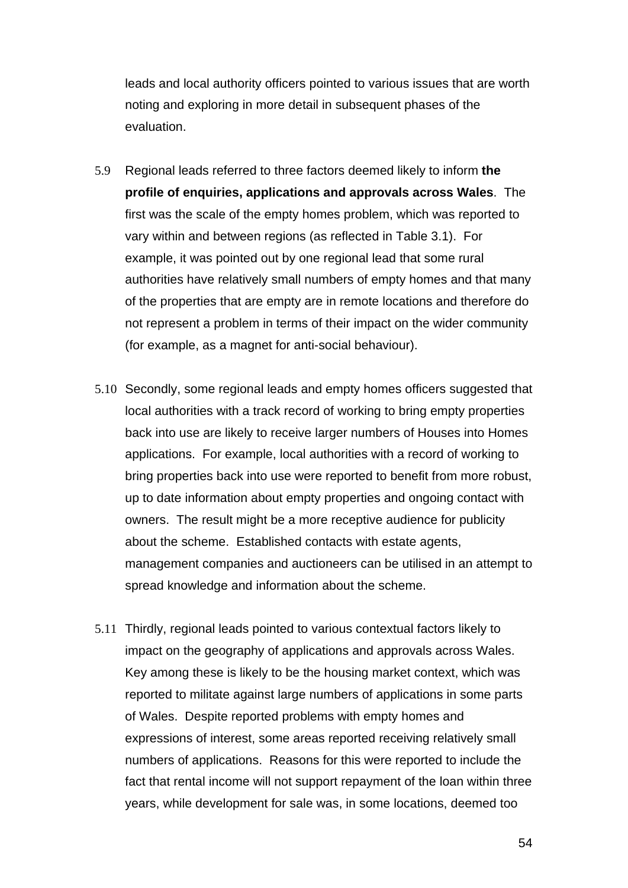leads and local authority officers pointed to various issues that are worth noting and exploring in more detail in subsequent phases of the evaluation.

5.9 Regional leads referred to three factors deemed likely to inform **the profile of enquiries, applications and approvals across Wales**. The first was the scale of the empty homes problem, which was reported to vary within and between regions (as reflected in Table 3.1). For example, it was pointed out by one regional lead that some rural authorities have relatively small numbers of empty homes and that many of the properties that are empty are in remote locations and therefore do not represent a problem in terms of their impact on the wider community (for example, as a magnet for anti-social behaviour).

5.10 Secondly, some regional leads and empty homes officers suggested that local authorities with a track record of working to bring empty properties back into use are likely to receive larger numbers of Houses into Homes applications. For example, local authorities with a record of working to bring properties back into use were reported to benefit from more robust, up to date information about empty properties and ongoing contact with owners. The result might be a more receptive audience for publicity about the scheme. Established contacts with estate agents, management companies and auctioneers can be utilised in an attempt to spread knowledge and information about the scheme.

5.11 Thirdly, regional leads pointed to various contextual factors likely to impact on the geography of applications and approvals across Wales. Key among these is likely to be the housing market context, which was reported to militate against large numbers of applications in some parts of Wales. Despite reported problems with empty homes and expressions of interest, some areas reported receiving relatively small numbers of applications. Reasons for this were reported to include the fact that rental income will not support repayment of the loan within three years, while development for sale was, in some locations, deemed too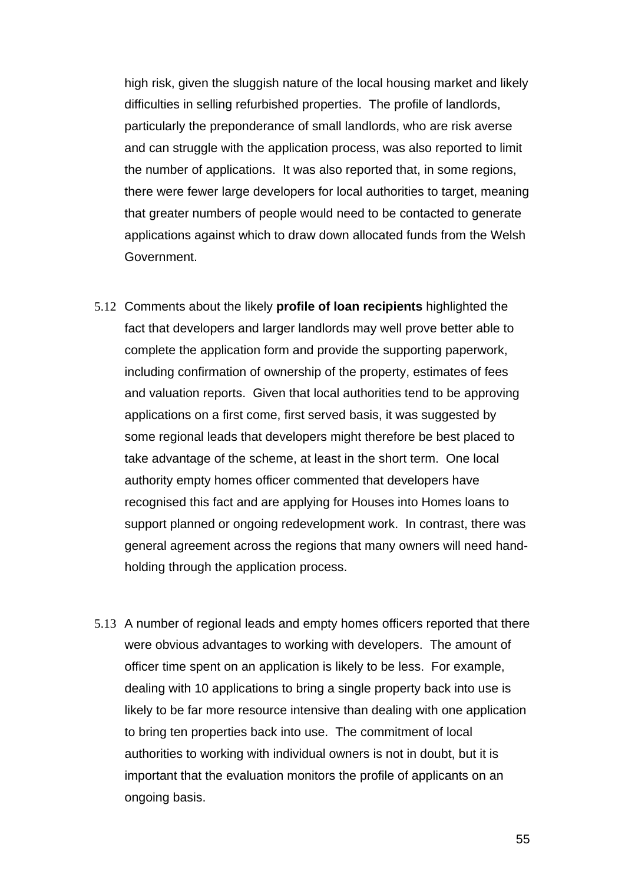high risk, given the sluggish nature of the local housing market and likely difficulties in selling refurbished properties. The profile of landlords, particularly the preponderance of small landlords, who are risk averse and can struggle with the application process, was also reported to limit the number of applications. It was also reported that, in some regions, there were fewer large developers for local authorities to target, meaning that greater numbers of people would need to be contacted to generate applications against which to draw down allocated funds from the Welsh Government.

5.12 Comments about the likely **profile of loan recipients** highlighted the fact that developers and larger landlords may well prove better able to complete the application form and provide the supporting paperwork, including confirmation of ownership of the property, estimates of fees and valuation reports. Given that local authorities tend to be approving applications on a first come, first served basis, it was suggested by some regional leads that developers might therefore be best placed to take advantage of the scheme, at least in the short term. One local authority empty homes officer commented that developers have recognised this fact and are applying for Houses into Homes loans to support planned or ongoing redevelopment work. In contrast, there was general agreement across the regions that many owners will need hand-holding through the application process.

5.13 A number of regional leads and empty homes officers reported that there were obvious advantages to working with developers. The amount of officer time spent on an application is likely to be less. For example, dealing with 10 applications to bring a single property back into use is likely to be far more resource intensive than dealing with one application to bring ten properties back into use. The commitment of local authorities to working with individual owners is not in doubt, but it is important that the evaluation monitors the profile of applicants on an ongoing basis.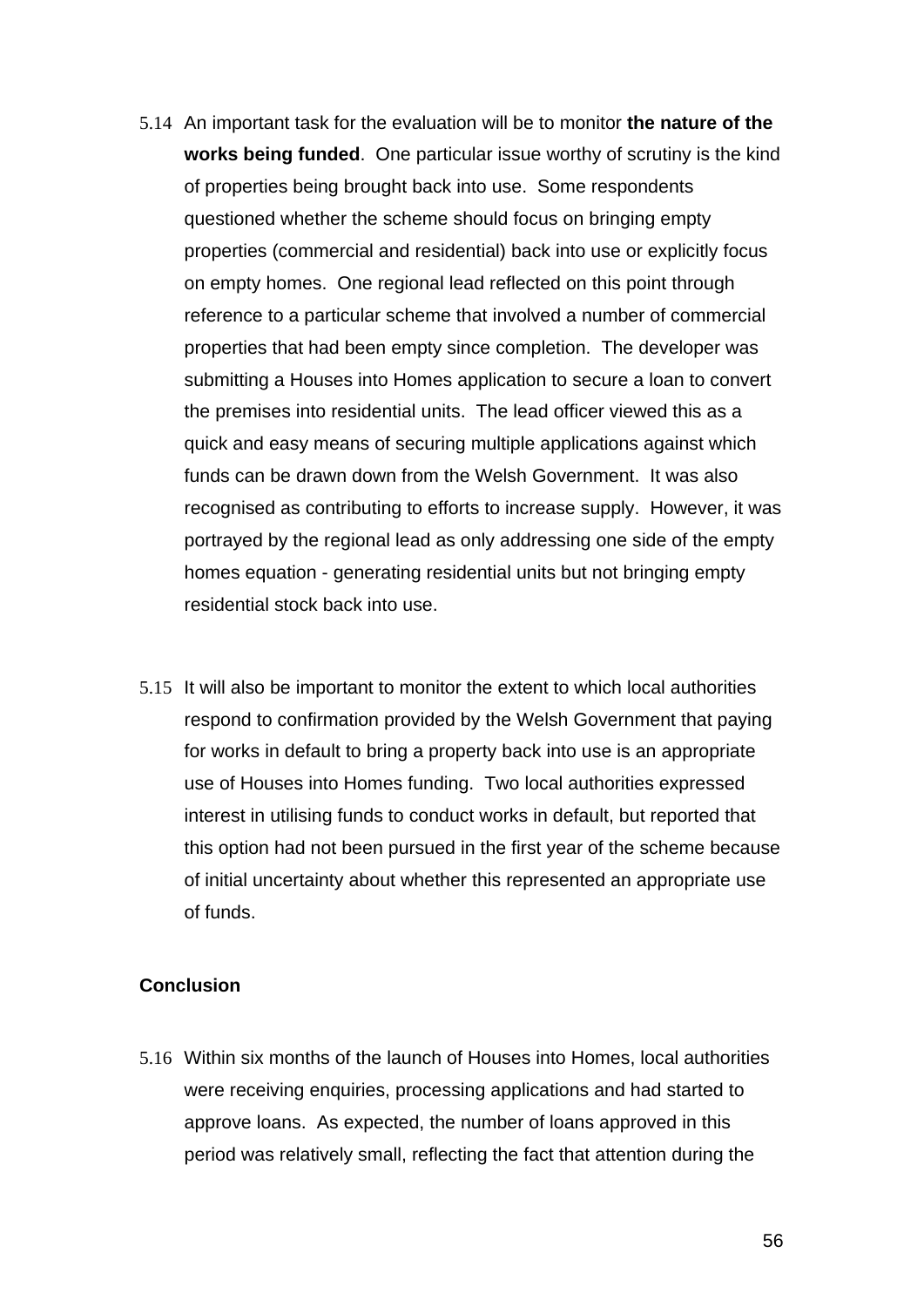5.14 An important task for the evaluation will be to monitor **the nature of the works being funded**. One particular issue worthy of scrutiny is the kind of properties being brought back into use. Some respondents questioned whether the scheme should focus on bringing empty properties (commercial and residential) back into use or explicitly focus on empty homes. One regional lead reflected on this point through reference to a particular scheme that involved a number of commercial properties that had been empty since completion. The developer was submitting a Houses into Homes application to secure a loan to convert the premises into residential units. The lead officer viewed this as a quick and easy means of securing multiple applications against which funds can be drawn down from the Welsh Government. It was also recognised as contributing to efforts to increase supply. However, it was portrayed by the regional lead as only addressing one side of the empty homes equation - generating residential units but not bringing empty residential stock back into use.

5.15 It will also be important to monitor the extent to which local authorities respond to confirmation provided by the Welsh Government that paying for works in default to bring a property back into use is an appropriate use of Houses into Homes funding. Two local authorities expressed interest in utilising funds to conduct works in default, but reported that this option had not been pursued in the first year of the scheme because of initial uncertainty about whether this represented an appropriate use of funds.

**Conclusion**

5.16 Within six months of the launch of Houses into Homes, local authorities were receiving enquiries, processing applications and had started to approve loans. As expected, the number of loans approved in this period was relatively small, reflecting the fact that attention during the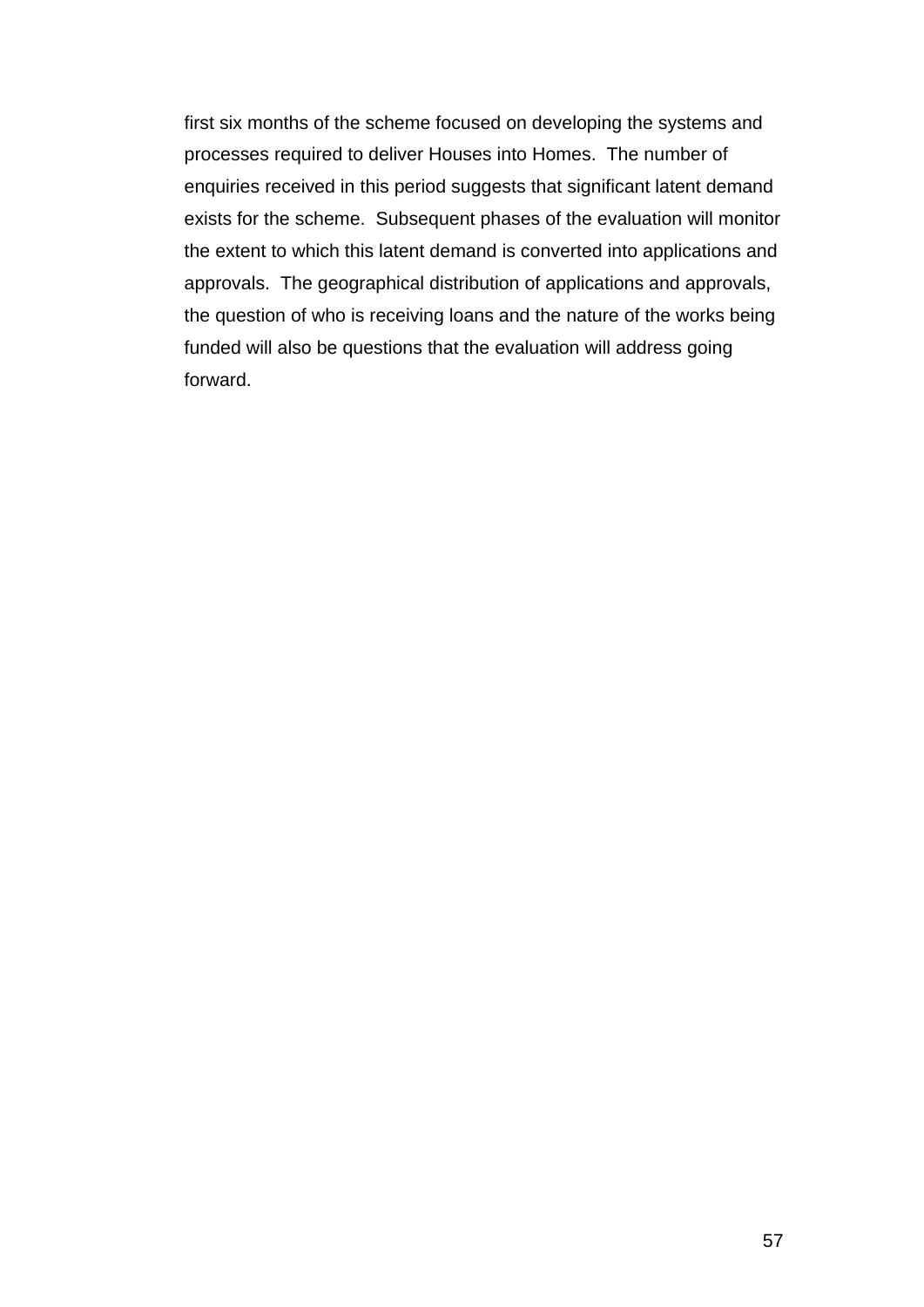first six months of the scheme focused on developing the systems and processes required to deliver Houses into Homes.  The number of enquiries received in this period suggests that significant latent demand exists for the scheme.  Subsequent phases of the evaluation will monitor the extent to which this latent demand is converted into applications and approvals.  The geographical distribution of applications and approvals, the question of who is receiving loans and the nature of the works being funded will also be questions that the evaluation will address going forward.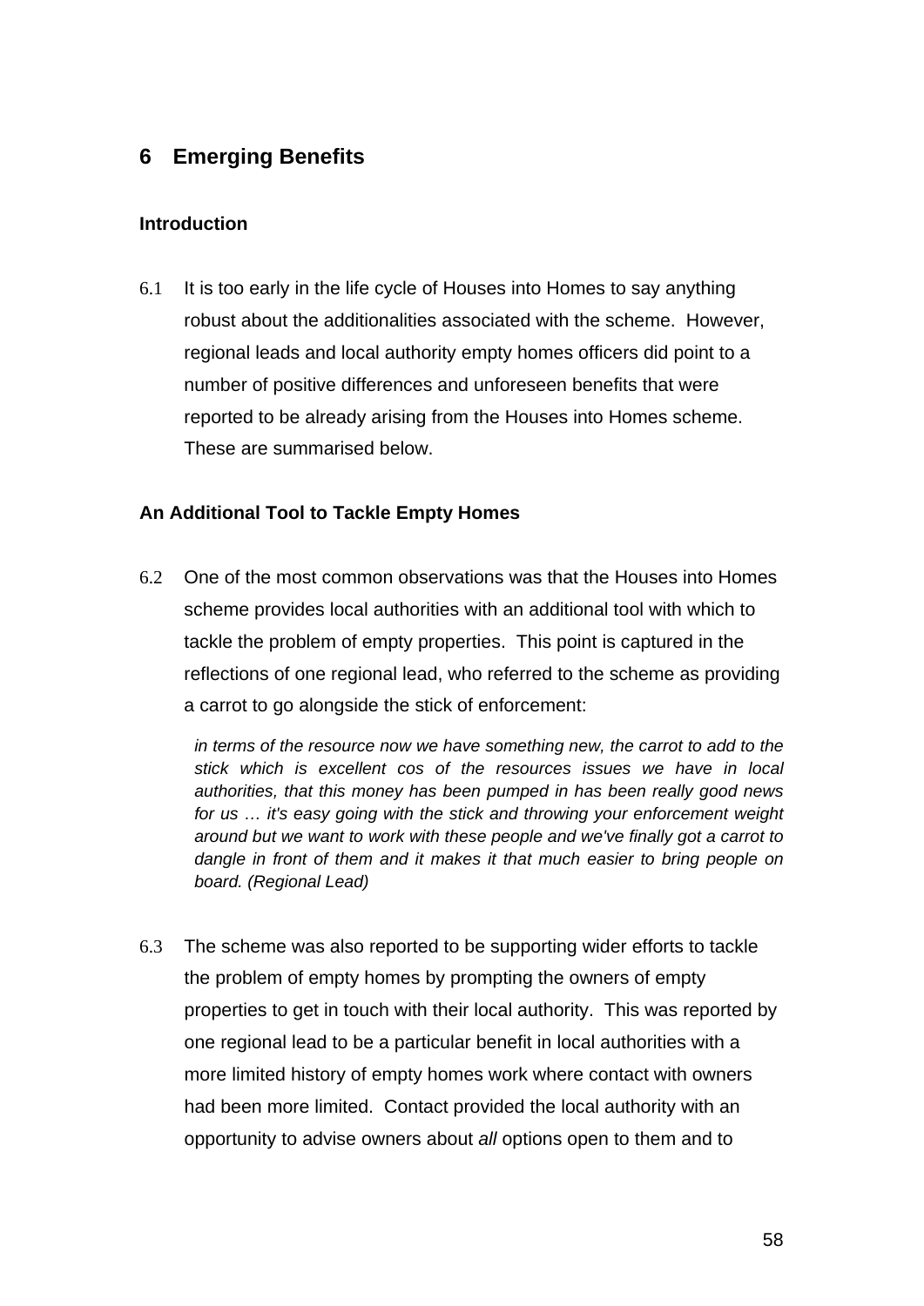## 6 Emerging Benefits

### Introduction

6.1 It is too early in the life cycle of Houses into Homes to say anything robust about the additionalities associated with the scheme. However, regional leads and local authority empty homes officers did point to a number of positive differences and unforeseen benefits that were reported to be already arising from the Houses into Homes scheme. These are summarised below.

### An Additional Tool to Tackle Empty Homes

6.2 One of the most common observations was that the Houses into Homes scheme provides local authorities with an additional tool with which to tackle the problem of empty properties. This point is captured in the reflections of one regional lead, who referred to the scheme as providing a carrot to go alongside the stick of enforcement:

> *in terms of the resource now we have something new, the carrot to add to the stick which is excellent cos of the resources issues we have in local authorities, that this money has been pumped in has been really good news for us … it's easy going with the stick and throwing your enforcement weight around but we want to work with these people and we've finally got a carrot to dangle in front of them and it makes it that much easier to bring people on board. (Regional Lead)*

6.3 The scheme was also reported to be supporting wider efforts to tackle the problem of empty homes by prompting the owners of empty properties to get in touch with their local authority. This was reported by one regional lead to be a particular benefit in local authorities with a more limited history of empty homes work where contact with owners had been more limited. Contact provided the local authority with an opportunity to advise owners about *all* options open to them and to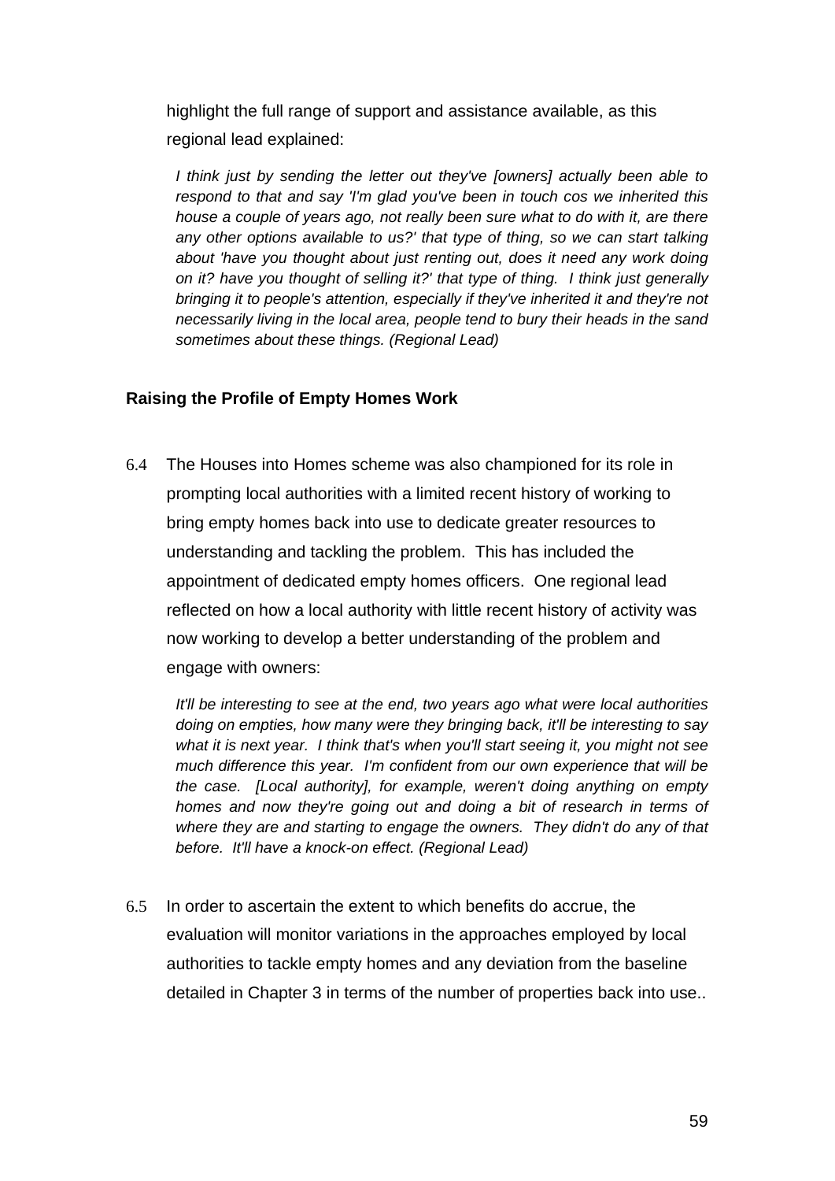highlight the full range of support and assistance available, as this regional lead explained:

> *I think just by sending the letter out they've [owners] actually been able to respond to that and say 'I'm glad you've been in touch cos we inherited this house a couple of years ago, not really been sure what to do with it, are there any other options available to us?' that type of thing, so we can start talking about 'have you thought about just renting out, does it need any work doing on it? have you thought of selling it?' that type of thing. I think just generally bringing it to people's attention, especially if they've inherited it and they're not necessarily living in the local area, people tend to bury their heads in the sand sometimes about these things. (Regional Lead)*

**Raising the Profile of Empty Homes Work**

6.4 The Houses into Homes scheme was also championed for its role in prompting local authorities with a limited recent history of working to bring empty homes back into use to dedicate greater resources to understanding and tackling the problem. This has included the appointment of dedicated empty homes officers. One regional lead reflected on how a local authority with little recent history of activity was now working to develop a better understanding of the problem and engage with owners:

> *It'll be interesting to see at the end, two years ago what were local authorities doing on empties, how many were they bringing back, it'll be interesting to say what it is next year. I think that's when you'll start seeing it, you might not see much difference this year. I'm confident from our own experience that will be the case. [Local authority], for example, weren't doing anything on empty homes and now they're going out and doing a bit of research in terms of where they are and starting to engage the owners. They didn't do any of that before. It'll have a knock-on effect. (Regional Lead)*

6.5 In order to ascertain the extent to which benefits do accrue, the evaluation will monitor variations in the approaches employed by local authorities to tackle empty homes and any deviation from the baseline detailed in Chapter 3 in terms of the number of properties back into use..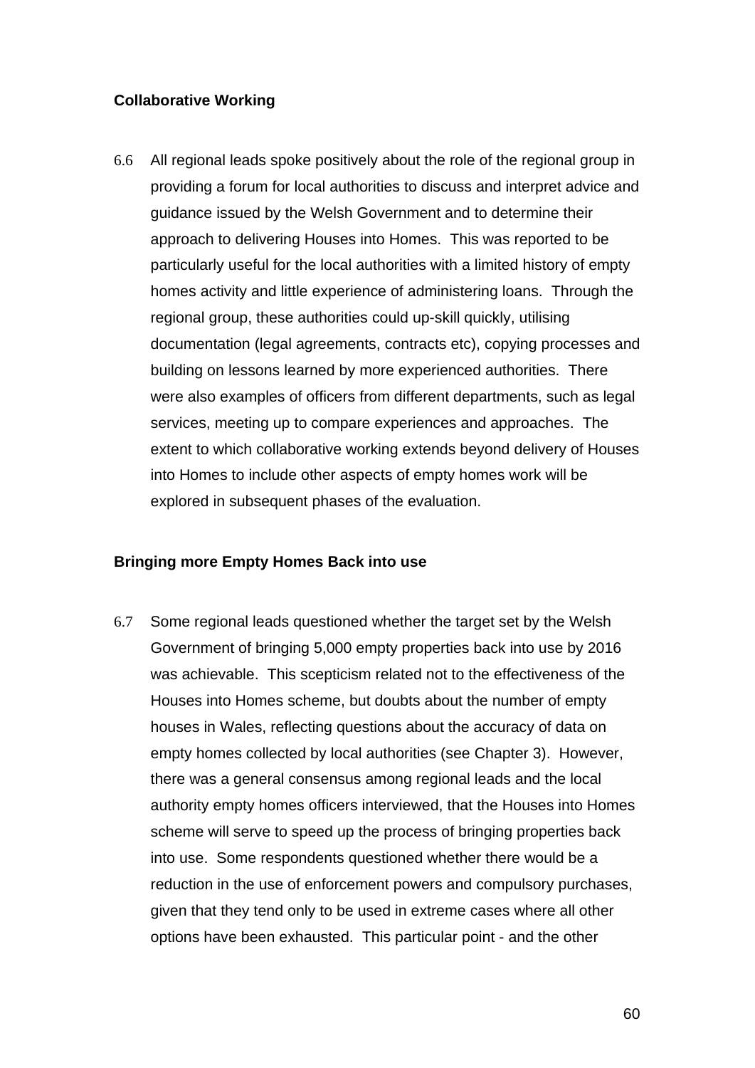**Collaborative Working**

6.6 All regional leads spoke positively about the role of the regional group in providing a forum for local authorities to discuss and interpret advice and guidance issued by the Welsh Government and to determine their approach to delivering Houses into Homes. This was reported to be particularly useful for the local authorities with a limited history of empty homes activity and little experience of administering loans. Through the regional group, these authorities could up-skill quickly, utilising documentation (legal agreements, contracts etc), copying processes and building on lessons learned by more experienced authorities. There were also examples of officers from different departments, such as legal services, meeting up to compare experiences and approaches. The extent to which collaborative working extends beyond delivery of Houses into Homes to include other aspects of empty homes work will be explored in subsequent phases of the evaluation.

**Bringing more Empty Homes Back into use**

6.7 Some regional leads questioned whether the target set by the Welsh Government of bringing 5,000 empty properties back into use by 2016 was achievable. This scepticism related not to the effectiveness of the Houses into Homes scheme, but doubts about the number of empty houses in Wales, reflecting questions about the accuracy of data on empty homes collected by local authorities (see Chapter 3). However, there was a general consensus among regional leads and the local authority empty homes officers interviewed, that the Houses into Homes scheme will serve to speed up the process of bringing properties back into use. Some respondents questioned whether there would be a reduction in the use of enforcement powers and compulsory purchases, given that they tend only to be used in extreme cases where all other options have been exhausted. This particular point - and the other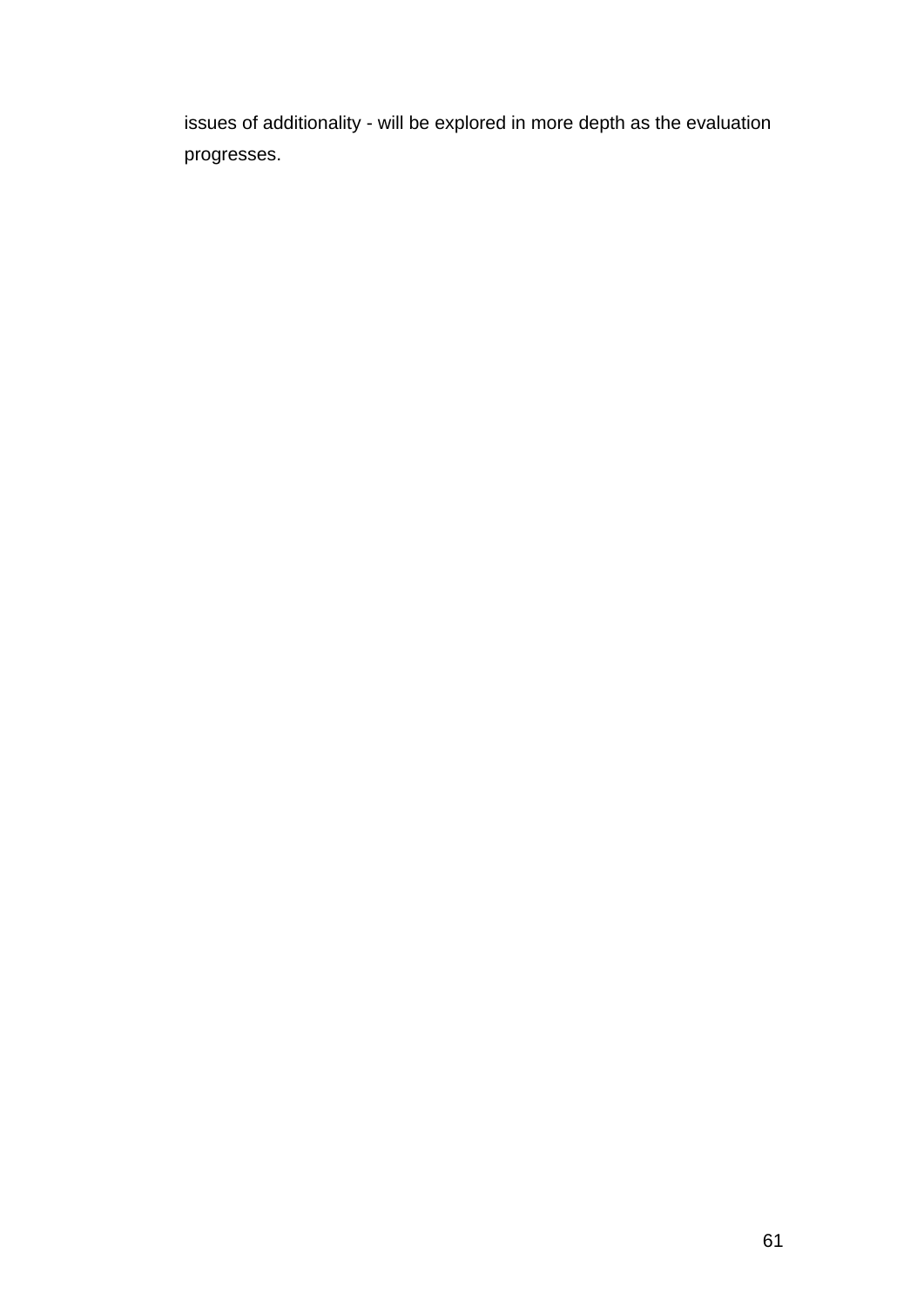issues of additionality - will be explored in more depth as the evaluation progresses.